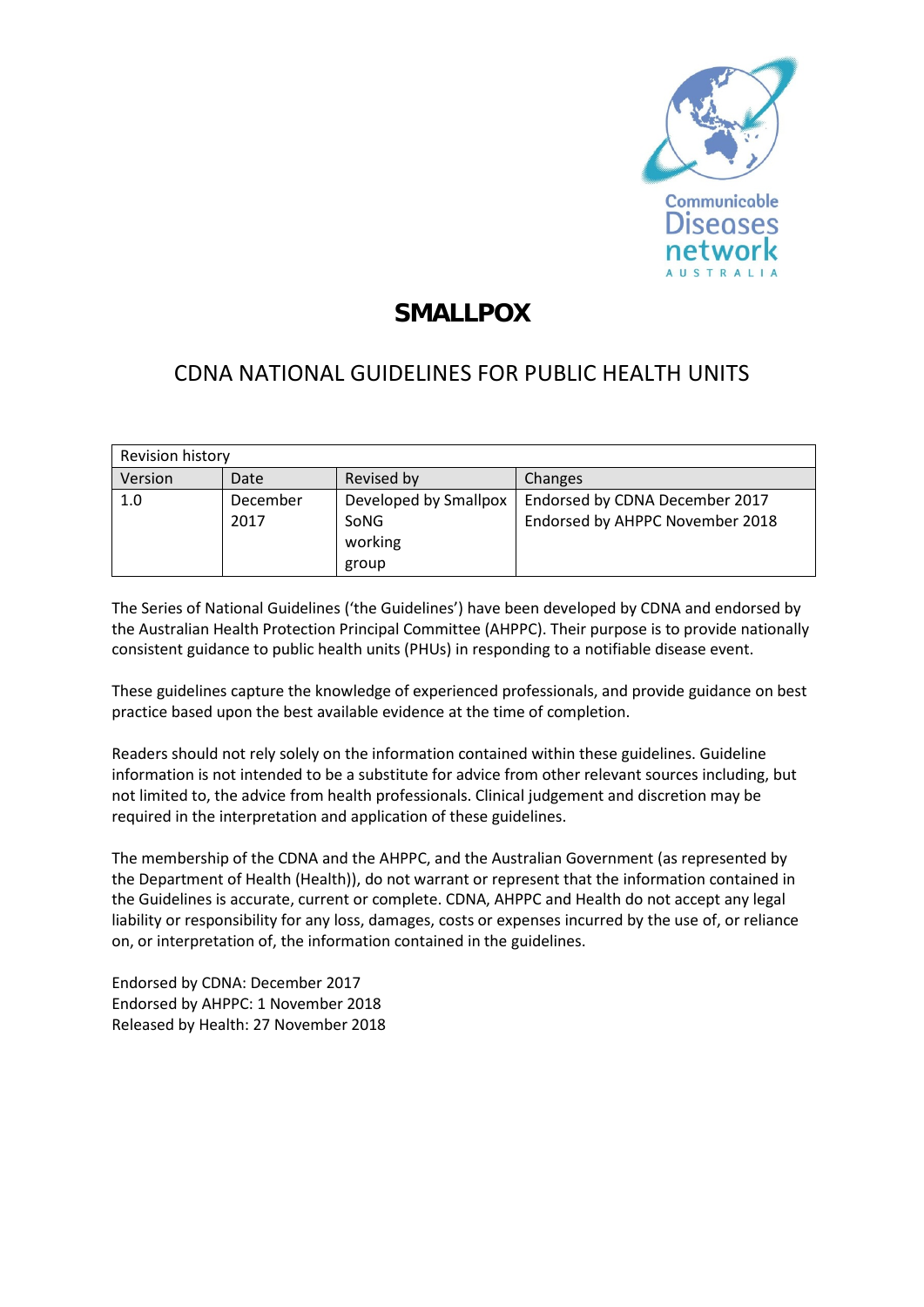# SMALLPOX

## CDNA NATIONAL GUIDELINES FOR PUBLIC HEALTH UNITS

| Revision history | | | |
|---|---|---|---|
| Version | Date | Revised by | Changes |
| 1.0 | December 2017 | Developed by Smallpox SoNG working group | Endorsed by CDNA December 2017<br>Endorsed by AHPPC November 2018 |

The Series of National Guidelines ('the Guidelines') have been developed by CDNA and endorsed by the Australian Health Protection Principal Committee (AHPPC). Their purpose is to provide nationally consistent guidance to public health units (PHUs) in responding to a notifiable disease event.

These guidelines capture the knowledge of experienced professionals, and provide guidance on best practice based upon the best available evidence at the time of completion.

Readers should not rely solely on the information contained within these guidelines. Guideline information is not intended to be a substitute for advice from other relevant sources including, but not limited to, the advice from health professionals. Clinical judgement and discretion may be required in the interpretation and application of these guidelines.

The membership of the CDNA and the AHPPC, and the Australian Government (as represented by the Department of Health (Health)), do not warrant or represent that the information contained in the Guidelines is accurate, current or complete. CDNA, AHPPC and Health do not accept any legal liability or responsibility for any loss, damages, costs or expenses incurred by the use of, or reliance on, or interpretation of, the information contained in the guidelines.

Endorsed by CDNA: December 2017
Endorsed by AHPPC: 1 November 2018
Released by Health: 27 November 2018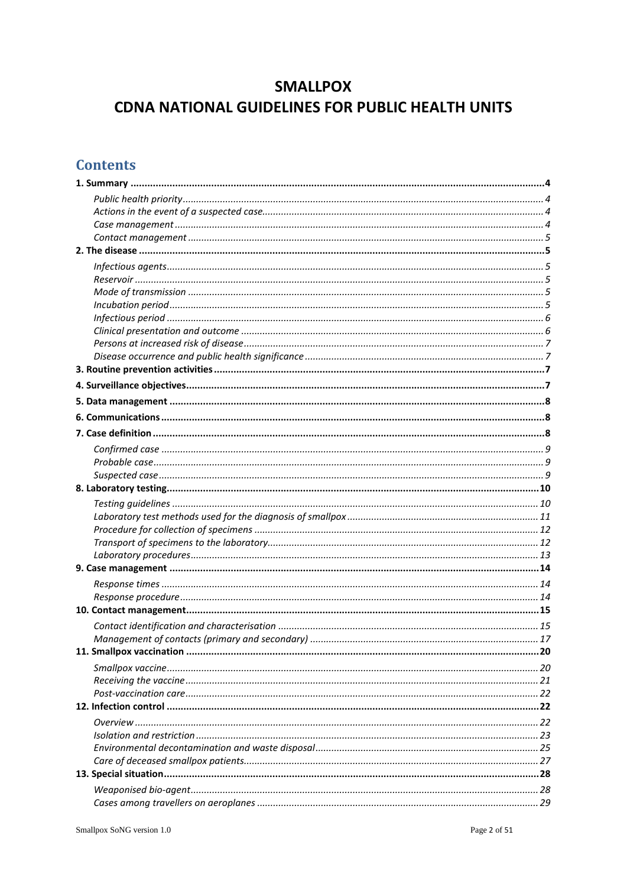# SMALLPOX
# CDNA NATIONAL GUIDELINES FOR PUBLIC HEALTH UNITS

## Contents

**1. Summary** .......... **4**
- *Public health priority* .......... *4*
- *Actions in the event of a suspected case* .......... *4*
- *Case management* .......... *4*
- *Contact management* .......... *5*

**2. The disease** .......... **5**
- *Infectious agents* .......... *5*
- *Reservoir* .......... *5*
- *Mode of transmission* .......... *5*
- *Incubation period* .......... *5*
- *Infectious period* .......... *6*
- *Clinical presentation and outcome* .......... *6*
- *Persons at increased risk of disease* .......... *7*
- *Disease occurrence and public health significance* .......... *7*

**3. Routine prevention activities** .......... **7**

**4. Surveillance objectives** .......... **7**

**5. Data management** .......... **8**

**6. Communications** .......... **8**

**7. Case definition** .......... **8**
- *Confirmed case* .......... *9*
- *Probable case* .......... *9*
- *Suspected case* .......... *9*

**8. Laboratory testing** .......... **10**
- *Testing guidelines* .......... *10*
- *Laboratory test methods used for the diagnosis of smallpox* .......... *11*
- *Procedure for collection of specimens* .......... *12*
- *Transport of specimens to the laboratory* .......... *12*
- *Laboratory procedures* .......... *13*

**9. Case management** .......... **14**
- *Response times* .......... *14*
- *Response procedure* .......... *14*

**10. Contact management** .......... **15**
- *Contact identification and characterisation* .......... *15*
- *Management of contacts (primary and secondary)* .......... *17*

**11. Smallpox vaccination** .......... **20**
- *Smallpox vaccine* .......... *20*
- *Receiving the vaccine* .......... *21*
- *Post-vaccination care* .......... *22*

**12. Infection control** .......... **22**
- *Overview* .......... *22*
- *Isolation and restriction* .......... *23*
- *Environmental decontamination and waste disposal* .......... *25*
- *Care of deceased smallpox patients* .......... *27*

**13. Special situation** .......... **28**
- *Weaponised bio-agent* .......... *28*
- *Cases among travellers on aeroplanes* .......... *29*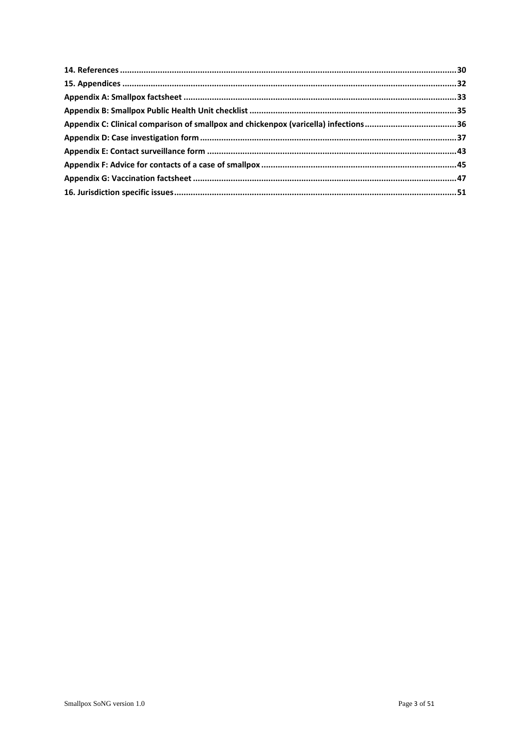**14. References** ........................................................................................................................................30
**15. Appendices** .......................................................................................................................................32
**Appendix A: Smallpox factsheet** ...............................................................................................................33
**Appendix B: Smallpox Public Health Unit checklist** ....................................................................................35
**Appendix C: Clinical comparison of smallpox and chickenpox (varicella) infections** ....................................36
**Appendix D: Case investigation form** .........................................................................................................37
**Appendix E: Contact surveillance form** .......................................................................................................43
**Appendix F: Advice for contacts of a case of smallpox** ...............................................................................45
**Appendix G: Vaccination factsheet** ............................................................................................................47
**16. Jurisdiction specific issues** ......................................................................................................................51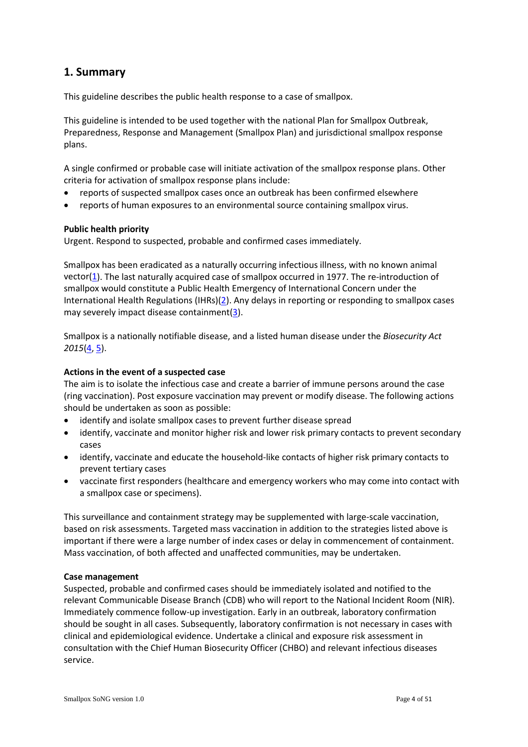## 1. Summary

This guideline describes the public health response to a case of smallpox.

This guideline is intended to be used together with the national Plan for Smallpox Outbreak, Preparedness, Response and Management (Smallpox Plan) and jurisdictional smallpox response plans.

A single confirmed or probable case will initiate activation of the smallpox response plans. Other criteria for activation of smallpox response plans include:

- reports of suspected smallpox cases once an outbreak has been confirmed elsewhere
- reports of human exposures to an environmental source containing smallpox virus.

**Public health priority**

Urgent. Respond to suspected, probable and confirmed cases immediately.

Smallpox has been eradicated as a naturally occurring infectious illness, with no known animal vector(1). The last naturally acquired case of smallpox occurred in 1977. The re-introduction of smallpox would constitute a Public Health Emergency of International Concern under the International Health Regulations (IHRs)(2). Any delays in reporting or responding to smallpox cases may severely impact disease containment(3).

Smallpox is a nationally notifiable disease, and a listed human disease under the *Biosecurity Act 2015*(4, 5).

**Actions in the event of a suspected case**

The aim is to isolate the infectious case and create a barrier of immune persons around the case (ring vaccination). Post exposure vaccination may prevent or modify disease. The following actions should be undertaken as soon as possible:

- identify and isolate smallpox cases to prevent further disease spread
- identify, vaccinate and monitor higher risk and lower risk primary contacts to prevent secondary cases
- identify, vaccinate and educate the household-like contacts of higher risk primary contacts to prevent tertiary cases
- vaccinate first responders (healthcare and emergency workers who may come into contact with a smallpox case or specimens).

This surveillance and containment strategy may be supplemented with large-scale vaccination, based on risk assessments. Targeted mass vaccination in addition to the strategies listed above is important if there were a large number of index cases or delay in commencement of containment. Mass vaccination, of both affected and unaffected communities, may be undertaken.

**Case management**

Suspected, probable and confirmed cases should be immediately isolated and notified to the relevant Communicable Disease Branch (CDB) who will report to the National Incident Room (NIR). Immediately commence follow-up investigation. Early in an outbreak, laboratory confirmation should be sought in all cases. Subsequently, laboratory confirmation is not necessary in cases with clinical and epidemiological evidence. Undertake a clinical and exposure risk assessment in consultation with the Chief Human Biosecurity Officer (CHBO) and relevant infectious diseases service.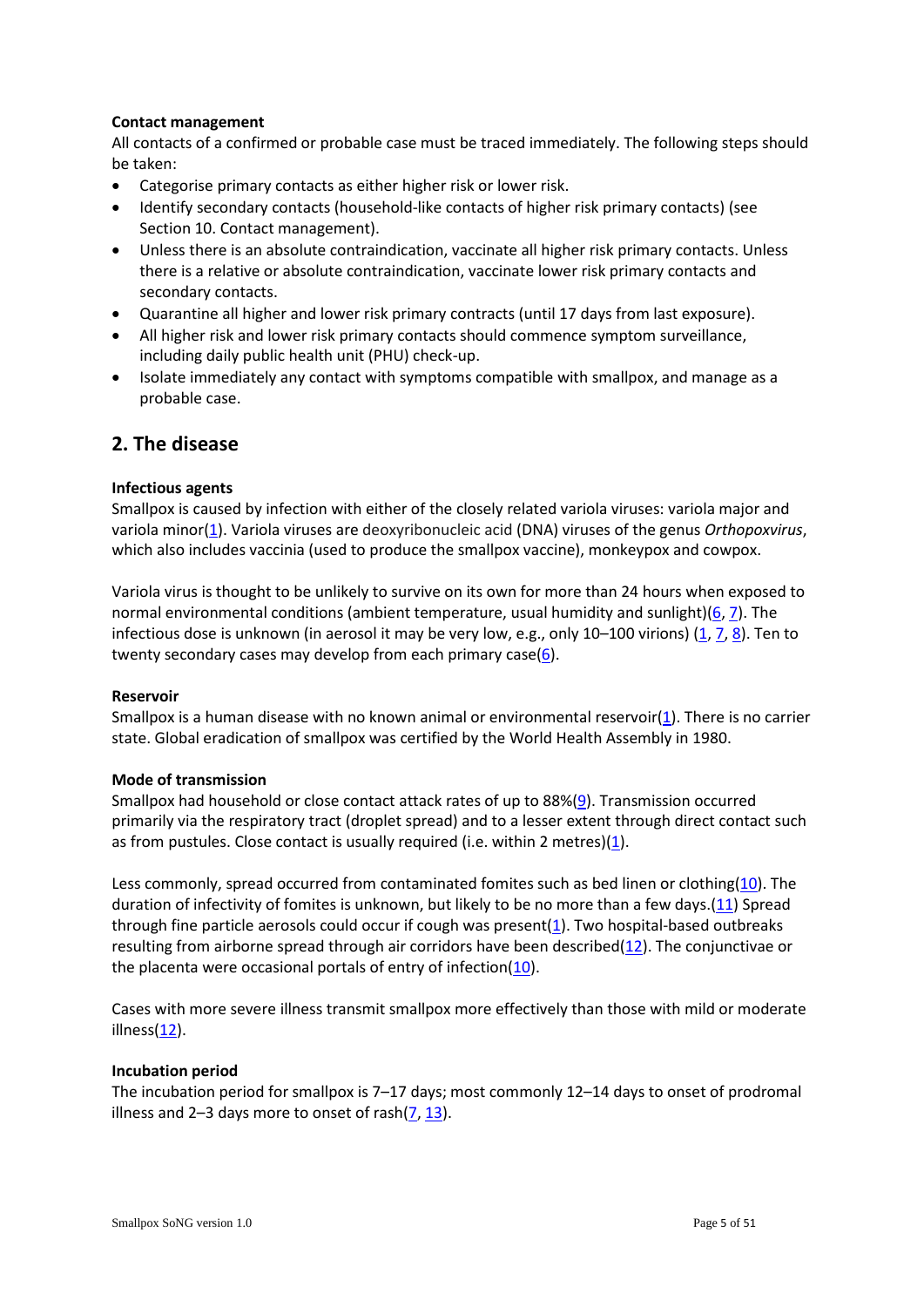**Contact management**

All contacts of a confirmed or probable case must be traced immediately. The following steps should be taken:

- Categorise primary contacts as either higher risk or lower risk.
- Identify secondary contacts (household-like contacts of higher risk primary contacts) (see Section 10. Contact management).
- Unless there is an absolute contraindication, vaccinate all higher risk primary contacts. Unless there is a relative or absolute contraindication, vaccinate lower risk primary contacts and secondary contacts.
- Quarantine all higher and lower risk primary contracts (until 17 days from last exposure).
- All higher risk and lower risk primary contacts should commence symptom surveillance, including daily public health unit (PHU) check-up.
- Isolate immediately any contact with symptoms compatible with smallpox, and manage as a probable case.

## 2. The disease

**Infectious agents**

Smallpox is caused by infection with either of the closely related variola viruses: variola major and variola minor(1). Variola viruses are deoxyribonucleic acid (DNA) viruses of the genus *Orthopoxvirus*, which also includes vaccinia (used to produce the smallpox vaccine), monkeypox and cowpox.

Variola virus is thought to be unlikely to survive on its own for more than 24 hours when exposed to normal environmental conditions (ambient temperature, usual humidity and sunlight)(6, 7). The infectious dose is unknown (in aerosol it may be very low, e.g., only 10–100 virions) (1, 7, 8). Ten to twenty secondary cases may develop from each primary case(6).

**Reservoir**

Smallpox is a human disease with no known animal or environmental reservoir(1). There is no carrier state. Global eradication of smallpox was certified by the World Health Assembly in 1980.

**Mode of transmission**

Smallpox had household or close contact attack rates of up to 88%(9). Transmission occurred primarily via the respiratory tract (droplet spread) and to a lesser extent through direct contact such as from pustules. Close contact is usually required (i.e. within 2 metres)(1).

Less commonly, spread occurred from contaminated fomites such as bed linen or clothing(10). The duration of infectivity of fomites is unknown, but likely to be no more than a few days.(11) Spread through fine particle aerosols could occur if cough was present(1). Two hospital-based outbreaks resulting from airborne spread through air corridors have been described(12). The conjunctivae or the placenta were occasional portals of entry of infection(10).

Cases with more severe illness transmit smallpox more effectively than those with mild or moderate illness(12).

**Incubation period**

The incubation period for smallpox is 7–17 days; most commonly 12–14 days to onset of prodromal illness and 2–3 days more to onset of rash(7, 13).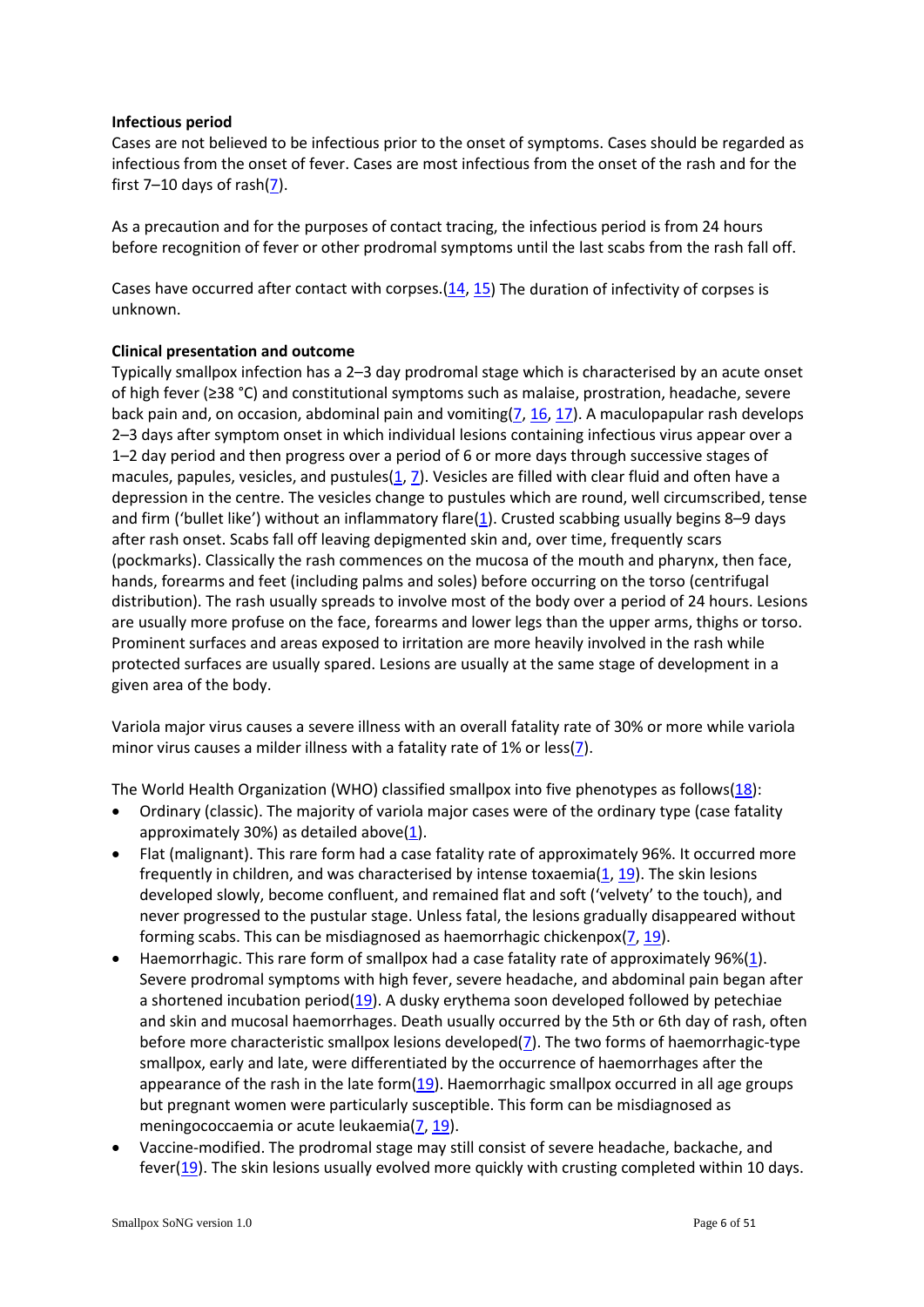**Infectious period**

Cases are not believed to be infectious prior to the onset of symptoms. Cases should be regarded as infectious from the onset of fever. Cases are most infectious from the onset of the rash and for the first 7–10 days of rash(7).

As a precaution and for the purposes of contact tracing, the infectious period is from 24 hours before recognition of fever or other prodromal symptoms until the last scabs from the rash fall off.

Cases have occurred after contact with corpses.(14, 15) The duration of infectivity of corpses is unknown.

**Clinical presentation and outcome**

Typically smallpox infection has a 2–3 day prodromal stage which is characterised by an acute onset of high fever (≥38 °C) and constitutional symptoms such as malaise, prostration, headache, severe back pain and, on occasion, abdominal pain and vomiting(7, 16, 17). A maculopapular rash develops 2–3 days after symptom onset in which individual lesions containing infectious virus appear over a 1–2 day period and then progress over a period of 6 or more days through successive stages of macules, papules, vesicles, and pustules(1, 7). Vesicles are filled with clear fluid and often have a depression in the centre. The vesicles change to pustules which are round, well circumscribed, tense and firm ('bullet like') without an inflammatory flare(1). Crusted scabbing usually begins 8–9 days after rash onset. Scabs fall off leaving depigmented skin and, over time, frequently scars (pockmarks). Classically the rash commences on the mucosa of the mouth and pharynx, then face, hands, forearms and feet (including palms and soles) before occurring on the torso (centrifugal distribution). The rash usually spreads to involve most of the body over a period of 24 hours. Lesions are usually more profuse on the face, forearms and lower legs than the upper arms, thighs or torso. Prominent surfaces and areas exposed to irritation are more heavily involved in the rash while protected surfaces are usually spared. Lesions are usually at the same stage of development in a given area of the body.

Variola major virus causes a severe illness with an overall fatality rate of 30% or more while variola minor virus causes a milder illness with a fatality rate of 1% or less(7).

The World Health Organization (WHO) classified smallpox into five phenotypes as follows(18):

- Ordinary (classic). The majority of variola major cases were of the ordinary type (case fatality approximately 30%) as detailed above(1).
- Flat (malignant). This rare form had a case fatality rate of approximately 96%. It occurred more frequently in children, and was characterised by intense toxaemia(1, 19). The skin lesions developed slowly, become confluent, and remained flat and soft ('velvety' to the touch), and never progressed to the pustular stage. Unless fatal, the lesions gradually disappeared without forming scabs. This can be misdiagnosed as haemorrhagic chickenpox(7, 19).
- Haemorrhagic. This rare form of smallpox had a case fatality rate of approximately 96%(1). Severe prodromal symptoms with high fever, severe headache, and abdominal pain began after a shortened incubation period(19). A dusky erythema soon developed followed by petechiae and skin and mucosal haemorrhages. Death usually occurred by the 5th or 6th day of rash, often before more characteristic smallpox lesions developed(7). The two forms of haemorrhagic-type smallpox, early and late, were differentiated by the occurrence of haemorrhages after the appearance of the rash in the late form(19). Haemorrhagic smallpox occurred in all age groups but pregnant women were particularly susceptible. This form can be misdiagnosed as meningococcaemia or acute leukaemia(7, 19).
- Vaccine-modified. The prodromal stage may still consist of severe headache, backache, and fever(19). The skin lesions usually evolved more quickly with crusting completed within 10 days.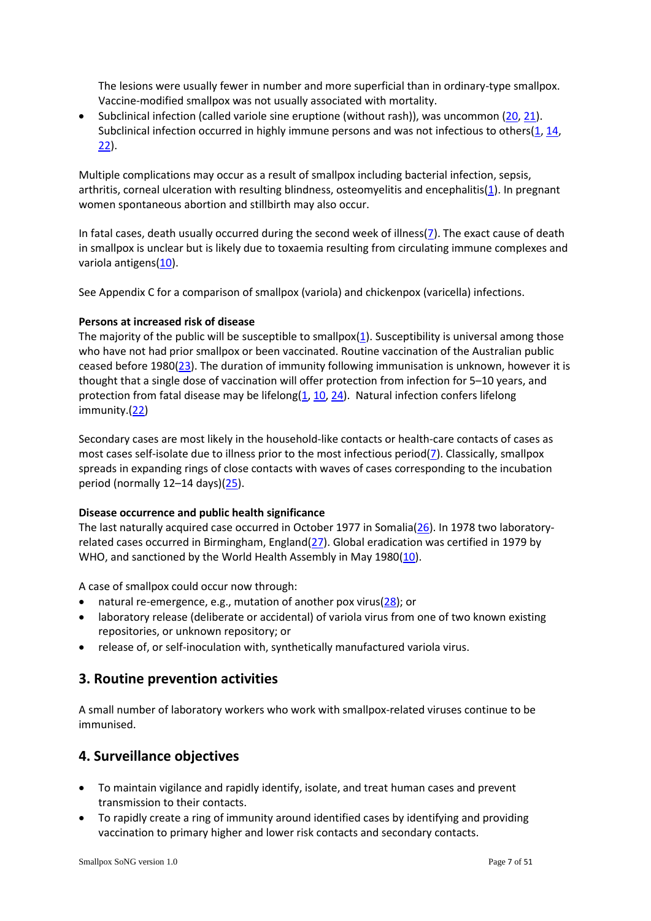The lesions were usually fewer in number and more superficial than in ordinary-type smallpox. Vaccine-modified smallpox was not usually associated with mortality.

- Subclinical infection (called variole sine eruptione (without rash)), was uncommon (20, 21). Subclinical infection occurred in highly immune persons and was not infectious to others(1, 14, 22).

Multiple complications may occur as a result of smallpox including bacterial infection, sepsis, arthritis, corneal ulceration with resulting blindness, osteomyelitis and encephalitis(1). In pregnant women spontaneous abortion and stillbirth may also occur.

In fatal cases, death usually occurred during the second week of illness(7). The exact cause of death in smallpox is unclear but is likely due to toxaemia resulting from circulating immune complexes and variola antigens(10).

See Appendix C for a comparison of smallpox (variola) and chickenpox (varicella) infections.

**Persons at increased risk of disease**

The majority of the public will be susceptible to smallpox(1). Susceptibility is universal among those who have not had prior smallpox or been vaccinated. Routine vaccination of the Australian public ceased before 1980(23). The duration of immunity following immunisation is unknown, however it is thought that a single dose of vaccination will offer protection from infection for 5–10 years, and protection from fatal disease may be lifelong(1, 10, 24). Natural infection confers lifelong immunity.(22)

Secondary cases are most likely in the household-like contacts or health-care contacts of cases as most cases self-isolate due to illness prior to the most infectious period(7). Classically, smallpox spreads in expanding rings of close contacts with waves of cases corresponding to the incubation period (normally 12–14 days)(25).

**Disease occurrence and public health significance**

The last naturally acquired case occurred in October 1977 in Somalia(26). In 1978 two laboratory-related cases occurred in Birmingham, England(27). Global eradication was certified in 1979 by WHO, and sanctioned by the World Health Assembly in May 1980(10).

A case of smallpox could occur now through:

- natural re-emergence, e.g., mutation of another pox virus(28); or
- laboratory release (deliberate or accidental) of variola virus from one of two known existing repositories, or unknown repository; or
- release of, or self-inoculation with, synthetically manufactured variola virus.

## 3. Routine prevention activities

A small number of laboratory workers who work with smallpox-related viruses continue to be immunised.

## 4. Surveillance objectives

- To maintain vigilance and rapidly identify, isolate, and treat human cases and prevent transmission to their contacts.
- To rapidly create a ring of immunity around identified cases by identifying and providing vaccination to primary higher and lower risk contacts and secondary contacts.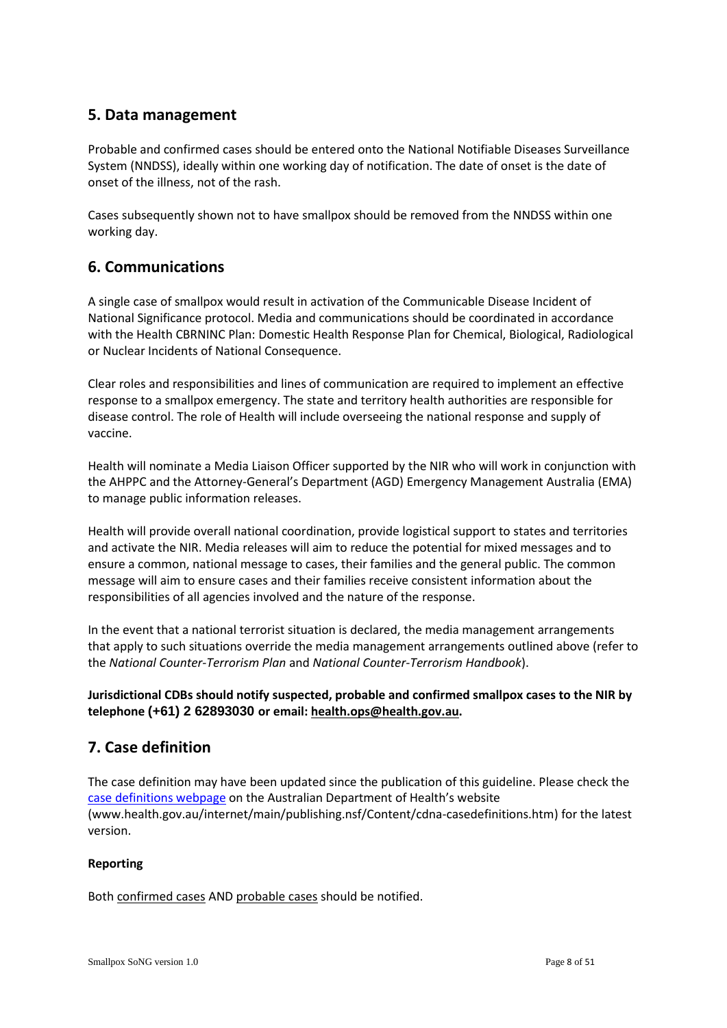## 5. Data management

Probable and confirmed cases should be entered onto the National Notifiable Diseases Surveillance System (NNDSS), ideally within one working day of notification. The date of onset is the date of onset of the illness, not of the rash.

Cases subsequently shown not to have smallpox should be removed from the NNDSS within one working day.

## 6. Communications

A single case of smallpox would result in activation of the Communicable Disease Incident of National Significance protocol. Media and communications should be coordinated in accordance with the Health CBRNINC Plan: Domestic Health Response Plan for Chemical, Biological, Radiological or Nuclear Incidents of National Consequence.

Clear roles and responsibilities and lines of communication are required to implement an effective response to a smallpox emergency. The state and territory health authorities are responsible for disease control. The role of Health will include overseeing the national response and supply of vaccine.

Health will nominate a Media Liaison Officer supported by the NIR who will work in conjunction with the AHPPC and the Attorney-General's Department (AGD) Emergency Management Australia (EMA) to manage public information releases.

Health will provide overall national coordination, provide logistical support to states and territories and activate the NIR. Media releases will aim to reduce the potential for mixed messages and to ensure a common, national message to cases, their families and the general public. The common message will aim to ensure cases and their families receive consistent information about the responsibilities of all agencies involved and the nature of the response.

In the event that a national terrorist situation is declared, the media management arrangements that apply to such situations override the media management arrangements outlined above (refer to the *National Counter-Terrorism Plan* and *National Counter-Terrorism Handbook*).

**Jurisdictional CDBs should notify suspected, probable and confirmed smallpox cases to the NIR by telephone (+61) 2 62893030 or email: health.ops@health.gov.au.**

## 7. Case definition

The case definition may have been updated since the publication of this guideline. Please check the case definitions webpage on the Australian Department of Health's website (www.health.gov.au/internet/main/publishing.nsf/Content/cdna-casedefinitions.htm) for the latest version.

**Reporting**

Both confirmed cases AND probable cases should be notified.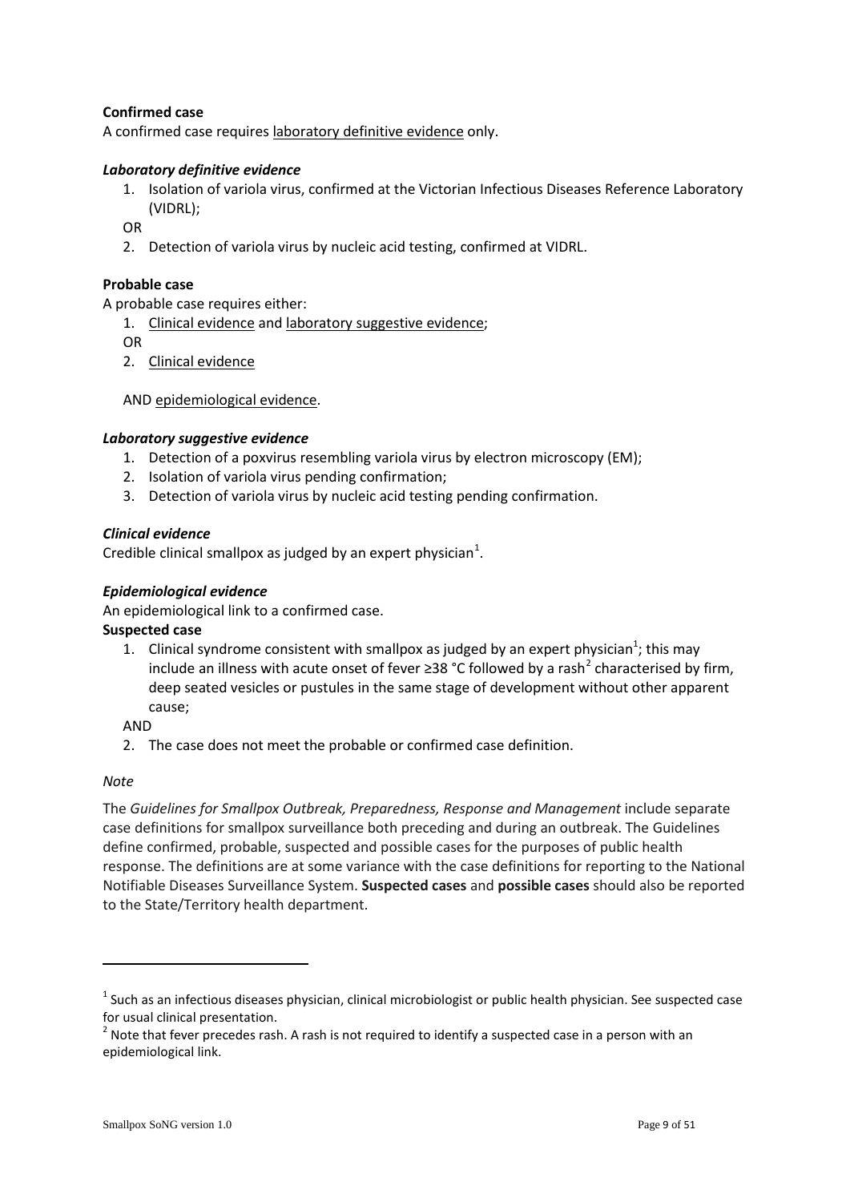**Confirmed case**

A confirmed case requires laboratory definitive evidence only.

***Laboratory definitive evidence***

1. Isolation of variola virus, confirmed at the Victorian Infectious Diseases Reference Laboratory (VIDRL);

OR

2. Detection of variola virus by nucleic acid testing, confirmed at VIDRL.

**Probable case**

A probable case requires either:

1. Clinical evidence and laboratory suggestive evidence;

OR

2. Clinical evidence

AND epidemiological evidence.

***Laboratory suggestive evidence***

1. Detection of a poxvirus resembling variola virus by electron microscopy (EM);
2. Isolation of variola virus pending confirmation;
3. Detection of variola virus by nucleic acid testing pending confirmation.

***Clinical evidence***

Credible clinical smallpox as judged by an expert physician[1].

***Epidemiological evidence***

An epidemiological link to a confirmed case.

**Suspected case**

1. Clinical syndrome consistent with smallpox as judged by an expert physician[1]; this may include an illness with acute onset of fever ≥38 °C followed by a rash[2] characterised by firm, deep seated vesicles or pustules in the same stage of development without other apparent cause;

AND

2. The case does not meet the probable or confirmed case definition.

*Note*

The *Guidelines for Smallpox Outbreak, Preparedness, Response and Management* include separate case definitions for smallpox surveillance both preceding and during an outbreak. The Guidelines define confirmed, probable, suspected and possible cases for the purposes of public health response. The definitions are at some variance with the case definitions for reporting to the National Notifiable Diseases Surveillance System. **Suspected cases** and **possible cases** should also be reported to the State/Territory health department.

---

[1] Such as an infectious diseases physician, clinical microbiologist or public health physician. See suspected case for usual clinical presentation.

[2] Note that fever precedes rash. A rash is not required to identify a suspected case in a person with an epidemiological link.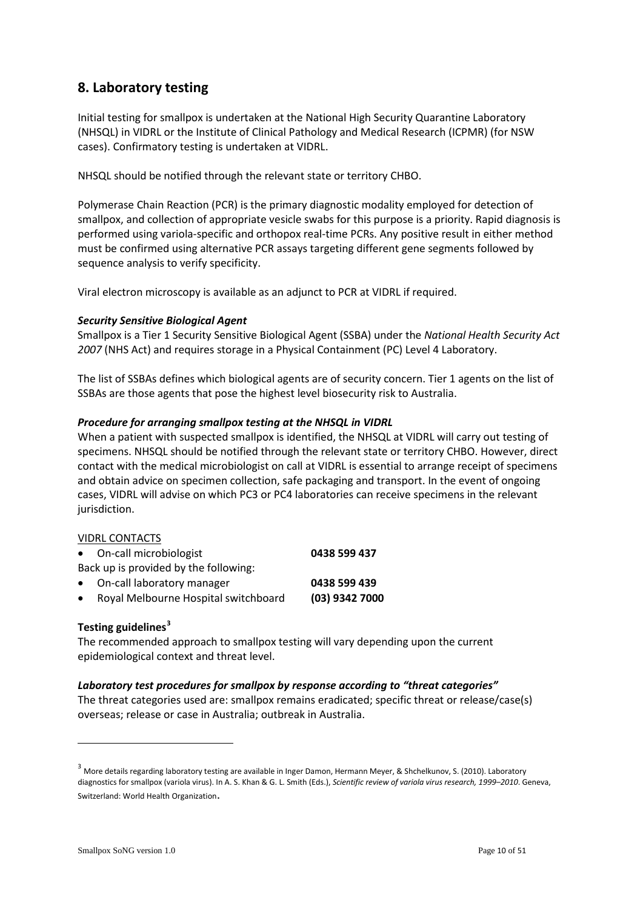## 8. Laboratory testing

Initial testing for smallpox is undertaken at the National High Security Quarantine Laboratory (NHSQL) in VIDRL or the Institute of Clinical Pathology and Medical Research (ICPMR) (for NSW cases). Confirmatory testing is undertaken at VIDRL.

NHSQL should be notified through the relevant state or territory CHBO.

Polymerase Chain Reaction (PCR) is the primary diagnostic modality employed for detection of smallpox, and collection of appropriate vesicle swabs for this purpose is a priority. Rapid diagnosis is performed using variola-specific and orthopox real-time PCRs. Any positive result in either method must be confirmed using alternative PCR assays targeting different gene segments followed by sequence analysis to verify specificity.

Viral electron microscopy is available as an adjunct to PCR at VIDRL if required.

***Security Sensitive Biological Agent***

Smallpox is a Tier 1 Security Sensitive Biological Agent (SSBA) under the *National Health Security Act 2007* (NHS Act) and requires storage in a Physical Containment (PC) Level 4 Laboratory.

The list of SSBAs defines which biological agents are of security concern. Tier 1 agents on the list of SSBAs are those agents that pose the highest level biosecurity risk to Australia.

***Procedure for arranging smallpox testing at the NHSQL in VIDRL***

When a patient with suspected smallpox is identified, the NHSQL at VIDRL will carry out testing of specimens. NHSQL should be notified through the relevant state or territory CHBO. However, direct contact with the medical microbiologist on call at VIDRL is essential to arrange receipt of specimens and obtain advice on specimen collection, safe packaging and transport. In the event of ongoing cases, VIDRL will advise on which PC3 or PC4 laboratories can receive specimens in the relevant jurisdiction.

VIDRL CONTACTS

- On-call microbiologist **0438 599 437**

Back up is provided by the following:

- On-call laboratory manager **0438 599 439**
- Royal Melbourne Hospital switchboard **(03) 9342 7000**

**Testing guidelines[3]**

The recommended approach to smallpox testing will vary depending upon the current epidemiological context and threat level.

***Laboratory test procedures for smallpox by response according to "threat categories"***

The threat categories used are: smallpox remains eradicated; specific threat or release/case(s) overseas; release or case in Australia; outbreak in Australia.

---

[3] More details regarding laboratory testing are available in Inger Damon, Hermann Meyer, & Shchelkunov, S. (2010). Laboratory diagnostics for smallpox (variola virus). In A. S. Khan & G. L. Smith (Eds.), *Scientific review of variola virus research, 1999–2010*. Geneva, Switzerland: World Health Organization.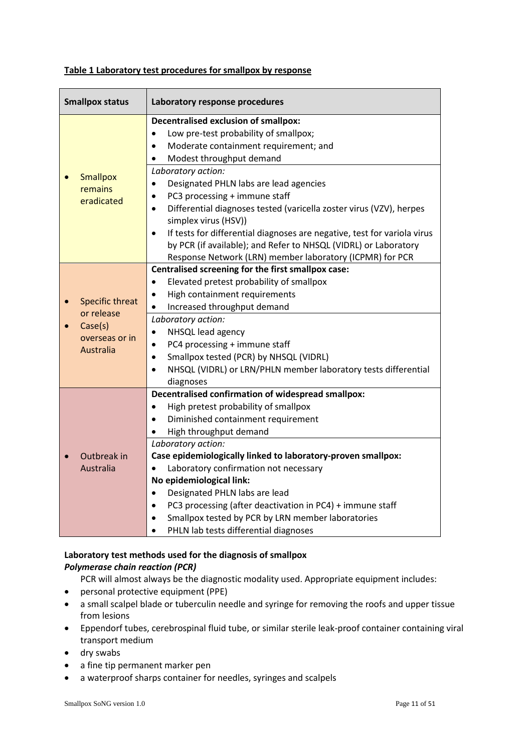**Table 1 Laboratory test procedures for smallpox by response**

| Smallpox status | Laboratory response procedures |
|---|---|
| • Smallpox remains eradicated | **Decentralised exclusion of smallpox:**<br>• Low pre-test probability of smallpox;<br>• Moderate containment requirement; and<br>• Modest throughput demand<br>*Laboratory action:*<br>• Designated PHLN labs are lead agencies<br>• PC3 processing + immune staff<br>• Differential diagnoses tested (varicella zoster virus (VZV), herpes simplex virus (HSV))<br>• If tests for differential diagnoses are negative, test for variola virus by PCR (if available); and Refer to NHSQL (VIDRL) or Laboratory Response Network (LRN) member laboratory (ICPMR) for PCR |
| • Specific threat or release<br>• Case(s) overseas or in Australia | **Centralised screening for the first smallpox case:**<br>• Elevated pretest probability of smallpox<br>• High containment requirements<br>• Increased throughput demand<br>*Laboratory action:*<br>• NHSQL lead agency<br>• PC4 processing + immune staff<br>• Smallpox tested (PCR) by NHSQL (VIDRL)<br>• NHSQL (VIDRL) or LRN/PHLN member laboratory tests differential diagnoses |
| • Outbreak in Australia | **Decentralised confirmation of widespread smallpox:**<br>• High pretest probability of smallpox<br>• Diminished containment requirement<br>• High throughput demand<br>*Laboratory action:*<br>**Case epidemiologically linked to laboratory-proven smallpox:**<br>• Laboratory confirmation not necessary<br>**No epidemiological link:**<br>• Designated PHLN labs are lead<br>• PC3 processing (after deactivation in PC4) + immune staff<br>• Smallpox tested by PCR by LRN member laboratories<br>• PHLN lab tests differential diagnoses |

**Laboratory test methods used for the diagnosis of smallpox**

***Polymerase chain reaction (PCR)***

PCR will almost always be the diagnostic modality used. Appropriate equipment includes:

- personal protective equipment (PPE)
- a small scalpel blade or tuberculin needle and syringe for removing the roofs and upper tissue from lesions
- Eppendorf tubes, cerebrospinal fluid tube, or similar sterile leak-proof container containing viral transport medium
- dry swabs
- a fine tip permanent marker pen
- a waterproof sharps container for needles, syringes and scalpels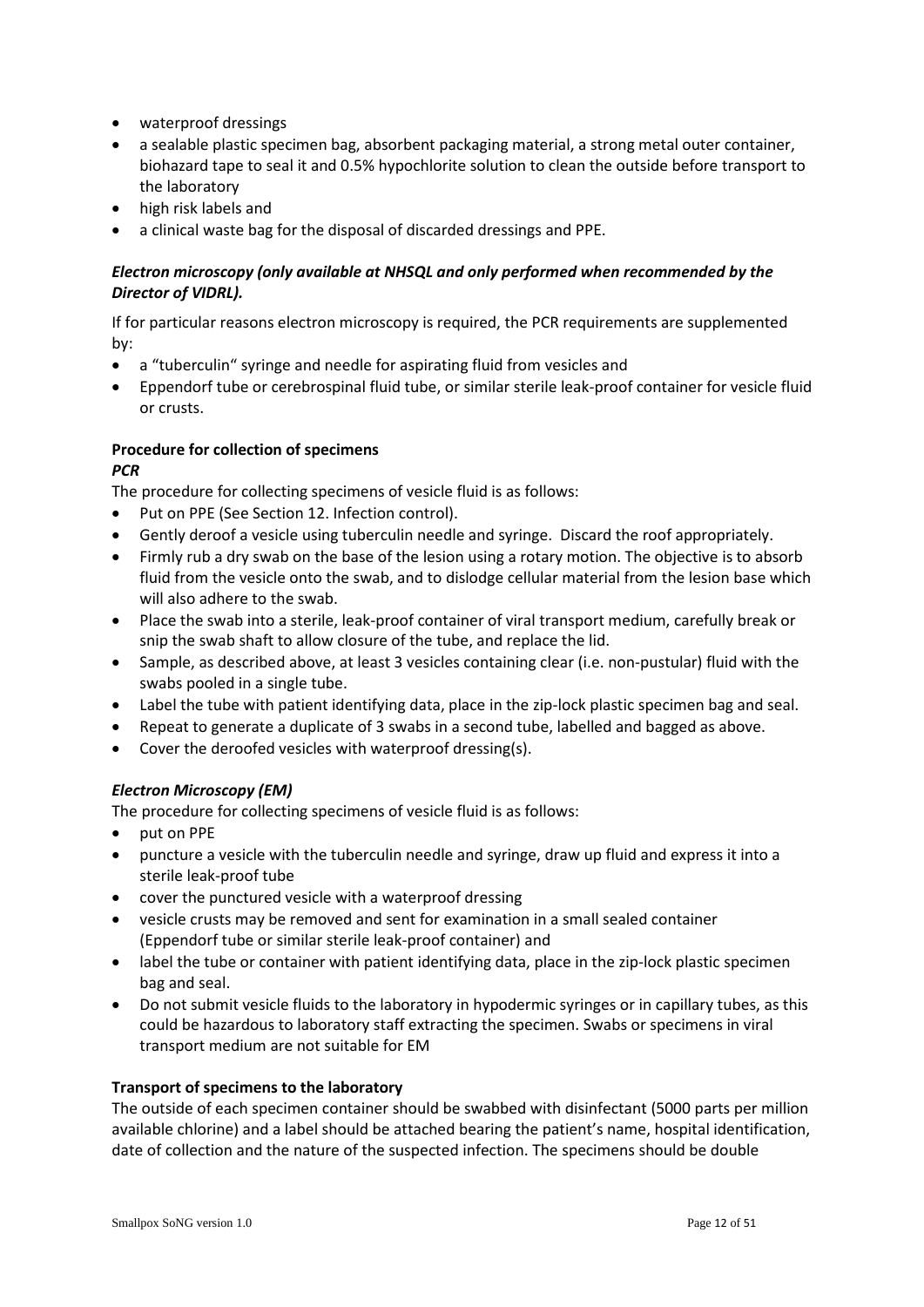- waterproof dressings
- a sealable plastic specimen bag, absorbent packaging material, a strong metal outer container, biohazard tape to seal it and 0.5% hypochlorite solution to clean the outside before transport to the laboratory
- high risk labels and
- a clinical waste bag for the disposal of discarded dressings and PPE.

***Electron microscopy (only available at NHSQL and only performed when recommended by the Director of VIDRL).***

If for particular reasons electron microscopy is required, the PCR requirements are supplemented by:

- a "tuberculin" syringe and needle for aspirating fluid from vesicles and
- Eppendorf tube or cerebrospinal fluid tube, or similar sterile leak-proof container for vesicle fluid or crusts.

**Procedure for collection of specimens**

***PCR***

The procedure for collecting specimens of vesicle fluid is as follows:

- Put on PPE (See Section 12. Infection control).
- Gently deroof a vesicle using tuberculin needle and syringe. Discard the roof appropriately.
- Firmly rub a dry swab on the base of the lesion using a rotary motion. The objective is to absorb fluid from the vesicle onto the swab, and to dislodge cellular material from the lesion base which will also adhere to the swab.
- Place the swab into a sterile, leak-proof container of viral transport medium, carefully break or snip the swab shaft to allow closure of the tube, and replace the lid.
- Sample, as described above, at least 3 vesicles containing clear (i.e. non-pustular) fluid with the swabs pooled in a single tube.
- Label the tube with patient identifying data, place in the zip-lock plastic specimen bag and seal.
- Repeat to generate a duplicate of 3 swabs in a second tube, labelled and bagged as above.
- Cover the deroofed vesicles with waterproof dressing(s).

***Electron Microscopy (EM)***

The procedure for collecting specimens of vesicle fluid is as follows:

- put on PPE
- puncture a vesicle with the tuberculin needle and syringe, draw up fluid and express it into a sterile leak-proof tube
- cover the punctured vesicle with a waterproof dressing
- vesicle crusts may be removed and sent for examination in a small sealed container (Eppendorf tube or similar sterile leak-proof container) and
- label the tube or container with patient identifying data, place in the zip-lock plastic specimen bag and seal.
- Do not submit vesicle fluids to the laboratory in hypodermic syringes or in capillary tubes, as this could be hazardous to laboratory staff extracting the specimen. Swabs or specimens in viral transport medium are not suitable for EM

**Transport of specimens to the laboratory**

The outside of each specimen container should be swabbed with disinfectant (5000 parts per million available chlorine) and a label should be attached bearing the patient's name, hospital identification, date of collection and the nature of the suspected infection. The specimens should be double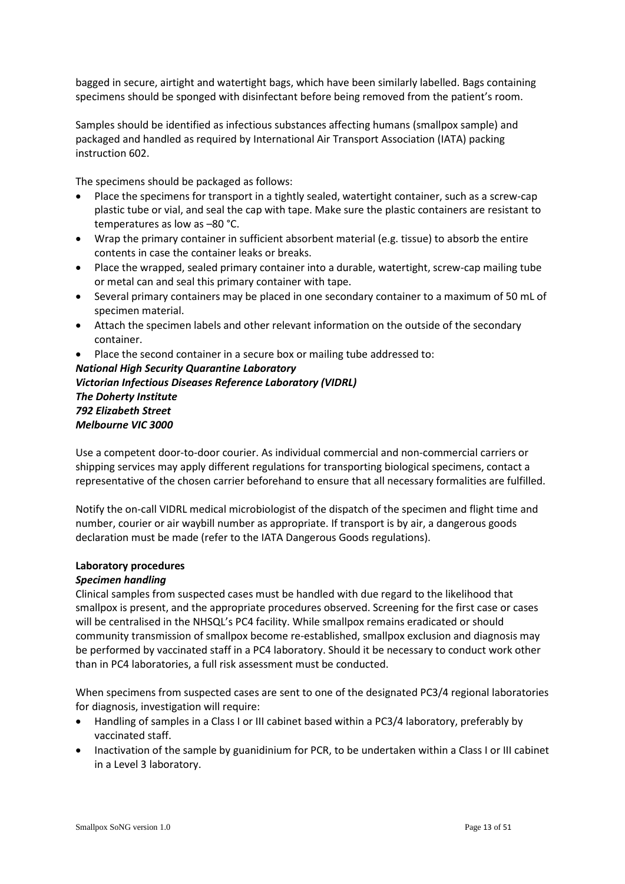bagged in secure, airtight and watertight bags, which have been similarly labelled. Bags containing specimens should be sponged with disinfectant before being removed from the patient's room.

Samples should be identified as infectious substances affecting humans (smallpox sample) and packaged and handled as required by International Air Transport Association (IATA) packing instruction 602.

The specimens should be packaged as follows:

- Place the specimens for transport in a tightly sealed, watertight container, such as a screw-cap plastic tube or vial, and seal the cap with tape. Make sure the plastic containers are resistant to temperatures as low as –80 °C.
- Wrap the primary container in sufficient absorbent material (e.g. tissue) to absorb the entire contents in case the container leaks or breaks.
- Place the wrapped, sealed primary container into a durable, watertight, screw-cap mailing tube or metal can and seal this primary container with tape.
- Several primary containers may be placed in one secondary container to a maximum of 50 mL of specimen material.
- Attach the specimen labels and other relevant information on the outside of the secondary container.
- Place the second container in a secure box or mailing tube addressed to:

***National High Security Quarantine Laboratory***
***Victorian Infectious Diseases Reference Laboratory (VIDRL)***
***The Doherty Institute***
***792 Elizabeth Street***
***Melbourne VIC 3000***

Use a competent door-to-door courier. As individual commercial and non-commercial carriers or shipping services may apply different regulations for transporting biological specimens, contact a representative of the chosen carrier beforehand to ensure that all necessary formalities are fulfilled.

Notify the on-call VIDRL medical microbiologist of the dispatch of the specimen and flight time and number, courier or air waybill number as appropriate. If transport is by air, a dangerous goods declaration must be made (refer to the IATA Dangerous Goods regulations).

**Laboratory procedures**

***Specimen handling***

Clinical samples from suspected cases must be handled with due regard to the likelihood that smallpox is present, and the appropriate procedures observed. Screening for the first case or cases will be centralised in the NHSQL's PC4 facility. While smallpox remains eradicated or should community transmission of smallpox become re-established, smallpox exclusion and diagnosis may be performed by vaccinated staff in a PC4 laboratory. Should it be necessary to conduct work other than in PC4 laboratories, a full risk assessment must be conducted.

When specimens from suspected cases are sent to one of the designated PC3/4 regional laboratories for diagnosis, investigation will require:

- Handling of samples in a Class I or III cabinet based within a PC3/4 laboratory, preferably by vaccinated staff.
- Inactivation of the sample by guanidinium for PCR, to be undertaken within a Class I or III cabinet in a Level 3 laboratory.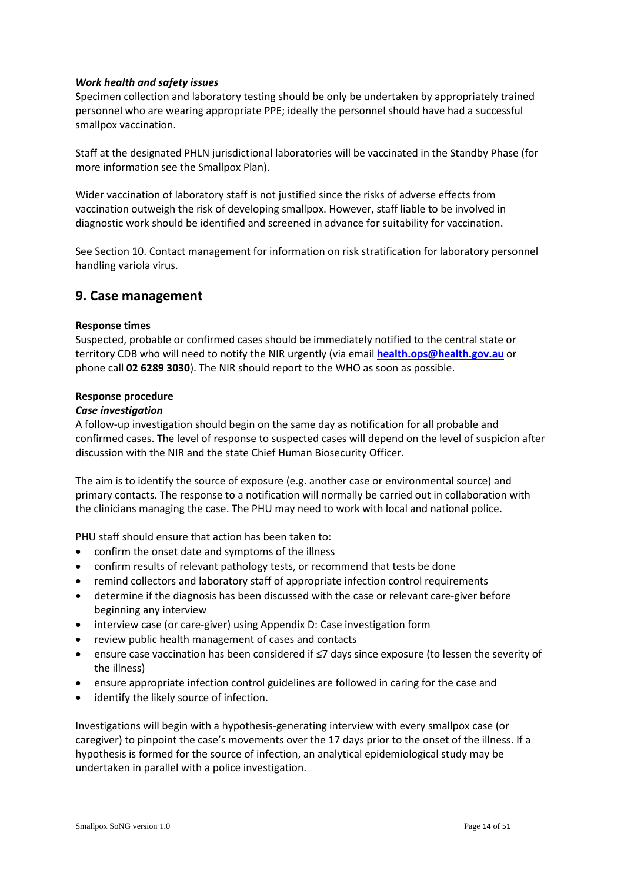***Work health and safety issues***

Specimen collection and laboratory testing should be only be undertaken by appropriately trained personnel who are wearing appropriate PPE; ideally the personnel should have had a successful smallpox vaccination.

Staff at the designated PHLN jurisdictional laboratories will be vaccinated in the Standby Phase (for more information see the Smallpox Plan).

Wider vaccination of laboratory staff is not justified since the risks of adverse effects from vaccination outweigh the risk of developing smallpox. However, staff liable to be involved in diagnostic work should be identified and screened in advance for suitability for vaccination.

See Section 10. Contact management for information on risk stratification for laboratory personnel handling variola virus.

## 9. Case management

**Response times**

Suspected, probable or confirmed cases should be immediately notified to the central state or territory CDB who will need to notify the NIR urgently (via email **health.ops@health.gov.au** or phone call **02 6289 3030**). The NIR should report to the WHO as soon as possible.

**Response procedure**

***Case investigation***

A follow-up investigation should begin on the same day as notification for all probable and confirmed cases. The level of response to suspected cases will depend on the level of suspicion after discussion with the NIR and the state Chief Human Biosecurity Officer.

The aim is to identify the source of exposure (e.g. another case or environmental source) and primary contacts. The response to a notification will normally be carried out in collaboration with the clinicians managing the case. The PHU may need to work with local and national police.

PHU staff should ensure that action has been taken to:

- confirm the onset date and symptoms of the illness
- confirm results of relevant pathology tests, or recommend that tests be done
- remind collectors and laboratory staff of appropriate infection control requirements
- determine if the diagnosis has been discussed with the case or relevant care-giver before beginning any interview
- interview case (or care-giver) using Appendix D: Case investigation form
- review public health management of cases and contacts
- ensure case vaccination has been considered if ≤7 days since exposure (to lessen the severity of the illness)
- ensure appropriate infection control guidelines are followed in caring for the case and
- identify the likely source of infection.

Investigations will begin with a hypothesis-generating interview with every smallpox case (or caregiver) to pinpoint the case's movements over the 17 days prior to the onset of the illness. If a hypothesis is formed for the source of infection, an analytical epidemiological study may be undertaken in parallel with a police investigation.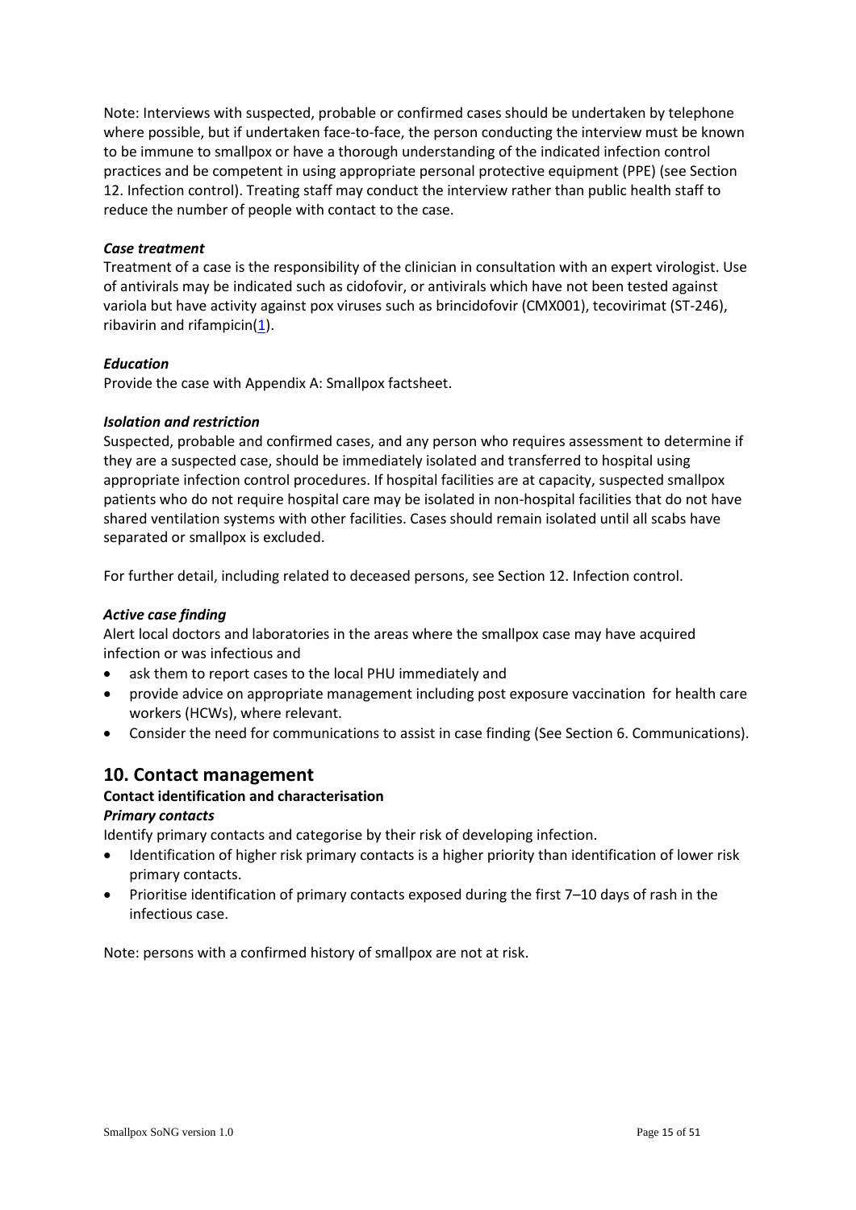Note: Interviews with suspected, probable or confirmed cases should be undertaken by telephone where possible, but if undertaken face-to-face, the person conducting the interview must be known to be immune to smallpox or have a thorough understanding of the indicated infection control practices and be competent in using appropriate personal protective equipment (PPE) (see Section 12. Infection control). Treating staff may conduct the interview rather than public health staff to reduce the number of people with contact to the case.

***Case treatment***

Treatment of a case is the responsibility of the clinician in consultation with an expert virologist. Use of antivirals may be indicated such as cidofovir, or antivirals which have not been tested against variola but have activity against pox viruses such as brincidofovir (CMX001), tecovirimat (ST-246), ribavirin and rifampicin(1).

***Education***

Provide the case with Appendix A: Smallpox factsheet.

***Isolation and restriction***

Suspected, probable and confirmed cases, and any person who requires assessment to determine if they are a suspected case, should be immediately isolated and transferred to hospital using appropriate infection control procedures. If hospital facilities are at capacity, suspected smallpox patients who do not require hospital care may be isolated in non-hospital facilities that do not have shared ventilation systems with other facilities. Cases should remain isolated until all scabs have separated or smallpox is excluded.

For further detail, including related to deceased persons, see Section 12. Infection control.

***Active case finding***

Alert local doctors and laboratories in the areas where the smallpox case may have acquired infection or was infectious and

- ask them to report cases to the local PHU immediately and
- provide advice on appropriate management including post exposure vaccination for health care workers (HCWs), where relevant.
- Consider the need for communications to assist in case finding (See Section 6. Communications).

## 10. Contact management

**Contact identification and characterisation**

***Primary contacts***

Identify primary contacts and categorise by their risk of developing infection.

- Identification of higher risk primary contacts is a higher priority than identification of lower risk primary contacts.
- Prioritise identification of primary contacts exposed during the first 7–10 days of rash in the infectious case.

Note: persons with a confirmed history of smallpox are not at risk.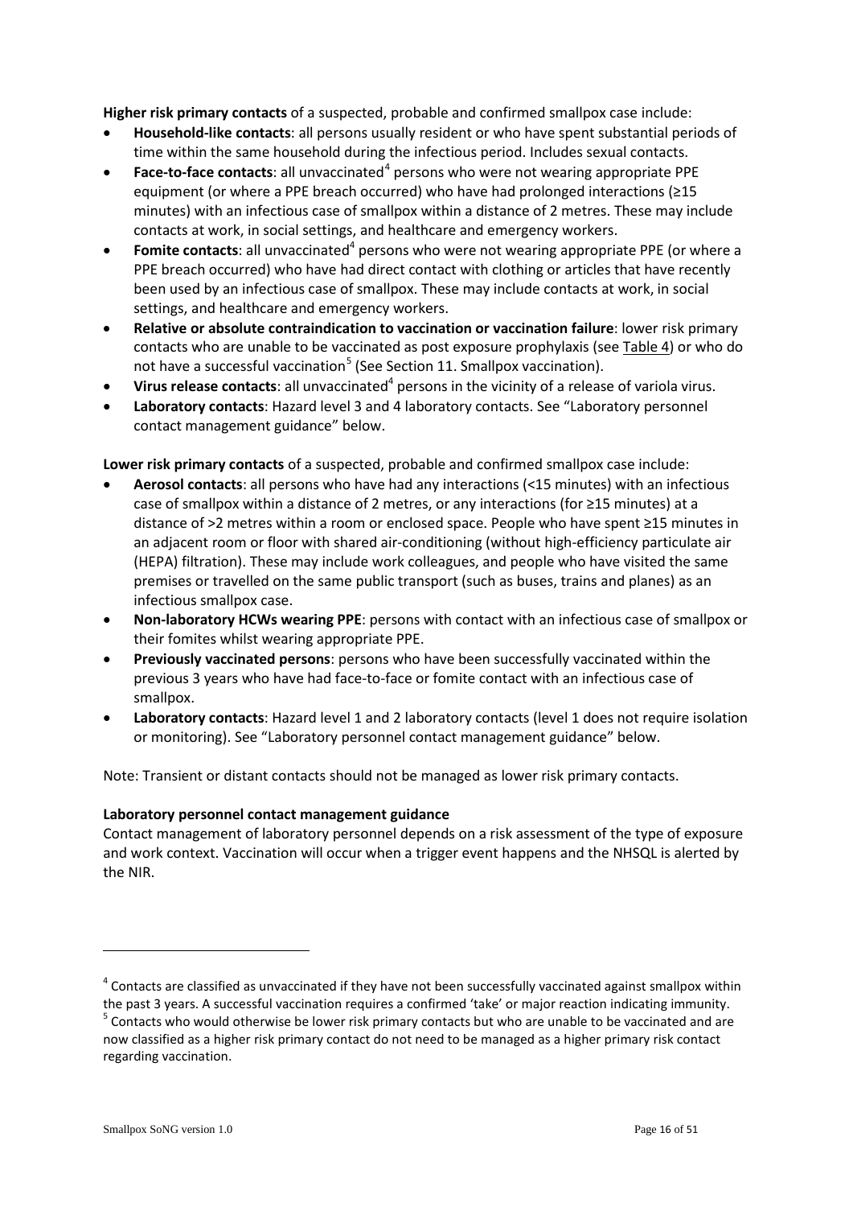**Higher risk primary contacts** of a suspected, probable and confirmed smallpox case include:

- **Household-like contacts**: all persons usually resident or who have spent substantial periods of time within the same household during the infectious period. Includes sexual contacts.
- **Face-to-face contacts**: all unvaccinated[4] persons who were not wearing appropriate PPE equipment (or where a PPE breach occurred) who have had prolonged interactions (≥15 minutes) with an infectious case of smallpox within a distance of 2 metres. These may include contacts at work, in social settings, and healthcare and emergency workers.
- **Fomite contacts**: all unvaccinated[4] persons who were not wearing appropriate PPE (or where a PPE breach occurred) who have had direct contact with clothing or articles that have recently been used by an infectious case of smallpox. These may include contacts at work, in social settings, and healthcare and emergency workers.
- **Relative or absolute contraindication to vaccination or vaccination failure**: lower risk primary contacts who are unable to be vaccinated as post exposure prophylaxis (see Table 4) or who do not have a successful vaccination[5] (See Section 11. Smallpox vaccination).
- **Virus release contacts**: all unvaccinated[4] persons in the vicinity of a release of variola virus.
- **Laboratory contacts**: Hazard level 3 and 4 laboratory contacts. See "Laboratory personnel contact management guidance" below.

**Lower risk primary contacts** of a suspected, probable and confirmed smallpox case include:

- **Aerosol contacts**: all persons who have had any interactions (<15 minutes) with an infectious case of smallpox within a distance of 2 metres, or any interactions (for ≥15 minutes) at a distance of >2 metres within a room or enclosed space. People who have spent ≥15 minutes in an adjacent room or floor with shared air-conditioning (without high-efficiency particulate air (HEPA) filtration). These may include work colleagues, and people who have visited the same premises or travelled on the same public transport (such as buses, trains and planes) as an infectious smallpox case.
- **Non-laboratory HCWs wearing PPE**: persons with contact with an infectious case of smallpox or their fomites whilst wearing appropriate PPE.
- **Previously vaccinated persons**: persons who have been successfully vaccinated within the previous 3 years who have had face-to-face or fomite contact with an infectious case of smallpox.
- **Laboratory contacts**: Hazard level 1 and 2 laboratory contacts (level 1 does not require isolation or monitoring). See "Laboratory personnel contact management guidance" below.

Note: Transient or distant contacts should not be managed as lower risk primary contacts.

**Laboratory personnel contact management guidance**

Contact management of laboratory personnel depends on a risk assessment of the type of exposure and work context. Vaccination will occur when a trigger event happens and the NHSQL is alerted by the NIR.

---

[4] Contacts are classified as unvaccinated if they have not been successfully vaccinated against smallpox within the past 3 years. A successful vaccination requires a confirmed 'take' or major reaction indicating immunity.

[5] Contacts who would otherwise be lower risk primary contacts but who are unable to be vaccinated and are now classified as a higher risk primary contact do not need to be managed as a higher primary risk contact regarding vaccination.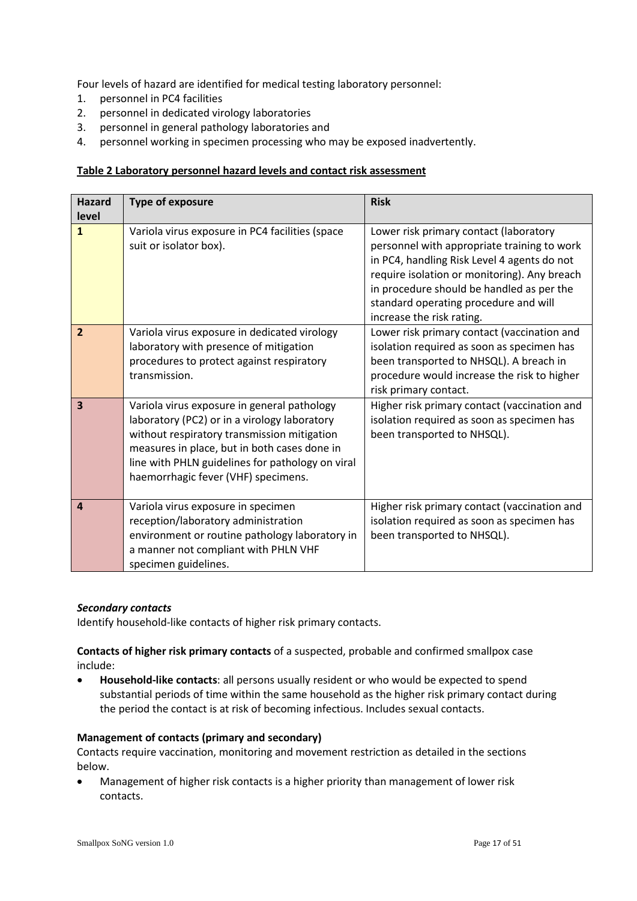Four levels of hazard are identified for medical testing laboratory personnel:

1. personnel in PC4 facilities
2. personnel in dedicated virology laboratories
3. personnel in general pathology laboratories and
4. personnel working in specimen processing who may be exposed inadvertently.

**Table 2 Laboratory personnel hazard levels and contact risk assessment**

| Hazard level | Type of exposure | Risk |
|---|---|---|
| **1** | Variola virus exposure in PC4 facilities (space suit or isolator box). | Lower risk primary contact (laboratory personnel with appropriate training to work in PC4, handling Risk Level 4 agents do not require isolation or monitoring). Any breach in procedure should be handled as per the standard operating procedure and will increase the risk rating. |
| **2** | Variola virus exposure in dedicated virology laboratory with presence of mitigation procedures to protect against respiratory transmission. | Lower risk primary contact (vaccination and isolation required as soon as specimen has been transported to NHSQL). A breach in procedure would increase the risk to higher risk primary contact. |
| **3** | Variola virus exposure in general pathology laboratory (PC2) or in a virology laboratory without respiratory transmission mitigation measures in place, but in both cases done in line with PHLN guidelines for pathology on viral haemorrhagic fever (VHF) specimens. | Higher risk primary contact (vaccination and isolation required as soon as specimen has been transported to NHSQL). |
| **4** | Variola virus exposure in specimen reception/laboratory administration environment or routine pathology laboratory in a manner not compliant with PHLN VHF specimen guidelines. | Higher risk primary contact (vaccination and isolation required as soon as specimen has been transported to NHSQL). |

***Secondary contacts***

Identify household-like contacts of higher risk primary contacts.

**Contacts of higher risk primary contacts** of a suspected, probable and confirmed smallpox case include:

- **Household-like contacts**: all persons usually resident or who would be expected to spend substantial periods of time within the same household as the higher risk primary contact during the period the contact is at risk of becoming infectious. Includes sexual contacts.

**Management of contacts (primary and secondary)**

Contacts require vaccination, monitoring and movement restriction as detailed in the sections below.

- Management of higher risk contacts is a higher priority than management of lower risk contacts.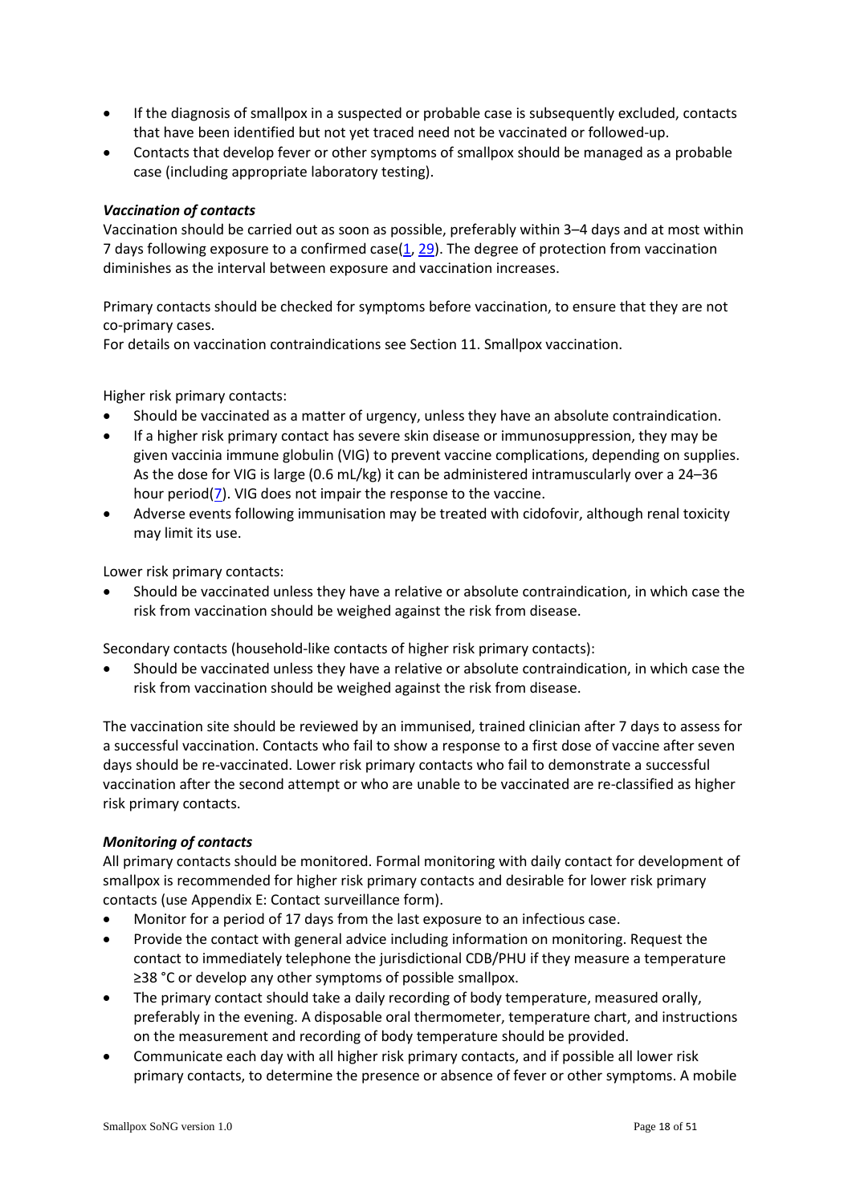- If the diagnosis of smallpox in a suspected or probable case is subsequently excluded, contacts that have been identified but not yet traced need not be vaccinated or followed-up.
- Contacts that develop fever or other symptoms of smallpox should be managed as a probable case (including appropriate laboratory testing).

***Vaccination of contacts***

Vaccination should be carried out as soon as possible, preferably within 3–4 days and at most within 7 days following exposure to a confirmed case(1, 29). The degree of protection from vaccination diminishes as the interval between exposure and vaccination increases.

Primary contacts should be checked for symptoms before vaccination, to ensure that they are not co-primary cases.
For details on vaccination contraindications see Section 11. Smallpox vaccination.

Higher risk primary contacts:

- Should be vaccinated as a matter of urgency, unless they have an absolute contraindication.
- If a higher risk primary contact has severe skin disease or immunosuppression, they may be given vaccinia immune globulin (VIG) to prevent vaccine complications, depending on supplies. As the dose for VIG is large (0.6 mL/kg) it can be administered intramuscularly over a 24–36 hour period(7). VIG does not impair the response to the vaccine.
- Adverse events following immunisation may be treated with cidofovir, although renal toxicity may limit its use.

Lower risk primary contacts:

- Should be vaccinated unless they have a relative or absolute contraindication, in which case the risk from vaccination should be weighed against the risk from disease.

Secondary contacts (household-like contacts of higher risk primary contacts):

- Should be vaccinated unless they have a relative or absolute contraindication, in which case the risk from vaccination should be weighed against the risk from disease.

The vaccination site should be reviewed by an immunised, trained clinician after 7 days to assess for a successful vaccination. Contacts who fail to show a response to a first dose of vaccine after seven days should be re-vaccinated. Lower risk primary contacts who fail to demonstrate a successful vaccination after the second attempt or who are unable to be vaccinated are re-classified as higher risk primary contacts.

***Monitoring of contacts***

All primary contacts should be monitored. Formal monitoring with daily contact for development of smallpox is recommended for higher risk primary contacts and desirable for lower risk primary contacts (use Appendix E: Contact surveillance form).

- Monitor for a period of 17 days from the last exposure to an infectious case.
- Provide the contact with general advice including information on monitoring. Request the contact to immediately telephone the jurisdictional CDB/PHU if they measure a temperature ≥38 °C or develop any other symptoms of possible smallpox.
- The primary contact should take a daily recording of body temperature, measured orally, preferably in the evening. A disposable oral thermometer, temperature chart, and instructions on the measurement and recording of body temperature should be provided.
- Communicate each day with all higher risk primary contacts, and if possible all lower risk primary contacts, to determine the presence or absence of fever or other symptoms. A mobile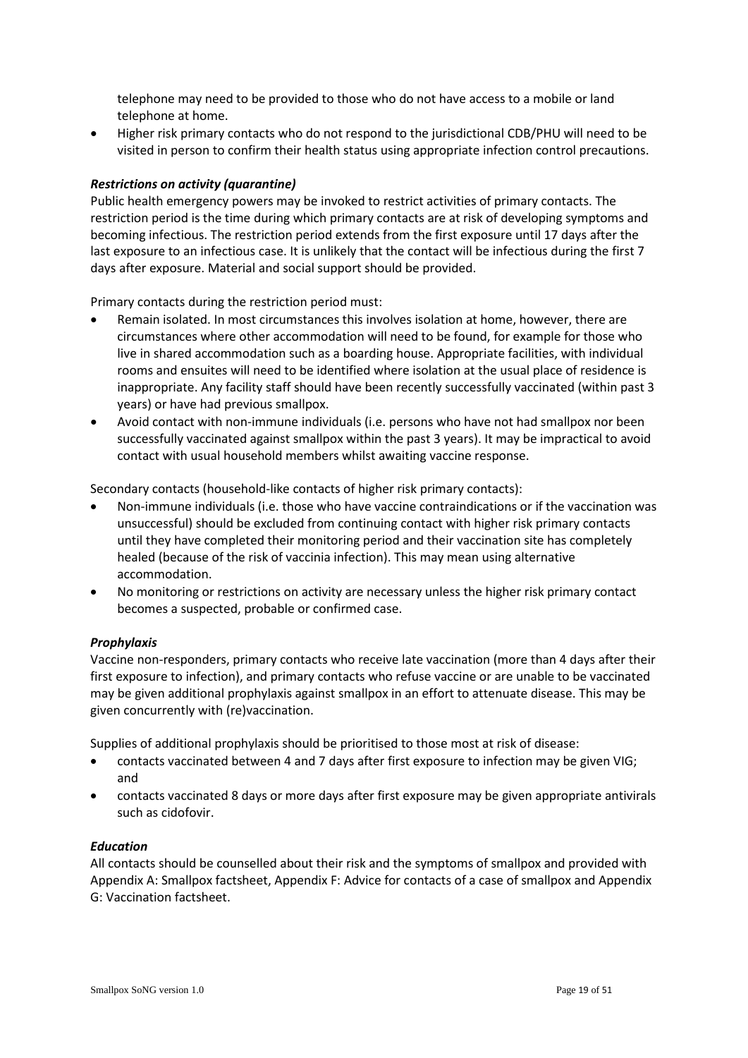telephone may need to be provided to those who do not have access to a mobile or land telephone at home.

- Higher risk primary contacts who do not respond to the jurisdictional CDB/PHU will need to be visited in person to confirm their health status using appropriate infection control precautions.

***Restrictions on activity (quarantine)***

Public health emergency powers may be invoked to restrict activities of primary contacts. The restriction period is the time during which primary contacts are at risk of developing symptoms and becoming infectious. The restriction period extends from the first exposure until 17 days after the last exposure to an infectious case. It is unlikely that the contact will be infectious during the first 7 days after exposure. Material and social support should be provided.

Primary contacts during the restriction period must:

- Remain isolated. In most circumstances this involves isolation at home, however, there are circumstances where other accommodation will need to be found, for example for those who live in shared accommodation such as a boarding house. Appropriate facilities, with individual rooms and ensuites will need to be identified where isolation at the usual place of residence is inappropriate. Any facility staff should have been recently successfully vaccinated (within past 3 years) or have had previous smallpox.
- Avoid contact with non-immune individuals (i.e. persons who have not had smallpox nor been successfully vaccinated against smallpox within the past 3 years). It may be impractical to avoid contact with usual household members whilst awaiting vaccine response.

Secondary contacts (household-like contacts of higher risk primary contacts):

- Non-immune individuals (i.e. those who have vaccine contraindications or if the vaccination was unsuccessful) should be excluded from continuing contact with higher risk primary contacts until they have completed their monitoring period and their vaccination site has completely healed (because of the risk of vaccinia infection). This may mean using alternative accommodation.
- No monitoring or restrictions on activity are necessary unless the higher risk primary contact becomes a suspected, probable or confirmed case.

***Prophylaxis***

Vaccine non-responders, primary contacts who receive late vaccination (more than 4 days after their first exposure to infection), and primary contacts who refuse vaccine or are unable to be vaccinated may be given additional prophylaxis against smallpox in an effort to attenuate disease. This may be given concurrently with (re)vaccination.

Supplies of additional prophylaxis should be prioritised to those most at risk of disease:

- contacts vaccinated between 4 and 7 days after first exposure to infection may be given VIG; and
- contacts vaccinated 8 days or more days after first exposure may be given appropriate antivirals such as cidofovir.

***Education***

All contacts should be counselled about their risk and the symptoms of smallpox and provided with Appendix A: Smallpox factsheet, Appendix F: Advice for contacts of a case of smallpox and Appendix G: Vaccination factsheet.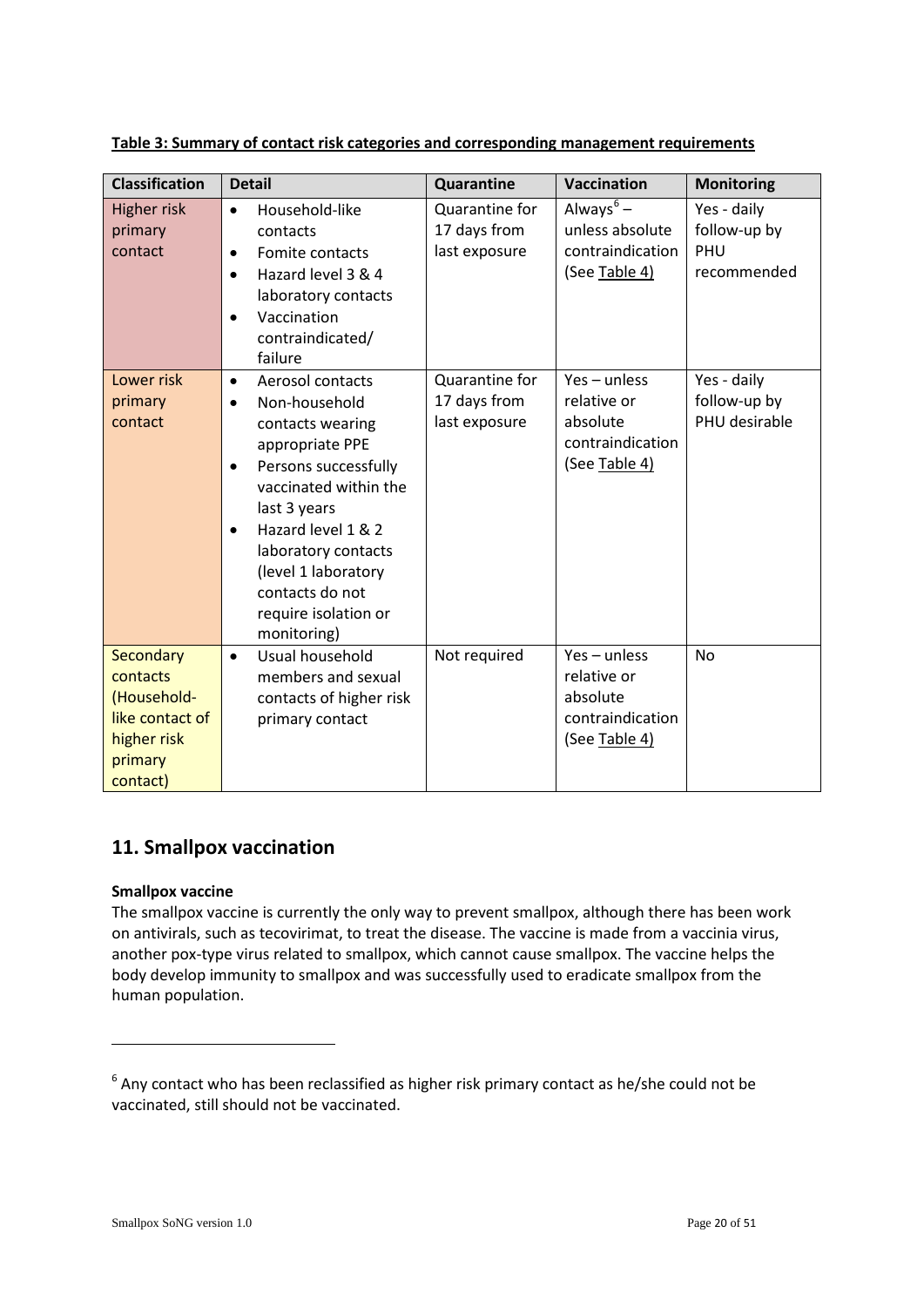**Table 3: Summary of contact risk categories and corresponding management requirements**

| Classification | Detail | Quarantine | Vaccination | Monitoring |
|---|---|---|---|---|
| Higher risk primary contact | • Household-like contacts<br>• Fomite contacts<br>• Hazard level 3 & 4 laboratory contacts<br>• Vaccination contraindicated/ failure | Quarantine for 17 days from last exposure | Always[6] – unless absolute contraindication (See Table 4) | Yes - daily follow-up by PHU recommended |
| Lower risk primary contact | • Aerosol contacts<br>• Non-household contacts wearing appropriate PPE<br>• Persons successfully vaccinated within the last 3 years<br>• Hazard level 1 & 2 laboratory contacts (level 1 laboratory contacts do not require isolation or monitoring) | Quarantine for 17 days from last exposure | Yes – unless relative or absolute contraindication (See Table 4) | Yes - daily follow-up by PHU desirable |
| Secondary contacts (Household-like contact of higher risk primary contact) | • Usual household members and sexual contacts of higher risk primary contact | Not required | Yes – unless relative or absolute contraindication (See Table 4) | No |

## 11. Smallpox vaccination

**Smallpox vaccine**

The smallpox vaccine is currently the only way to prevent smallpox, although there has been work on antivirals, such as tecovirimat, to treat the disease. The vaccine is made from a vaccinia virus, another pox-type virus related to smallpox, which cannot cause smallpox. The vaccine helps the body develop immunity to smallpox and was successfully used to eradicate smallpox from the human population.

[6] Any contact who has been reclassified as higher risk primary contact as he/she could not be vaccinated, still should not be vaccinated.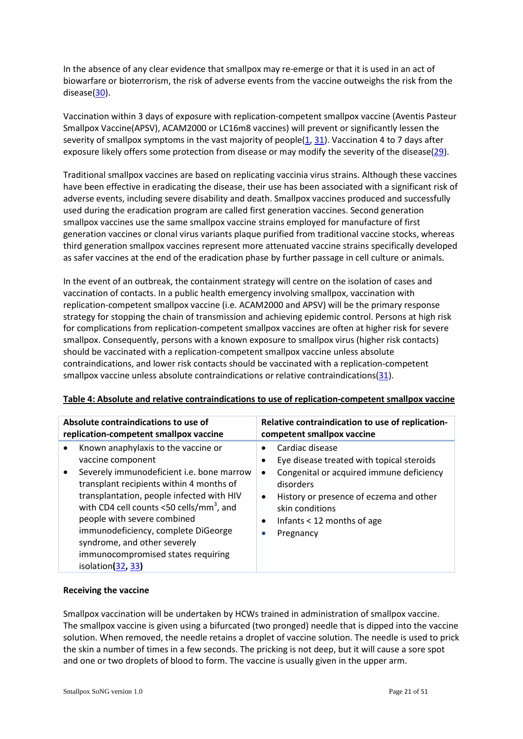In the absence of any clear evidence that smallpox may re-emerge or that it is used in an act of biowarfare or bioterrorism, the risk of adverse events from the vaccine outweighs the risk from the disease(30).

Vaccination within 3 days of exposure with replication-competent smallpox vaccine (Aventis Pasteur Smallpox Vaccine(APSV), ACAM2000 or LC16m8 vaccines) will prevent or significantly lessen the severity of smallpox symptoms in the vast majority of people(1, 31). Vaccination 4 to 7 days after exposure likely offers some protection from disease or may modify the severity of the disease(29).

Traditional smallpox vaccines are based on replicating vaccinia virus strains. Although these vaccines have been effective in eradicating the disease, their use has been associated with a significant risk of adverse events, including severe disability and death. Smallpox vaccines produced and successfully used during the eradication program are called first generation vaccines. Second generation smallpox vaccines use the same smallpox vaccine strains employed for manufacture of first generation vaccines or clonal virus variants plaque purified from traditional vaccine stocks, whereas third generation smallpox vaccines represent more attenuated vaccine strains specifically developed as safer vaccines at the end of the eradication phase by further passage in cell culture or animals.

In the event of an outbreak, the containment strategy will centre on the isolation of cases and vaccination of contacts. In a public health emergency involving smallpox, vaccination with replication-competent smallpox vaccine (i.e. ACAM2000 and APSV) will be the primary response strategy for stopping the chain of transmission and achieving epidemic control. Persons at high risk for complications from replication-competent smallpox vaccines are often at higher risk for severe smallpox. Consequently, persons with a known exposure to smallpox virus (higher risk contacts) should be vaccinated with a replication-competent smallpox vaccine unless absolute contraindications, and lower risk contacts should be vaccinated with a replication-competent smallpox vaccine unless absolute contraindications or relative contraindications(31).

**Table 4: Absolute and relative contraindications to use of replication-competent smallpox vaccine**

| Absolute contraindications to use of replication-competent smallpox vaccine | Relative contraindication to use of replication-competent smallpox vaccine |
|---|---|
| • Known anaphylaxis to the vaccine or vaccine component<br>• Severely immunodeficient i.e. bone marrow transplant recipients within 4 months of transplantation, people infected with HIV with CD4 cell counts <50 cells/mm$^3$, and people with severe combined immunodeficiency, complete DiGeorge syndrome, and other severely immunocompromised states requiring isolation(32, 33) | • Cardiac disease<br>• Eye disease treated with topical steroids<br>• Congenital or acquired immune deficiency disorders<br>• History or presence of eczema and other skin conditions<br>• Infants < 12 months of age<br>• Pregnancy |

**Receiving the vaccine**

Smallpox vaccination will be undertaken by HCWs trained in administration of smallpox vaccine. The smallpox vaccine is given using a bifurcated (two pronged) needle that is dipped into the vaccine solution. When removed, the needle retains a droplet of vaccine solution. The needle is used to prick the skin a number of times in a few seconds. The pricking is not deep, but it will cause a sore spot and one or two droplets of blood to form. The vaccine is usually given in the upper arm.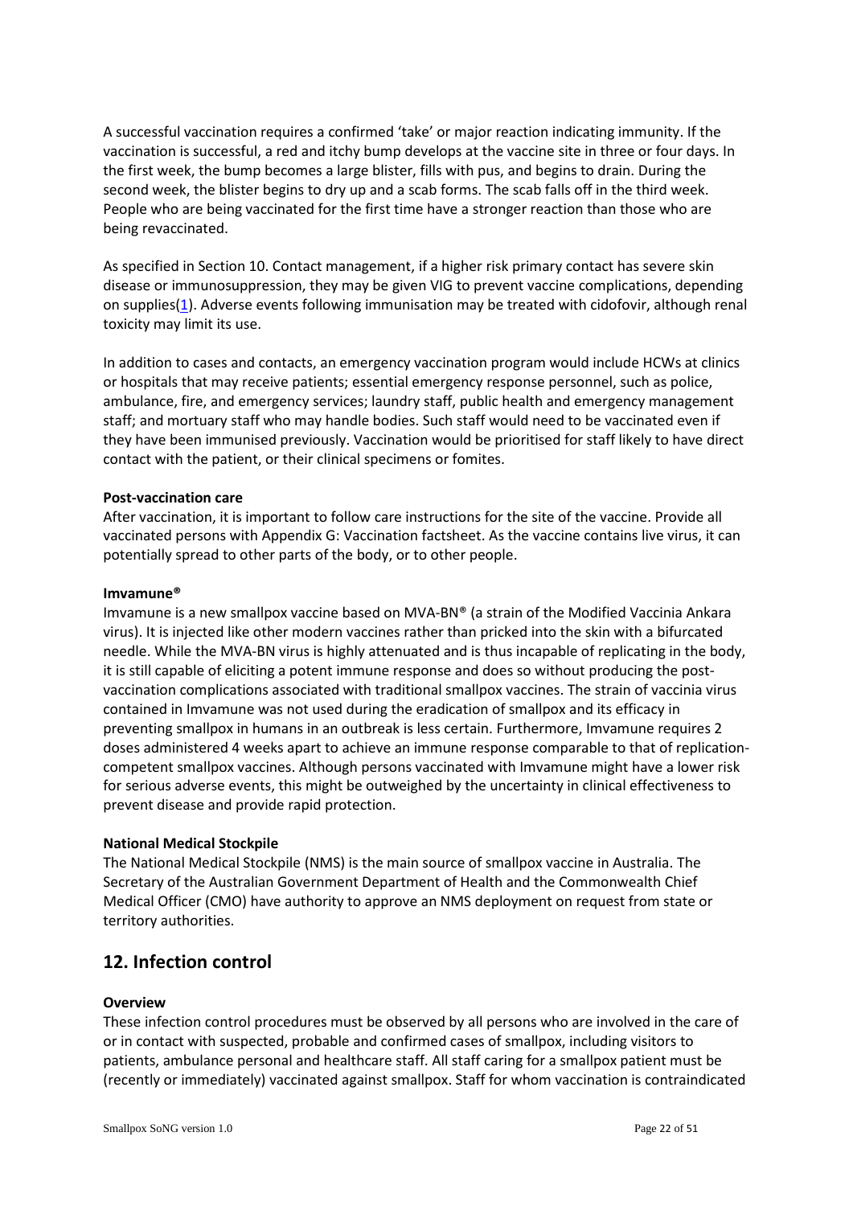A successful vaccination requires a confirmed 'take' or major reaction indicating immunity. If the vaccination is successful, a red and itchy bump develops at the vaccine site in three or four days. In the first week, the bump becomes a large blister, fills with pus, and begins to drain. During the second week, the blister begins to dry up and a scab forms. The scab falls off in the third week. People who are being vaccinated for the first time have a stronger reaction than those who are being revaccinated.

As specified in Section 10. Contact management, if a higher risk primary contact has severe skin disease or immunosuppression, they may be given VIG to prevent vaccine complications, depending on supplies(1). Adverse events following immunisation may be treated with cidofovir, although renal toxicity may limit its use.

In addition to cases and contacts, an emergency vaccination program would include HCWs at clinics or hospitals that may receive patients; essential emergency response personnel, such as police, ambulance, fire, and emergency services; laundry staff, public health and emergency management staff; and mortuary staff who may handle bodies. Such staff would need to be vaccinated even if they have been immunised previously. Vaccination would be prioritised for staff likely to have direct contact with the patient, or their clinical specimens or fomites.

**Post-vaccination care**

After vaccination, it is important to follow care instructions for the site of the vaccine. Provide all vaccinated persons with Appendix G: Vaccination factsheet. As the vaccine contains live virus, it can potentially spread to other parts of the body, or to other people.

**Imvamune®**

Imvamune is a new smallpox vaccine based on MVA-BN® (a strain of the Modified Vaccinia Ankara virus). It is injected like other modern vaccines rather than pricked into the skin with a bifurcated needle. While the MVA-BN virus is highly attenuated and is thus incapable of replicating in the body, it is still capable of eliciting a potent immune response and does so without producing the post-vaccination complications associated with traditional smallpox vaccines. The strain of vaccinia virus contained in Imvamune was not used during the eradication of smallpox and its efficacy in preventing smallpox in humans in an outbreak is less certain. Furthermore, Imvamune requires 2 doses administered 4 weeks apart to achieve an immune response comparable to that of replication-competent smallpox vaccines. Although persons vaccinated with Imvamune might have a lower risk for serious adverse events, this might be outweighed by the uncertainty in clinical effectiveness to prevent disease and provide rapid protection.

**National Medical Stockpile**

The National Medical Stockpile (NMS) is the main source of smallpox vaccine in Australia. The Secretary of the Australian Government Department of Health and the Commonwealth Chief Medical Officer (CMO) have authority to approve an NMS deployment on request from state or territory authorities.

## 12. Infection control

**Overview**

These infection control procedures must be observed by all persons who are involved in the care of or in contact with suspected, probable and confirmed cases of smallpox, including visitors to patients, ambulance personal and healthcare staff. All staff caring for a smallpox patient must be (recently or immediately) vaccinated against smallpox. Staff for whom vaccination is contraindicated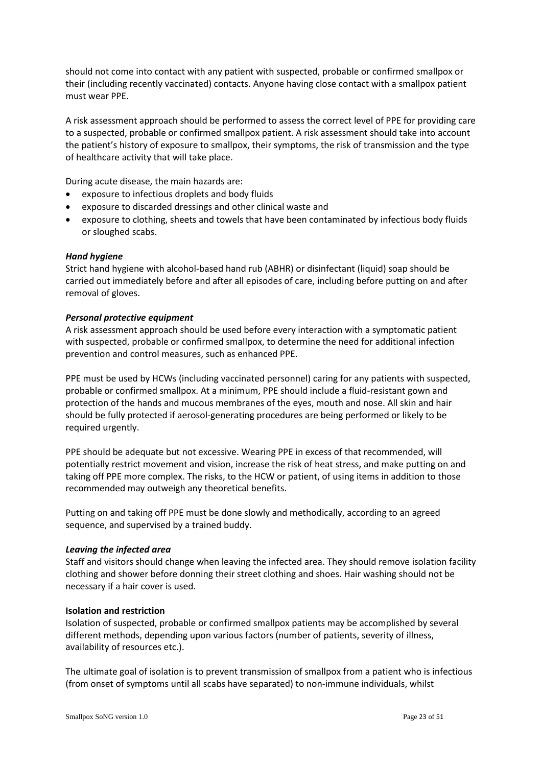should not come into contact with any patient with suspected, probable or confirmed smallpox or their (including recently vaccinated) contacts. Anyone having close contact with a smallpox patient must wear PPE.

A risk assessment approach should be performed to assess the correct level of PPE for providing care to a suspected, probable or confirmed smallpox patient. A risk assessment should take into account the patient's history of exposure to smallpox, their symptoms, the risk of transmission and the type of healthcare activity that will take place.

During acute disease, the main hazards are:

- exposure to infectious droplets and body fluids
- exposure to discarded dressings and other clinical waste and
- exposure to clothing, sheets and towels that have been contaminated by infectious body fluids or sloughed scabs.

***Hand hygiene***

Strict hand hygiene with alcohol-based hand rub (ABHR) or disinfectant (liquid) soap should be carried out immediately before and after all episodes of care, including before putting on and after removal of gloves.

***Personal protective equipment***

A risk assessment approach should be used before every interaction with a symptomatic patient with suspected, probable or confirmed smallpox, to determine the need for additional infection prevention and control measures, such as enhanced PPE.

PPE must be used by HCWs (including vaccinated personnel) caring for any patients with suspected, probable or confirmed smallpox. At a minimum, PPE should include a fluid-resistant gown and protection of the hands and mucous membranes of the eyes, mouth and nose. All skin and hair should be fully protected if aerosol-generating procedures are being performed or likely to be required urgently.

PPE should be adequate but not excessive. Wearing PPE in excess of that recommended, will potentially restrict movement and vision, increase the risk of heat stress, and make putting on and taking off PPE more complex. The risks, to the HCW or patient, of using items in addition to those recommended may outweigh any theoretical benefits.

Putting on and taking off PPE must be done slowly and methodically, according to an agreed sequence, and supervised by a trained buddy.

***Leaving the infected area***

Staff and visitors should change when leaving the infected area. They should remove isolation facility clothing and shower before donning their street clothing and shoes. Hair washing should not be necessary if a hair cover is used.

**Isolation and restriction**

Isolation of suspected, probable or confirmed smallpox patients may be accomplished by several different methods, depending upon various factors (number of patients, severity of illness, availability of resources etc.).

The ultimate goal of isolation is to prevent transmission of smallpox from a patient who is infectious (from onset of symptoms until all scabs have separated) to non-immune individuals, whilst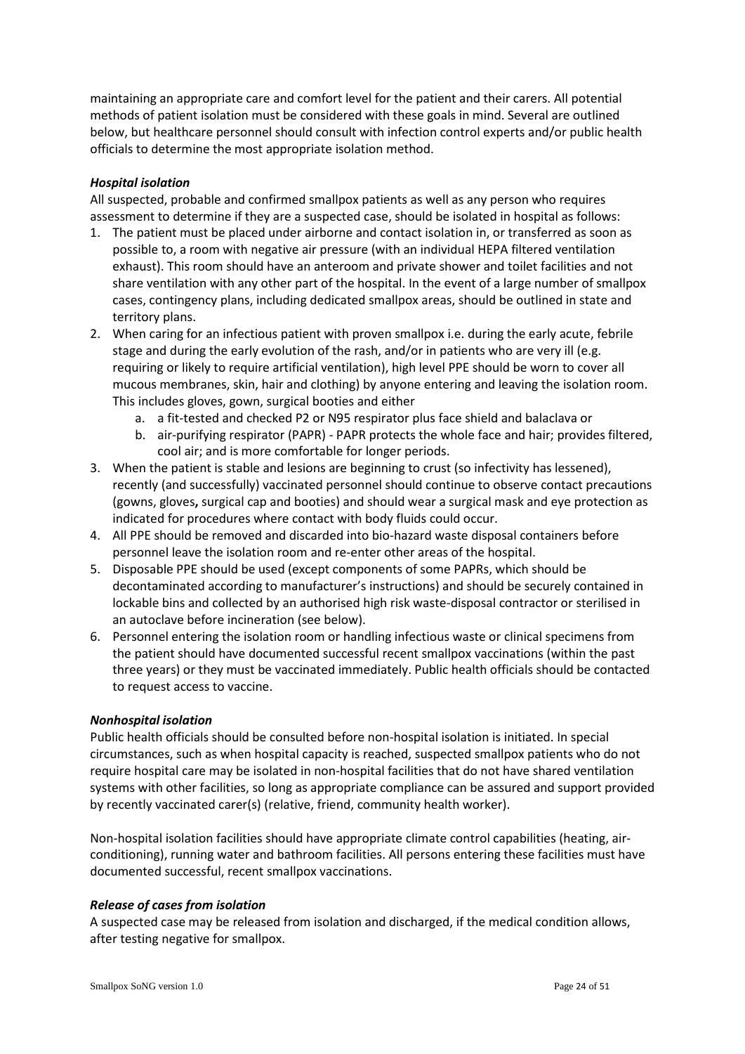maintaining an appropriate care and comfort level for the patient and their carers. All potential methods of patient isolation must be considered with these goals in mind. Several are outlined below, but healthcare personnel should consult with infection control experts and/or public health officials to determine the most appropriate isolation method.

***Hospital isolation***

All suspected, probable and confirmed smallpox patients as well as any person who requires assessment to determine if they are a suspected case, should be isolated in hospital as follows:

1. The patient must be placed under airborne and contact isolation in, or transferred as soon as possible to, a room with negative air pressure (with an individual HEPA filtered ventilation exhaust). This room should have an anteroom and private shower and toilet facilities and not share ventilation with any other part of the hospital. In the event of a large number of smallpox cases, contingency plans, including dedicated smallpox areas, should be outlined in state and territory plans.
2. When caring for an infectious patient with proven smallpox i.e. during the early acute, febrile stage and during the early evolution of the rash, and/or in patients who are very ill (e.g. requiring or likely to require artificial ventilation), high level PPE should be worn to cover all mucous membranes, skin, hair and clothing) by anyone entering and leaving the isolation room. This includes gloves, gown, surgical booties and either
    a. a fit-tested and checked P2 or N95 respirator plus face shield and balaclava or
    b. air-purifying respirator (PAPR) - PAPR protects the whole face and hair; provides filtered, cool air; and is more comfortable for longer periods.
3. When the patient is stable and lesions are beginning to crust (so infectivity has lessened), recently (and successfully) vaccinated personnel should continue to observe contact precautions (gowns, gloves**,** surgical cap and booties) and should wear a surgical mask and eye protection as indicated for procedures where contact with body fluids could occur.
4. All PPE should be removed and discarded into bio-hazard waste disposal containers before personnel leave the isolation room and re-enter other areas of the hospital.
5. Disposable PPE should be used (except components of some PAPRs, which should be decontaminated according to manufacturer's instructions) and should be securely contained in lockable bins and collected by an authorised high risk waste-disposal contractor or sterilised in an autoclave before incineration (see below).
6. Personnel entering the isolation room or handling infectious waste or clinical specimens from the patient should have documented successful recent smallpox vaccinations (within the past three years) or they must be vaccinated immediately. Public health officials should be contacted to request access to vaccine.

***Nonhospital isolation***

Public health officials should be consulted before non-hospital isolation is initiated. In special circumstances, such as when hospital capacity is reached, suspected smallpox patients who do not require hospital care may be isolated in non-hospital facilities that do not have shared ventilation systems with other facilities, so long as appropriate compliance can be assured and support provided by recently vaccinated carer(s) (relative, friend, community health worker).

Non-hospital isolation facilities should have appropriate climate control capabilities (heating, air-conditioning), running water and bathroom facilities. All persons entering these facilities must have documented successful, recent smallpox vaccinations.

***Release of cases from isolation***

A suspected case may be released from isolation and discharged, if the medical condition allows, after testing negative for smallpox.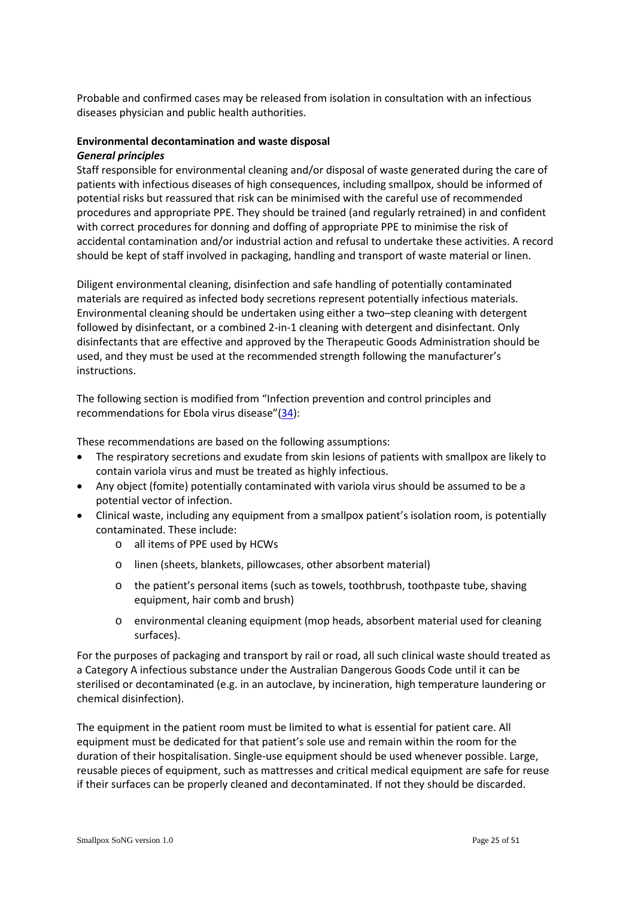Probable and confirmed cases may be released from isolation in consultation with an infectious diseases physician and public health authorities.

**Environmental decontamination and waste disposal**

***General principles***

Staff responsible for environmental cleaning and/or disposal of waste generated during the care of patients with infectious diseases of high consequences, including smallpox, should be informed of potential risks but reassured that risk can be minimised with the careful use of recommended procedures and appropriate PPE. They should be trained (and regularly retrained) in and confident with correct procedures for donning and doffing of appropriate PPE to minimise the risk of accidental contamination and/or industrial action and refusal to undertake these activities. A record should be kept of staff involved in packaging, handling and transport of waste material or linen.

Diligent environmental cleaning, disinfection and safe handling of potentially contaminated materials are required as infected body secretions represent potentially infectious materials. Environmental cleaning should be undertaken using either a two–step cleaning with detergent followed by disinfectant, or a combined 2-in-1 cleaning with detergent and disinfectant. Only disinfectants that are effective and approved by the Therapeutic Goods Administration should be used, and they must be used at the recommended strength following the manufacturer's instructions.

The following section is modified from "Infection prevention and control principles and recommendations for Ebola virus disease"(34):

These recommendations are based on the following assumptions:

- The respiratory secretions and exudate from skin lesions of patients with smallpox are likely to contain variola virus and must be treated as highly infectious.
- Any object (fomite) potentially contaminated with variola virus should be assumed to be a potential vector of infection.
- Clinical waste, including any equipment from a smallpox patient's isolation room, is potentially contaminated. These include:
    - all items of PPE used by HCWs
    - linen (sheets, blankets, pillowcases, other absorbent material)
    - the patient's personal items (such as towels, toothbrush, toothpaste tube, shaving equipment, hair comb and brush)
    - environmental cleaning equipment (mop heads, absorbent material used for cleaning surfaces).

For the purposes of packaging and transport by rail or road, all such clinical waste should treated as a Category A infectious substance under the Australian Dangerous Goods Code until it can be sterilised or decontaminated (e.g. in an autoclave, by incineration, high temperature laundering or chemical disinfection).

The equipment in the patient room must be limited to what is essential for patient care. All equipment must be dedicated for that patient's sole use and remain within the room for the duration of their hospitalisation. Single-use equipment should be used whenever possible. Large, reusable pieces of equipment, such as mattresses and critical medical equipment are safe for reuse if their surfaces can be properly cleaned and decontaminated. If not they should be discarded.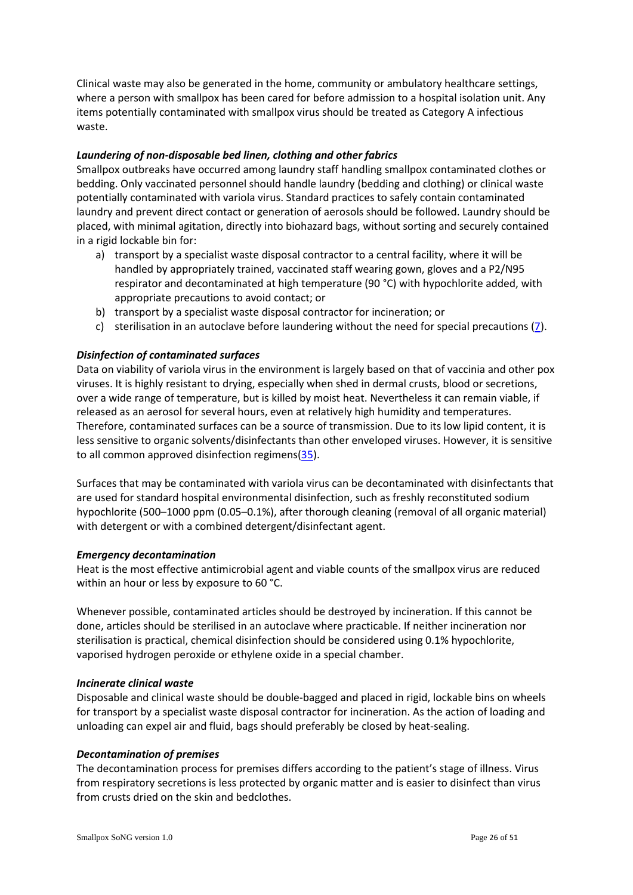Clinical waste may also be generated in the home, community or ambulatory healthcare settings, where a person with smallpox has been cared for before admission to a hospital isolation unit. Any items potentially contaminated with smallpox virus should be treated as Category A infectious waste.

***Laundering of non-disposable bed linen, clothing and other fabrics***

Smallpox outbreaks have occurred among laundry staff handling smallpox contaminated clothes or bedding. Only vaccinated personnel should handle laundry (bedding and clothing) or clinical waste potentially contaminated with variola virus. Standard practices to safely contain contaminated laundry and prevent direct contact or generation of aerosols should be followed. Laundry should be placed, with minimal agitation, directly into biohazard bags, without sorting and securely contained in a rigid lockable bin for:

a) transport by a specialist waste disposal contractor to a central facility, where it will be handled by appropriately trained, vaccinated staff wearing gown, gloves and a P2/N95 respirator and decontaminated at high temperature (90 °C) with hypochlorite added, with appropriate precautions to avoid contact; or
b) transport by a specialist waste disposal contractor for incineration; or
c) sterilisation in an autoclave before laundering without the need for special precautions (7).

***Disinfection of contaminated surfaces***

Data on viability of variola virus in the environment is largely based on that of vaccinia and other pox viruses. It is highly resistant to drying, especially when shed in dermal crusts, blood or secretions, over a wide range of temperature, but is killed by moist heat. Nevertheless it can remain viable, if released as an aerosol for several hours, even at relatively high humidity and temperatures. Therefore, contaminated surfaces can be a source of transmission. Due to its low lipid content, it is less sensitive to organic solvents/disinfectants than other enveloped viruses. However, it is sensitive to all common approved disinfection regimens(35).

Surfaces that may be contaminated with variola virus can be decontaminated with disinfectants that are used for standard hospital environmental disinfection, such as freshly reconstituted sodium hypochlorite (500–1000 ppm (0.05–0.1%), after thorough cleaning (removal of all organic material) with detergent or with a combined detergent/disinfectant agent.

***Emergency decontamination***

Heat is the most effective antimicrobial agent and viable counts of the smallpox virus are reduced within an hour or less by exposure to 60 °C.

Whenever possible, contaminated articles should be destroyed by incineration. If this cannot be done, articles should be sterilised in an autoclave where practicable. If neither incineration nor sterilisation is practical, chemical disinfection should be considered using 0.1% hypochlorite, vaporised hydrogen peroxide or ethylene oxide in a special chamber.

***Incinerate clinical waste***

Disposable and clinical waste should be double-bagged and placed in rigid, lockable bins on wheels for transport by a specialist waste disposal contractor for incineration. As the action of loading and unloading can expel air and fluid, bags should preferably be closed by heat-sealing.

***Decontamination of premises***

The decontamination process for premises differs according to the patient's stage of illness. Virus from respiratory secretions is less protected by organic matter and is easier to disinfect than virus from crusts dried on the skin and bedclothes.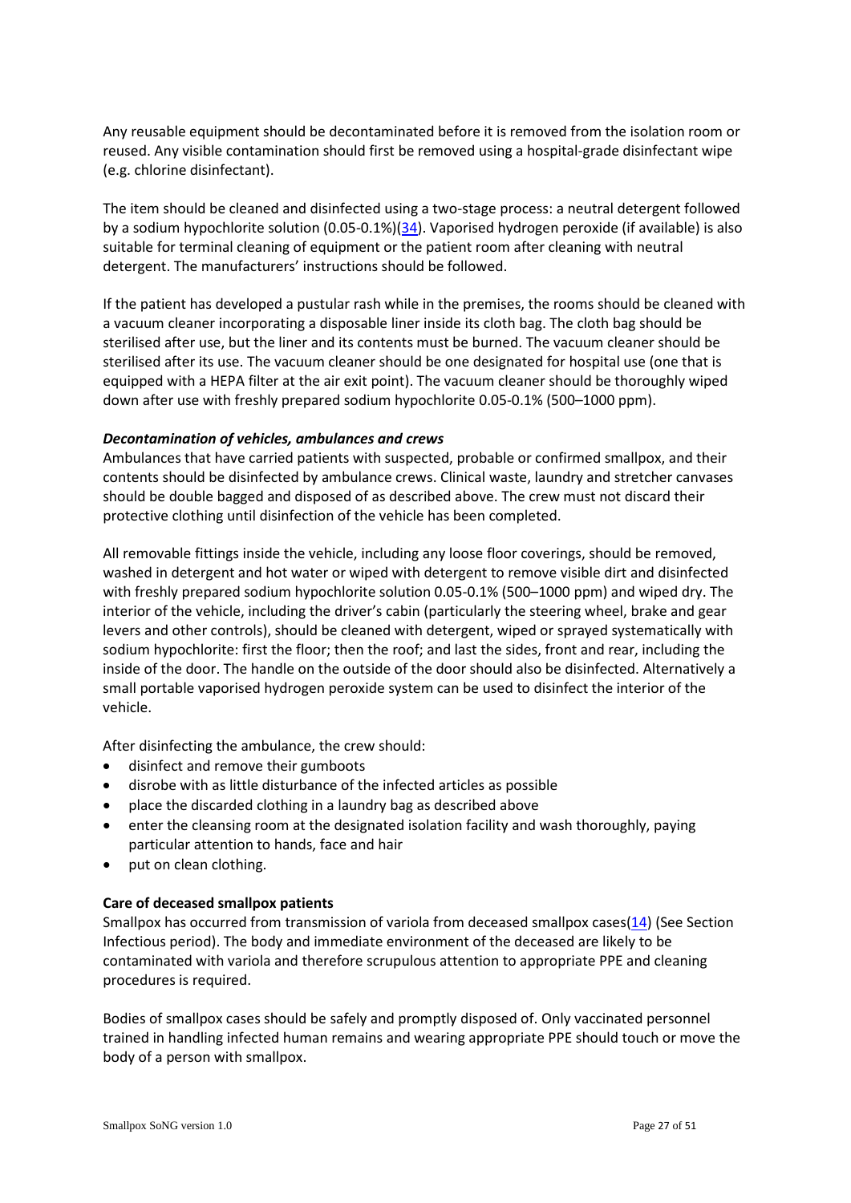Any reusable equipment should be decontaminated before it is removed from the isolation room or reused. Any visible contamination should first be removed using a hospital-grade disinfectant wipe (e.g. chlorine disinfectant).

The item should be cleaned and disinfected using a two-stage process: a neutral detergent followed by a sodium hypochlorite solution (0.05-0.1%)(34). Vaporised hydrogen peroxide (if available) is also suitable for terminal cleaning of equipment or the patient room after cleaning with neutral detergent. The manufacturers' instructions should be followed.

If the patient has developed a pustular rash while in the premises, the rooms should be cleaned with a vacuum cleaner incorporating a disposable liner inside its cloth bag. The cloth bag should be sterilised after use, but the liner and its contents must be burned. The vacuum cleaner should be sterilised after its use. The vacuum cleaner should be one designated for hospital use (one that is equipped with a HEPA filter at the air exit point). The vacuum cleaner should be thoroughly wiped down after use with freshly prepared sodium hypochlorite 0.05-0.1% (500–1000 ppm).

***Decontamination of vehicles, ambulances and crews***

Ambulances that have carried patients with suspected, probable or confirmed smallpox, and their contents should be disinfected by ambulance crews. Clinical waste, laundry and stretcher canvases should be double bagged and disposed of as described above. The crew must not discard their protective clothing until disinfection of the vehicle has been completed.

All removable fittings inside the vehicle, including any loose floor coverings, should be removed, washed in detergent and hot water or wiped with detergent to remove visible dirt and disinfected with freshly prepared sodium hypochlorite solution 0.05-0.1% (500–1000 ppm) and wiped dry. The interior of the vehicle, including the driver's cabin (particularly the steering wheel, brake and gear levers and other controls), should be cleaned with detergent, wiped or sprayed systematically with sodium hypochlorite: first the floor; then the roof; and last the sides, front and rear, including the inside of the door. The handle on the outside of the door should also be disinfected. Alternatively a small portable vaporised hydrogen peroxide system can be used to disinfect the interior of the vehicle.

After disinfecting the ambulance, the crew should:

- disinfect and remove their gumboots
- disrobe with as little disturbance of the infected articles as possible
- place the discarded clothing in a laundry bag as described above
- enter the cleansing room at the designated isolation facility and wash thoroughly, paying particular attention to hands, face and hair
- put on clean clothing.

**Care of deceased smallpox patients**

Smallpox has occurred from transmission of variola from deceased smallpox cases(14) (See Section Infectious period). The body and immediate environment of the deceased are likely to be contaminated with variola and therefore scrupulous attention to appropriate PPE and cleaning procedures is required.

Bodies of smallpox cases should be safely and promptly disposed of. Only vaccinated personnel trained in handling infected human remains and wearing appropriate PPE should touch or move the body of a person with smallpox.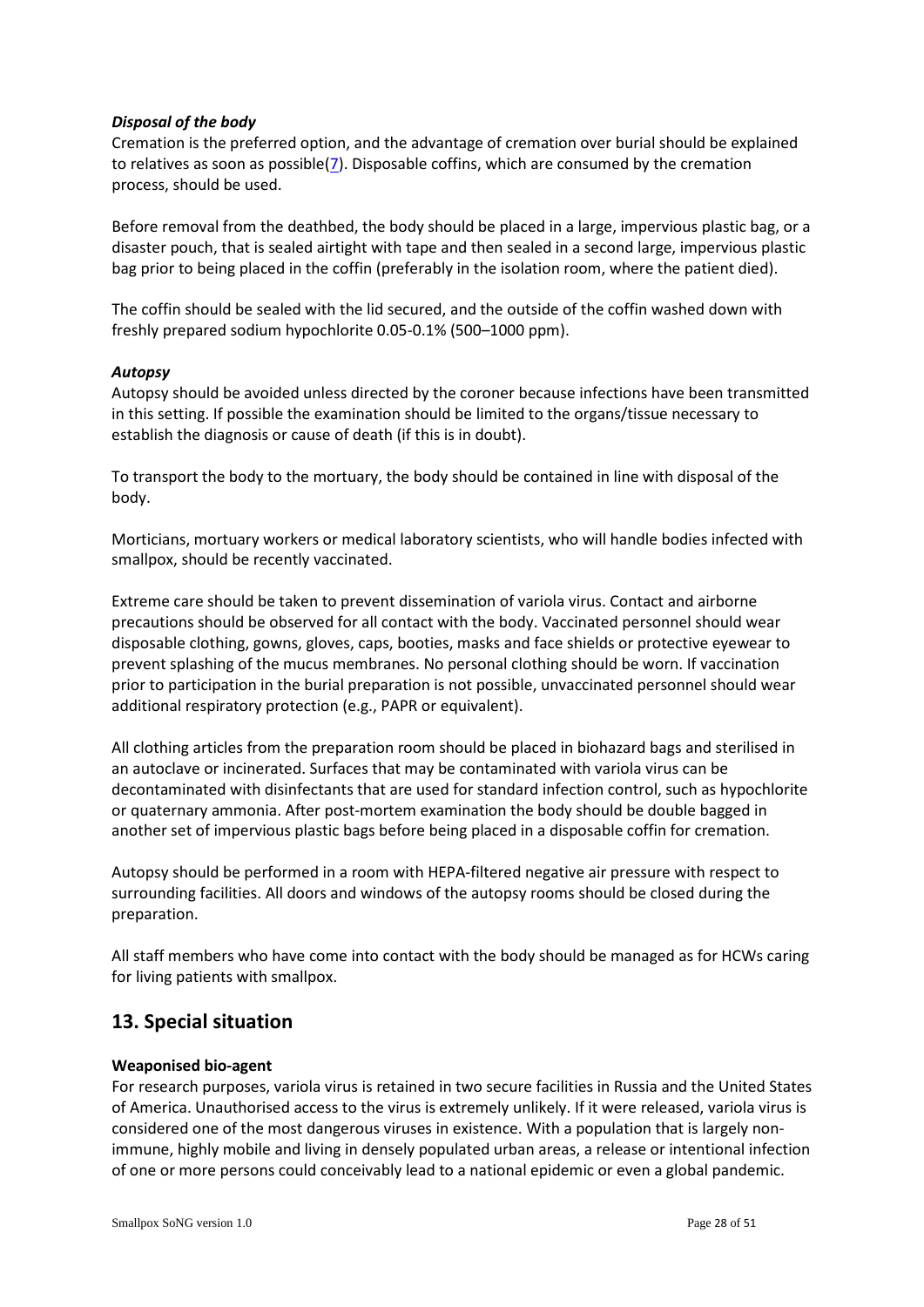### *Disposal of the body*

Cremation is the preferred option, and the advantage of cremation over burial should be explained to relatives as soon as possible(7). Disposable coffins, which are consumed by the cremation process, should be used.

Before removal from the deathbed, the body should be placed in a large, impervious plastic bag, or a disaster pouch, that is sealed airtight with tape and then sealed in a second large, impervious plastic bag prior to being placed in the coffin (preferably in the isolation room, where the patient died).

The coffin should be sealed with the lid secured, and the outside of the coffin washed down with freshly prepared sodium hypochlorite 0.05-0.1% (500–1000 ppm).

### *Autopsy*

Autopsy should be avoided unless directed by the coroner because infections have been transmitted in this setting. If possible the examination should be limited to the organs/tissue necessary to establish the diagnosis or cause of death (if this is in doubt).

To transport the body to the mortuary, the body should be contained in line with disposal of the body.

Morticians, mortuary workers or medical laboratory scientists, who will handle bodies infected with smallpox, should be recently vaccinated.

Extreme care should be taken to prevent dissemination of variola virus. Contact and airborne precautions should be observed for all contact with the body. Vaccinated personnel should wear disposable clothing, gowns, gloves, caps, booties, masks and face shields or protective eyewear to prevent splashing of the mucus membranes. No personal clothing should be worn. If vaccination prior to participation in the burial preparation is not possible, unvaccinated personnel should wear additional respiratory protection (e.g., PAPR or equivalent).

All clothing articles from the preparation room should be placed in biohazard bags and sterilised in an autoclave or incinerated. Surfaces that may be contaminated with variola virus can be decontaminated with disinfectants that are used for standard infection control, such as hypochlorite or quaternary ammonia. After post-mortem examination the body should be double bagged in another set of impervious plastic bags before being placed in a disposable coffin for cremation.

Autopsy should be performed in a room with HEPA-filtered negative air pressure with respect to surrounding facilities. All doors and windows of the autopsy rooms should be closed during the preparation.

All staff members who have come into contact with the body should be managed as for HCWs caring for living patients with smallpox.

## 13. Special situation

**Weaponised bio-agent**

For research purposes, variola virus is retained in two secure facilities in Russia and the United States of America. Unauthorised access to the virus is extremely unlikely. If it were released, variola virus is considered one of the most dangerous viruses in existence. With a population that is largely non-immune, highly mobile and living in densely populated urban areas, a release or intentional infection of one or more persons could conceivably lead to a national epidemic or even a global pandemic.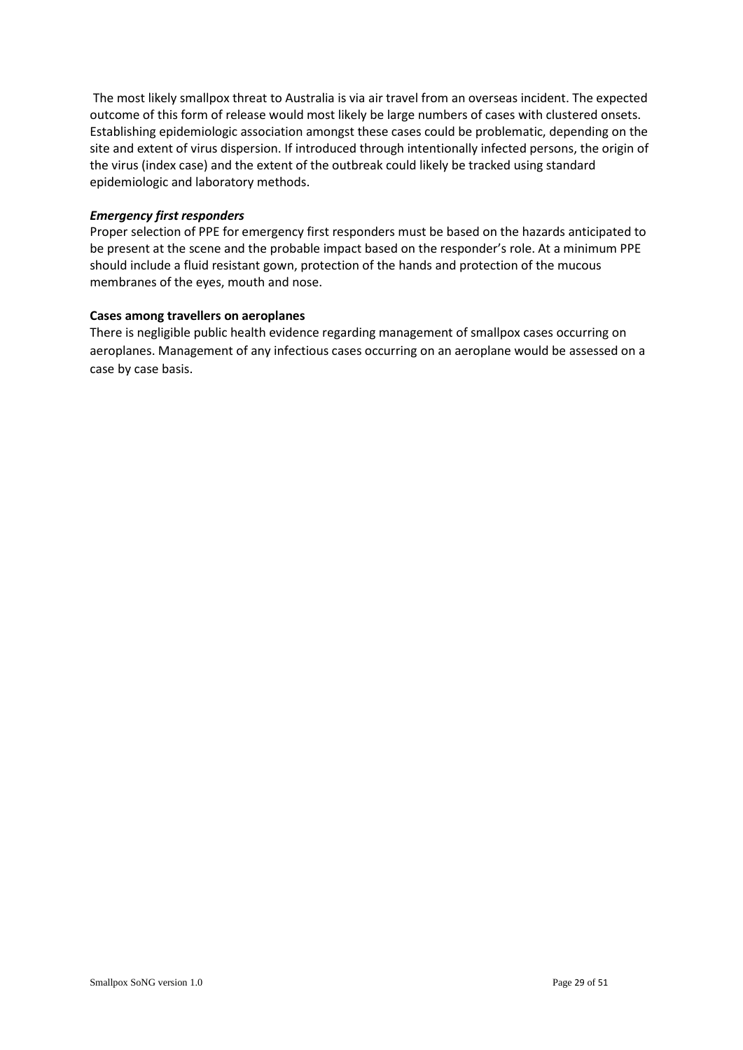The most likely smallpox threat to Australia is via air travel from an overseas incident. The expected outcome of this form of release would most likely be large numbers of cases with clustered onsets. Establishing epidemiologic association amongst these cases could be problematic, depending on the site and extent of virus dispersion. If introduced through intentionally infected persons, the origin of the virus (index case) and the extent of the outbreak could likely be tracked using standard epidemiologic and laboratory methods.

***Emergency first responders***

Proper selection of PPE for emergency first responders must be based on the hazards anticipated to be present at the scene and the probable impact based on the responder's role. At a minimum PPE should include a fluid resistant gown, protection of the hands and protection of the mucous membranes of the eyes, mouth and nose.

**Cases among travellers on aeroplanes**

There is negligible public health evidence regarding management of smallpox cases occurring on aeroplanes. Management of any infectious cases occurring on an aeroplane would be assessed on a case by case basis.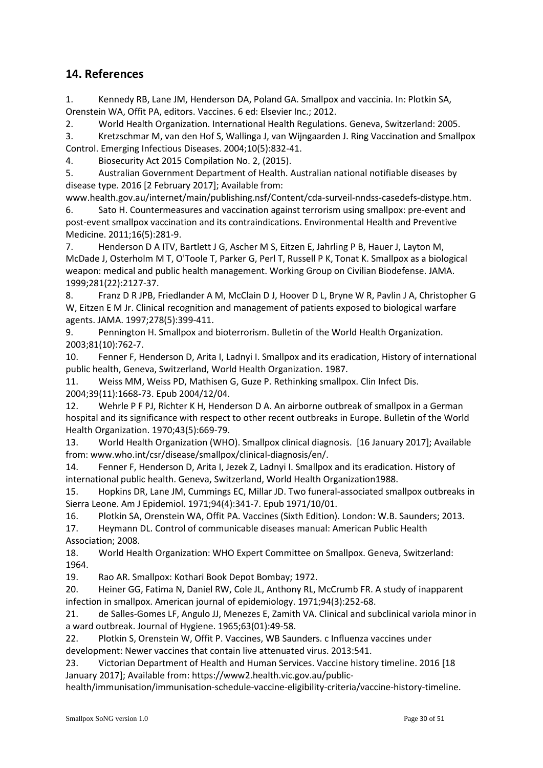## 14. References

1. Kennedy RB, Lane JM, Henderson DA, Poland GA. Smallpox and vaccinia. In: Plotkin SA, Orenstein WA, Offit PA, editors. Vaccines. 6 ed: Elsevier Inc.; 2012.
2. World Health Organization. International Health Regulations. Geneva, Switzerland: 2005.
3. Kretzschmar M, van den Hof S, Wallinga J, van Wijngaarden J. Ring Vaccination and Smallpox Control. Emerging Infectious Diseases. 2004;10(5):832-41.
4. Biosecurity Act 2015 Compilation No. 2, (2015).
5. Australian Government Department of Health. Australian national notifiable diseases by disease type. 2016 [2 February 2017]; Available from: www.health.gov.au/internet/main/publishing.nsf/Content/cda-surveil-nndss-casedefs-distype.htm.
6. Sato H. Countermeasures and vaccination against terrorism using smallpox: pre-event and post-event smallpox vaccination and its contraindications. Environmental Health and Preventive Medicine. 2011;16(5):281-9.
7. Henderson D A ITV, Bartlett J G, Ascher M S, Eitzen E, Jahrling P B, Hauer J, Layton M, McDade J, Osterholm M T, O'Toole T, Parker G, Perl T, Russell P K, Tonat K. Smallpox as a biological weapon: medical and public health management. Working Group on Civilian Biodefense. JAMA. 1999;281(22):2127-37.
8. Franz D R JPB, Friedlander A M, McClain D J, Hoover D L, Bryne W R, Pavlin J A, Christopher G W, Eitzen E M Jr. Clinical recognition and management of patients exposed to biological warfare agents. JAMA. 1997;278(5):399-411.
9. Pennington H. Smallpox and bioterrorism. Bulletin of the World Health Organization. 2003;81(10):762-7.
10. Fenner F, Henderson D, Arita I, Ladnyi I. Smallpox and its eradication, History of international public health, Geneva, Switzerland, World Health Organization. 1987.
11. Weiss MM, Weiss PD, Mathisen G, Guze P. Rethinking smallpox. Clin Infect Dis. 2004;39(11):1668-73. Epub 2004/12/04.
12. Wehrle P F PJ, Richter K H, Henderson D A. An airborne outbreak of smallpox in a German hospital and its significance with respect to other recent outbreaks in Europe. Bulletin of the World Health Organization. 1970;43(5):669-79.
13. World Health Organization (WHO). Smallpox clinical diagnosis. [16 January 2017]; Available from: www.who.int/csr/disease/smallpox/clinical-diagnosis/en/.
14. Fenner F, Henderson D, Arita I, Jezek Z, Ladnyi I. Smallpox and its eradication. History of international public health. Geneva, Switzerland, World Health Organization1988.
15. Hopkins DR, Lane JM, Cummings EC, Millar JD. Two funeral-associated smallpox outbreaks in Sierra Leone. Am J Epidemiol. 1971;94(4):341-7. Epub 1971/10/01.
16. Plotkin SA, Orenstein WA, Offit PA. Vaccines (Sixth Edition). London: W.B. Saunders; 2013.
17. Heymann DL. Control of communicable diseases manual: American Public Health Association; 2008.
18. World Health Organization: WHO Expert Committee on Smallpox. Geneva, Switzerland: 1964.
19. Rao AR. Smallpox: Kothari Book Depot Bombay; 1972.
20. Heiner GG, Fatima N, Daniel RW, Cole JL, Anthony RL, McCrumb FR. A study of inapparent infection in smallpox. American journal of epidemiology. 1971;94(3):252-68.
21. de Salles-Gomes LF, Angulo JJ, Menezes E, Zamith VA. Clinical and subclinical variola minor in a ward outbreak. Journal of Hygiene. 1965;63(01):49-58.
22. Plotkin S, Orenstein W, Offit P. Vaccines, WB Saunders. c Influenza vaccines under development: Newer vaccines that contain live attenuated virus. 2013:541.
23. Victorian Department of Health and Human Services. Vaccine history timeline. 2016 [18 January 2017]; Available from: https://www2.health.vic.gov.au/public-health/immunisation/immunisation-schedule-vaccine-eligibility-criteria/vaccine-history-timeline.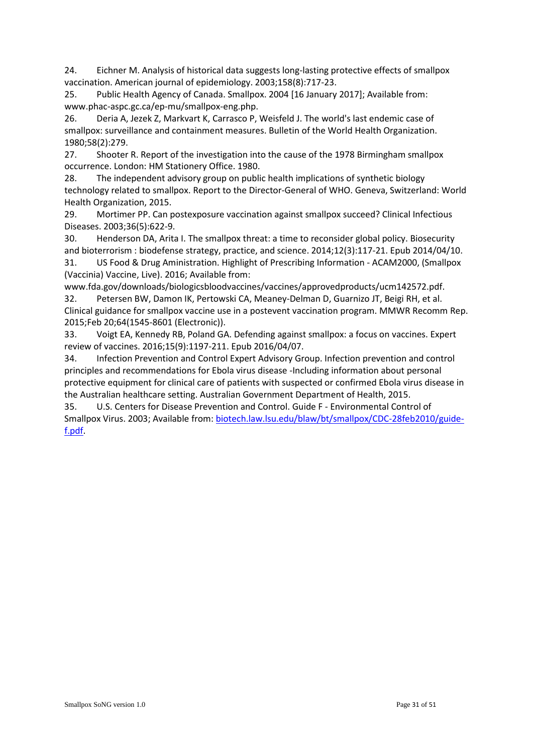24. Eichner M. Analysis of historical data suggests long-lasting protective effects of smallpox vaccination. American journal of epidemiology. 2003;158(8):717-23.

25. Public Health Agency of Canada. Smallpox. 2004 [16 January 2017]; Available from: www.phac-aspc.gc.ca/ep-mu/smallpox-eng.php.

26. Deria A, Jezek Z, Markvart K, Carrasco P, Weisfeld J. The world's last endemic case of smallpox: surveillance and containment measures. Bulletin of the World Health Organization. 1980;58(2):279.

27. Shooter R. Report of the investigation into the cause of the 1978 Birmingham smallpox occurrence. London: HM Stationery Office. 1980.

28. The independent advisory group on public health implications of synthetic biology technology related to smallpox. Report to the Director-General of WHO. Geneva, Switzerland: World Health Organization, 2015.

29. Mortimer PP. Can postexposure vaccination against smallpox succeed? Clinical Infectious Diseases. 2003;36(5):622-9.

30. Henderson DA, Arita I. The smallpox threat: a time to reconsider global policy. Biosecurity and bioterrorism : biodefense strategy, practice, and science. 2014;12(3):117-21. Epub 2014/04/10.

31. US Food & Drug Aministration. Highlight of Prescribing Information - ACAM2000, (Smallpox (Vaccinia) Vaccine, Live). 2016; Available from: www.fda.gov/downloads/biologicsbloodvaccines/vaccines/approvedproducts/ucm142572.pdf.

32. Petersen BW, Damon IK, Pertowski CA, Meaney-Delman D, Guarnizo JT, Beigi RH, et al. Clinical guidance for smallpox vaccine use in a postevent vaccination program. MMWR Recomm Rep. 2015;Feb 20;64(1545-8601 (Electronic)).

33. Voigt EA, Kennedy RB, Poland GA. Defending against smallpox: a focus on vaccines. Expert review of vaccines. 2016;15(9):1197-211. Epub 2016/04/07.

34. Infection Prevention and Control Expert Advisory Group. Infection prevention and control principles and recommendations for Ebola virus disease -Including information about personal protective equipment for clinical care of patients with suspected or confirmed Ebola virus disease in the Australian healthcare setting. Australian Government Department of Health, 2015.

35. U.S. Centers for Disease Prevention and Control. Guide F - Environmental Control of Smallpox Virus. 2003; Available from: [biotech.law.lsu.edu/blaw/bt/smallpox/CDC-28feb2010/guide-f.pdf](biotech.law.lsu.edu/blaw/bt/smallpox/CDC-28feb2010/guide-f.pdf).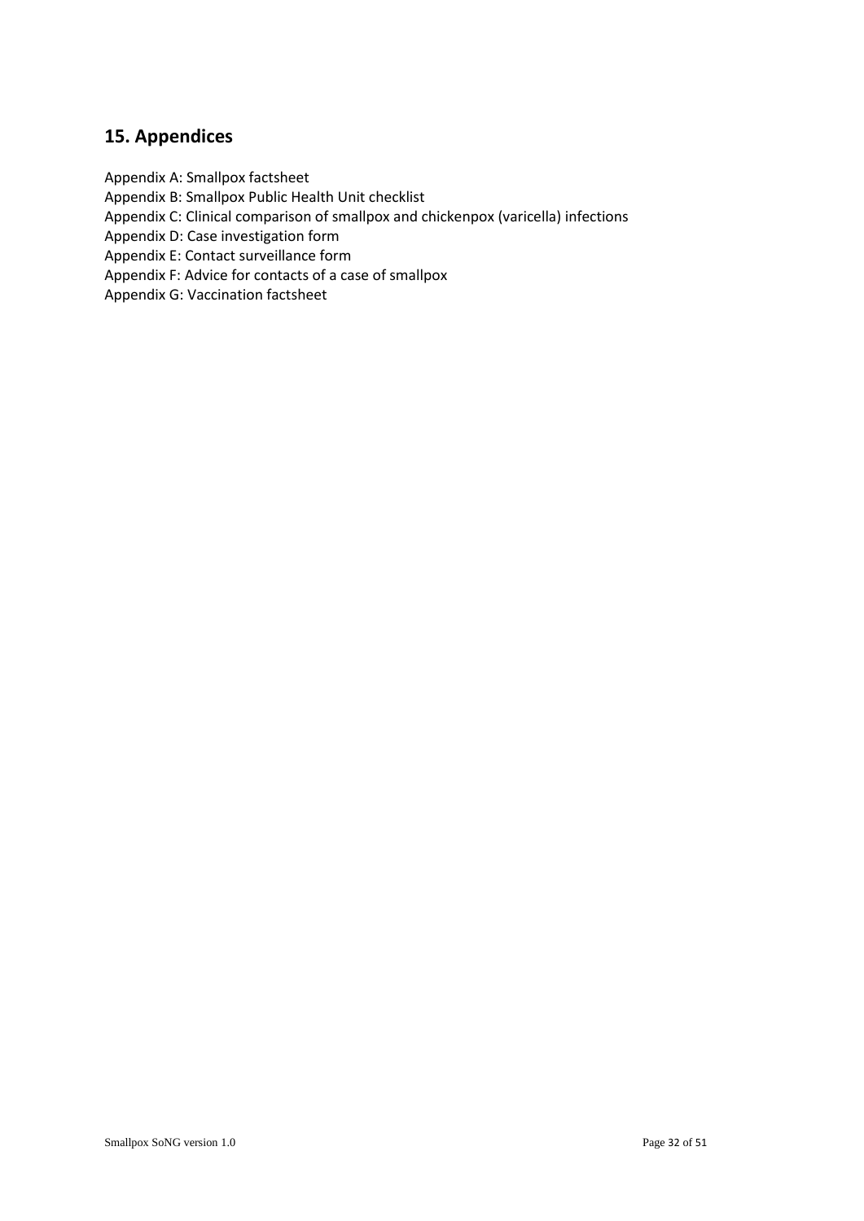## 15. Appendices

Appendix A: Smallpox factsheet
Appendix B: Smallpox Public Health Unit checklist
Appendix C: Clinical comparison of smallpox and chickenpox (varicella) infections
Appendix D: Case investigation form
Appendix E: Contact surveillance form
Appendix F: Advice for contacts of a case of smallpox
Appendix G: Vaccination factsheet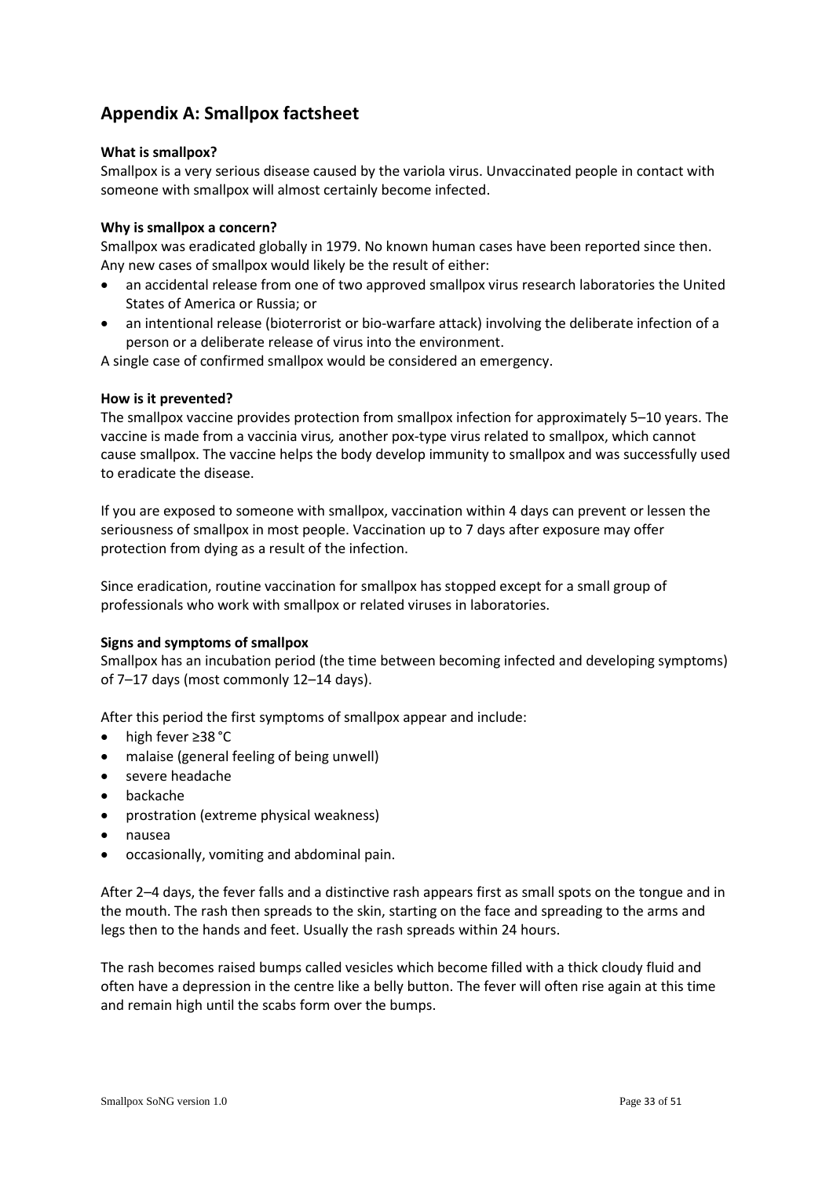## Appendix A: Smallpox factsheet

**What is smallpox?**

Smallpox is a very serious disease caused by the variola virus. Unvaccinated people in contact with someone with smallpox will almost certainly become infected.

**Why is smallpox a concern?**

Smallpox was eradicated globally in 1979. No known human cases have been reported since then. Any new cases of smallpox would likely be the result of either:

- an accidental release from one of two approved smallpox virus research laboratories the United States of America or Russia; or
- an intentional release (bioterrorist or bio-warfare attack) involving the deliberate infection of a person or a deliberate release of virus into the environment.

A single case of confirmed smallpox would be considered an emergency.

**How is it prevented?**

The smallpox vaccine provides protection from smallpox infection for approximately 5–10 years. The vaccine is made from a vaccinia virus*,* another pox-type virus related to smallpox, which cannot cause smallpox. The vaccine helps the body develop immunity to smallpox and was successfully used to eradicate the disease.

If you are exposed to someone with smallpox, vaccination within 4 days can prevent or lessen the seriousness of smallpox in most people. Vaccination up to 7 days after exposure may offer protection from dying as a result of the infection.

Since eradication, routine vaccination for smallpox has stopped except for a small group of professionals who work with smallpox or related viruses in laboratories.

**Signs and symptoms of smallpox**

Smallpox has an incubation period (the time between becoming infected and developing symptoms) of 7–17 days (most commonly 12–14 days).

After this period the first symptoms of smallpox appear and include:

- high fever ≥38 °C
- malaise (general feeling of being unwell)
- severe headache
- backache
- prostration (extreme physical weakness)
- nausea
- occasionally, vomiting and abdominal pain.

After 2–4 days, the fever falls and a distinctive rash appears first as small spots on the tongue and in the mouth. The rash then spreads to the skin, starting on the face and spreading to the arms and legs then to the hands and feet. Usually the rash spreads within 24 hours.

The rash becomes raised bumps called vesicles which become filled with a thick cloudy fluid and often have a depression in the centre like a belly button. The fever will often rise again at this time and remain high until the scabs form over the bumps.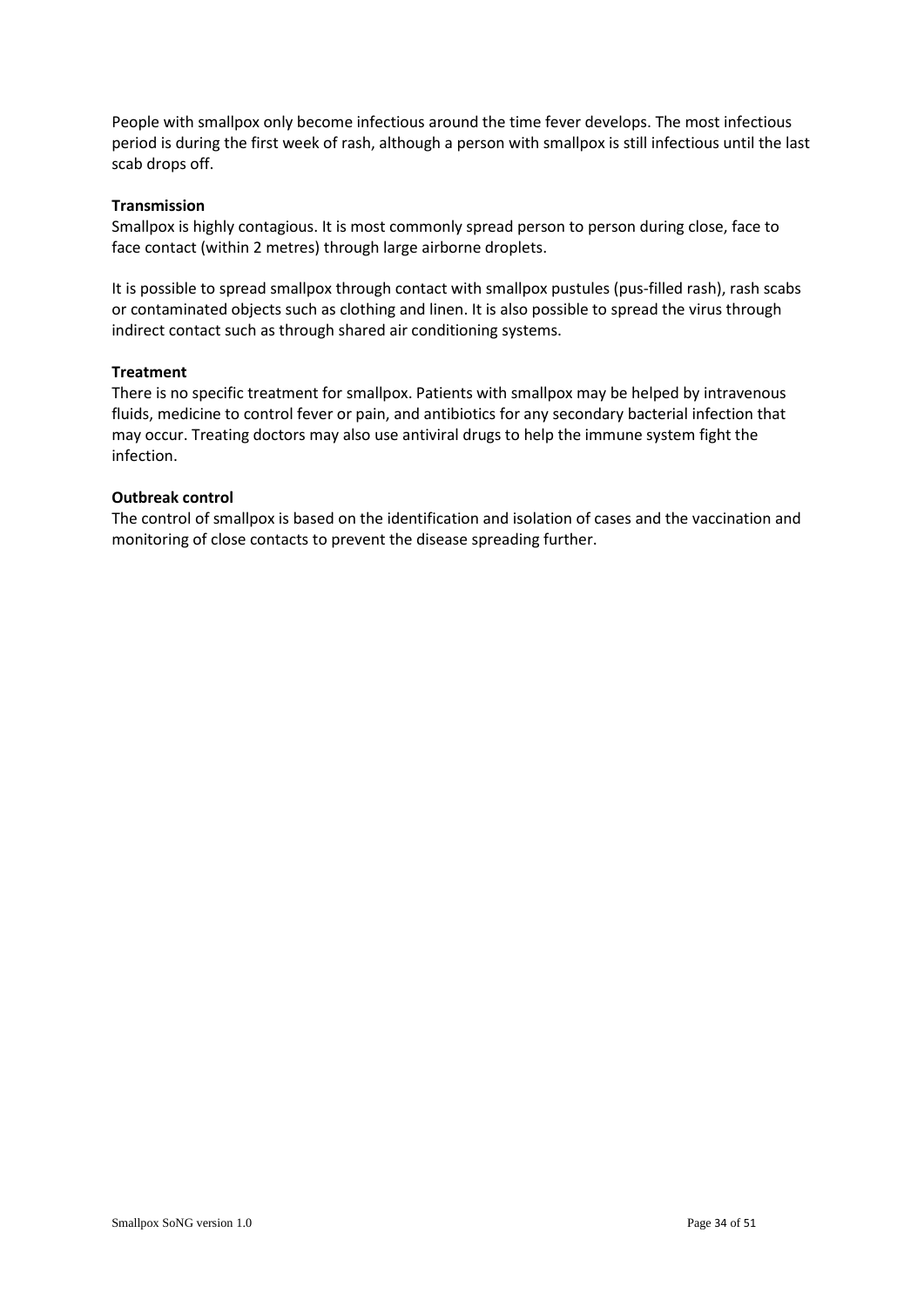People with smallpox only become infectious around the time fever develops. The most infectious period is during the first week of rash, although a person with smallpox is still infectious until the last scab drops off.

**Transmission**

Smallpox is highly contagious. It is most commonly spread person to person during close, face to face contact (within 2 metres) through large airborne droplets.

It is possible to spread smallpox through contact with smallpox pustules (pus-filled rash), rash scabs or contaminated objects such as clothing and linen. It is also possible to spread the virus through indirect contact such as through shared air conditioning systems.

**Treatment**

There is no specific treatment for smallpox. Patients with smallpox may be helped by intravenous fluids, medicine to control fever or pain, and antibiotics for any secondary bacterial infection that may occur. Treating doctors may also use antiviral drugs to help the immune system fight the infection.

**Outbreak control**

The control of smallpox is based on the identification and isolation of cases and the vaccination and monitoring of close contacts to prevent the disease spreading further.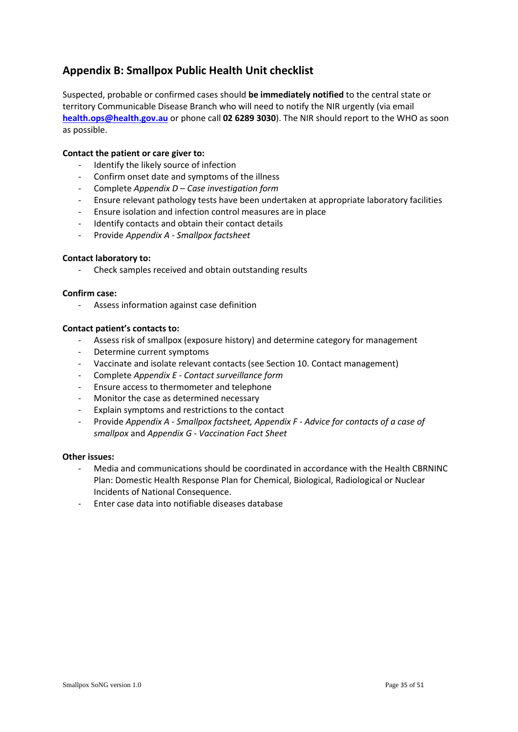## Appendix B: Smallpox Public Health Unit checklist

Suspected, probable or confirmed cases should **be immediately notified** to the central state or territory Communicable Disease Branch who will need to notify the NIR urgently (via email **health.ops@health.gov.au** or phone call **02 6289 3030**). The NIR should report to the WHO as soon as possible.

**Contact the patient or care giver to:**

- Identify the likely source of infection
- Confirm onset date and symptoms of the illness
- Complete *Appendix D – Case investigation form*
- Ensure relevant pathology tests have been undertaken at appropriate laboratory facilities
- Ensure isolation and infection control measures are in place
- Identify contacts and obtain their contact details
- Provide *Appendix A - Smallpox factsheet*

**Contact laboratory to:**

- Check samples received and obtain outstanding results

**Confirm case:**

- Assess information against case definition

**Contact patient's contacts to:**

- Assess risk of smallpox (exposure history) and determine category for management
- Determine current symptoms
- Vaccinate and isolate relevant contacts (see Section 10. Contact management)
- Complete *Appendix E - Contact surveillance form*
- Ensure access to thermometer and telephone
- Monitor the case as determined necessary
- Explain symptoms and restrictions to the contact
- Provide *Appendix A - Smallpox factsheet, Appendix F - Advice for contacts of a case of smallpox* and *Appendix G - Vaccination Fact Sheet*

**Other issues:**

- Media and communications should be coordinated in accordance with the Health CBRNINC Plan: Domestic Health Response Plan for Chemical, Biological, Radiological or Nuclear Incidents of National Consequence.
- Enter case data into notifiable diseases database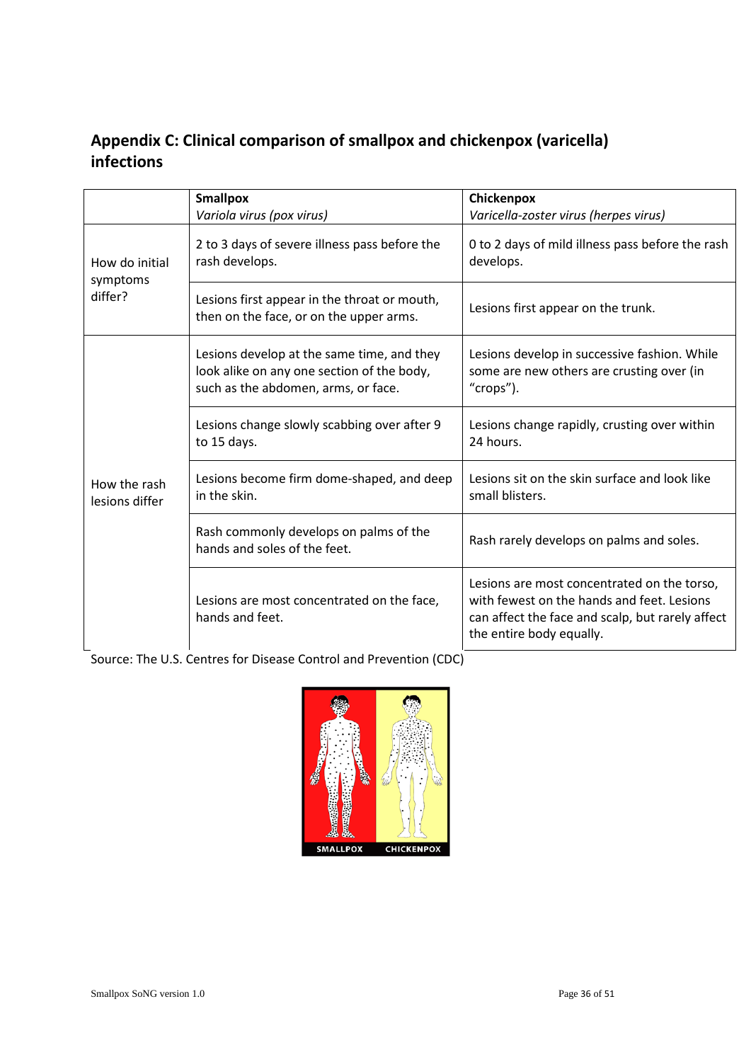## Appendix C: Clinical comparison of smallpox and chickenpox (varicella) infections

| | **Smallpox**<br>*Variola virus (pox virus)* | **Chickenpox**<br>*Varicella-zoster virus (herpes virus)* |
|---|---|---|
| How do initial symptoms differ? | 2 to 3 days of severe illness pass before the rash develops. | 0 to 2 days of mild illness pass before the rash develops. |
| | Lesions first appear in the throat or mouth, then on the face, or on the upper arms. | Lesions first appear on the trunk. |
| How the rash lesions differ | Lesions develop at the same time, and they look alike on any one section of the body, such as the abdomen, arms, or face. | Lesions develop in successive fashion. While some are new others are crusting over (in "crops"). |
| | Lesions change slowly scabbing over after 9 to 15 days. | Lesions change rapidly, crusting over within 24 hours. |
| | Lesions become firm dome-shaped, and deep in the skin. | Lesions sit on the skin surface and look like small blisters. |
| | Rash commonly develops on palms of the hands and soles of the feet. | Rash rarely develops on palms and soles. |
| | Lesions are most concentrated on the face, hands and feet. | Lesions are most concentrated on the torso, with fewest on the hands and feet. Lesions can affect the face and scalp, but rarely affect the entire body equally. |

Source: The U.S. Centres for Disease Control and Prevention (CDC)

SMALLPOX CHICKENPOX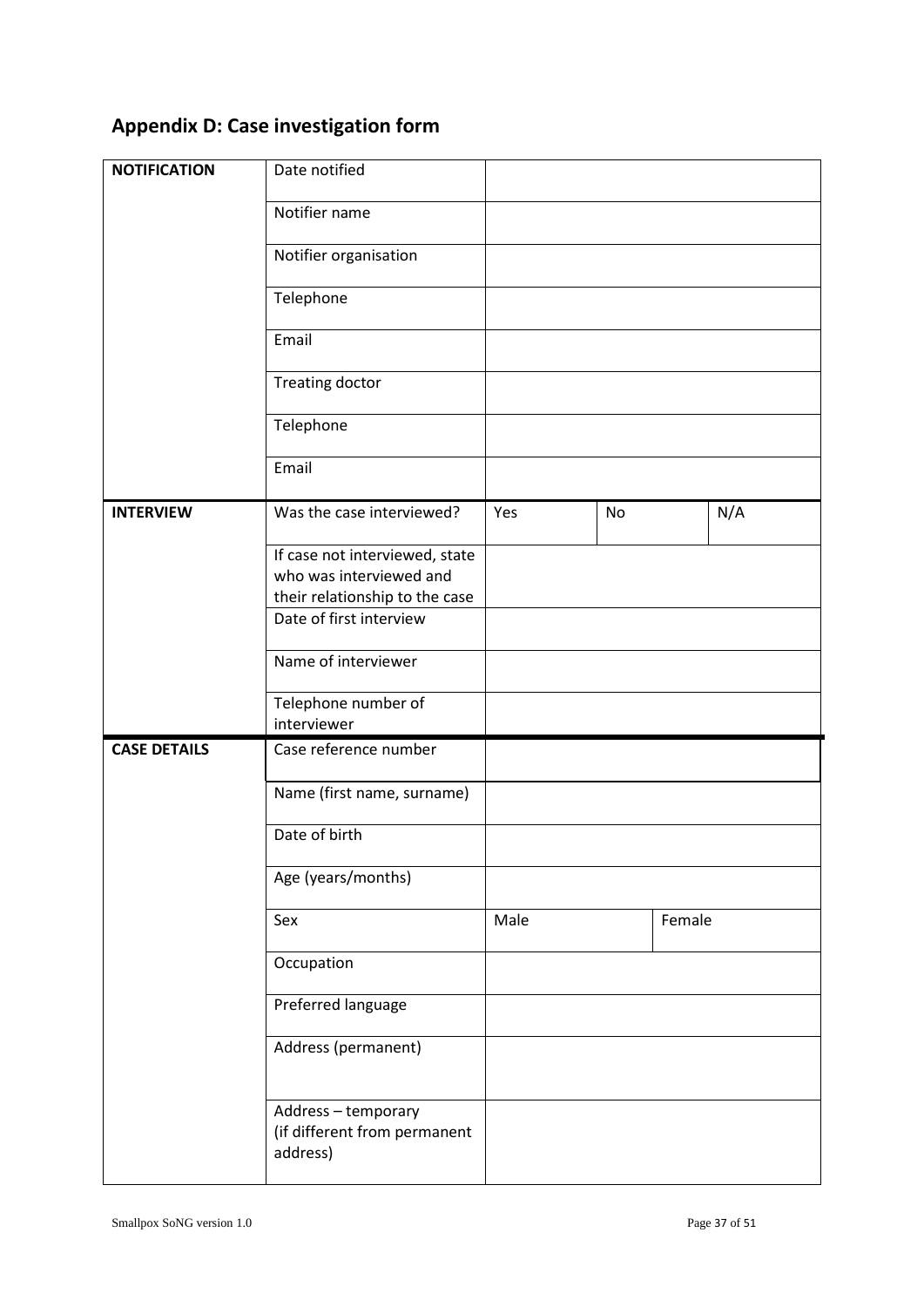## Appendix D: Case investigation form

| | | | | |
|---|---|---|---|---|
| **NOTIFICATION** | Date notified | | | |
| | Notifier name | | | |
| | Notifier organisation | | | |
| | Telephone | | | |
| | Email | | | |
| | Treating doctor | | | |
| | Telephone | | | |
| | Email | | | |
| **INTERVIEW** | Was the case interviewed? | Yes | No | N/A |
| | If case not interviewed, state who was interviewed and their relationship to the case | | | |
| | Date of first interview | | | |
| | Name of interviewer | | | |
| | Telephone number of interviewer | | | |
| **CASE DETAILS** | Case reference number | | | |
| | Name (first name, surname) | | | |
| | Date of birth | | | |
| | Age (years/months) | | | |
| | Sex | Male | | Female |
| | Occupation | | | |
| | Preferred language | | | |
| | Address (permanent) | | | |
| | Address – temporary (if different from permanent address) | | | |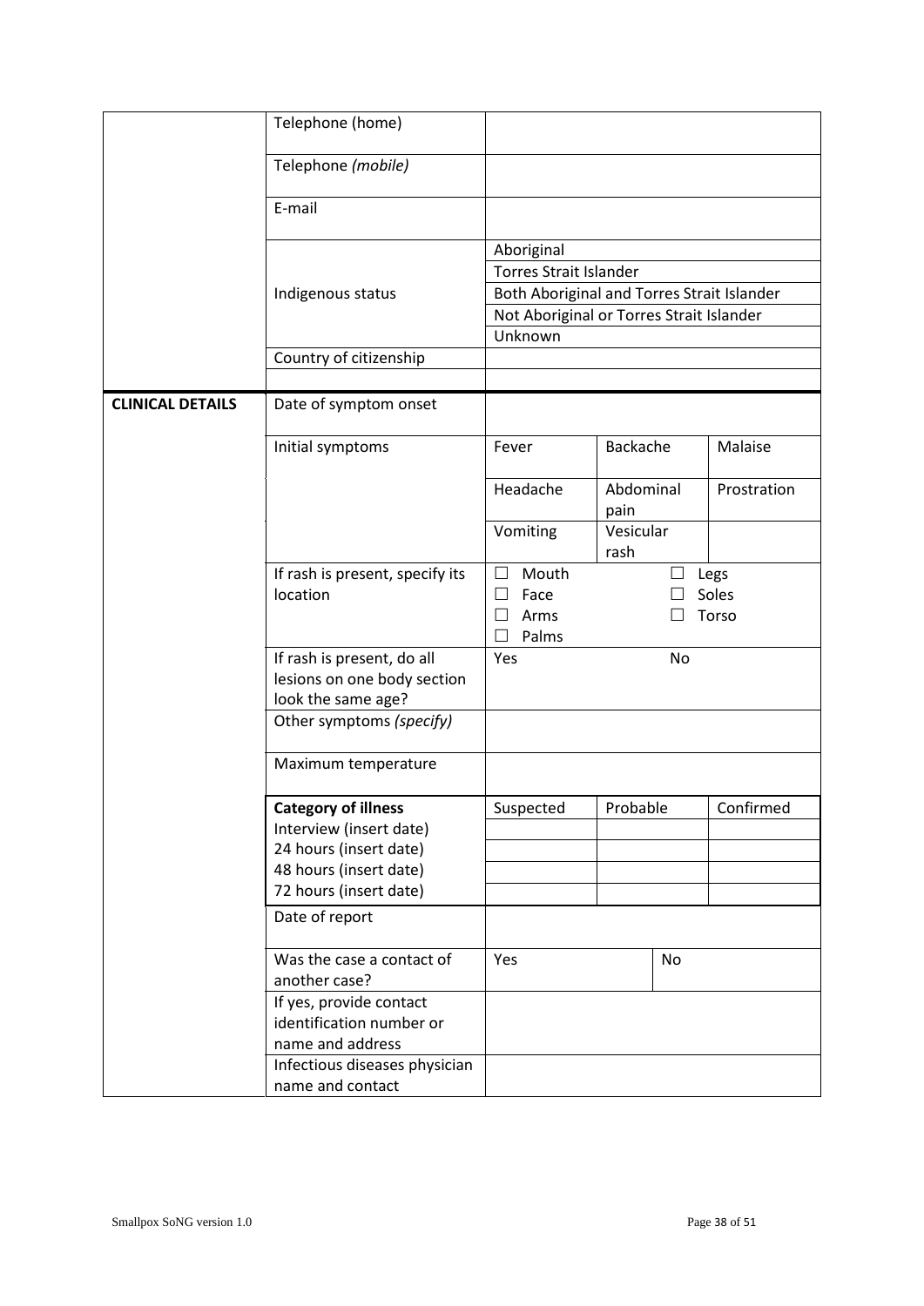| | | | | |
|---|---|---|---|---|
| | Telephone (home) | | | |
| | Telephone *(mobile)* | | | |
| | E-mail | | | |
| | Indigenous status | Aboriginal | | |
| | | Torres Strait Islander | | |
| | | Both Aboriginal and Torres Strait Islander | | |
| | | Not Aboriginal or Torres Strait Islander | | |
| | | Unknown | | |
| | Country of citizenship | | | |
| | | | | |
| **CLINICAL DETAILS** | Date of symptom onset | | | |
| | Initial symptoms | Fever | Backache | Malaise |
| | | Headache | Abdominal pain | Prostration |
| | | Vomiting | Vesicular rash | |
| | If rash is present, specify its location | ☐ Mouth<br>☐ Face<br>☐ Arms<br>☐ Palms | ☐ Legs<br>☐ Soles<br>☐ Torso | |
| | If rash is present, do all lesions on one body section look the same age? | Yes | No | |
| | Other symptoms *(specify)* | | | |
| | Maximum temperature | | | |
| | **Category of illness** | Suspected | Probable | Confirmed |
| | Interview (insert date) | | | |
| | 24 hours (insert date) | | | |
| | 48 hours (insert date) | | | |
| | 72 hours (insert date) | | | |
| | Date of report | | | |
| | Was the case a contact of another case? | Yes | No | |
| | If yes, provide contact identification number or name and address | | | |
| | Infectious diseases physician name and contact | | | |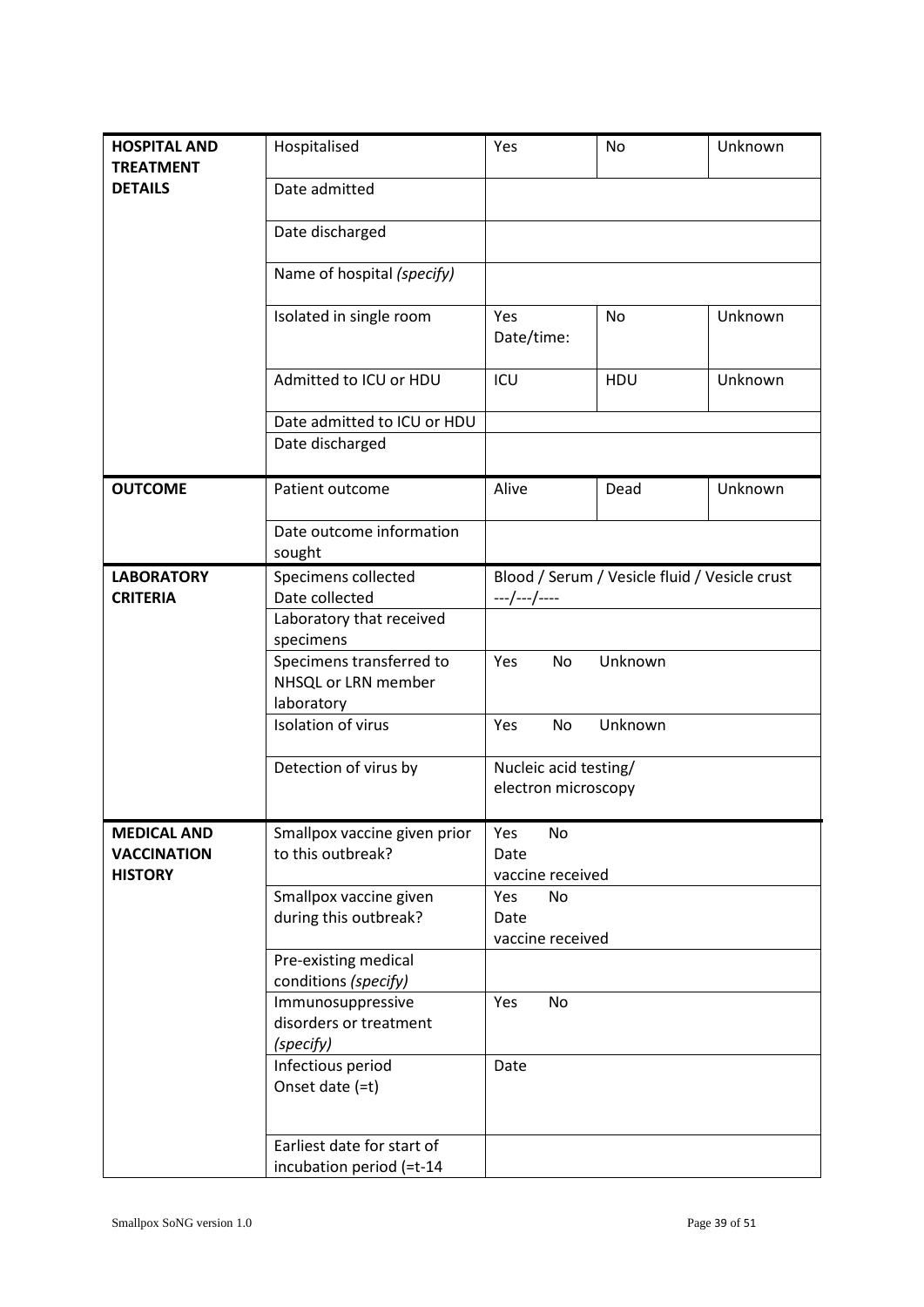| | | | | |
|---|---|---|---|---|
| **HOSPITAL AND TREATMENT DETAILS** | Hospitalised | Yes | No | Unknown |
| | Date admitted | | | |
| | Date discharged | | | |
| | Name of hospital *(specify)* | | | |
| | Isolated in single room | Yes Date/time: | No | Unknown |
| | Admitted to ICU or HDU | ICU | HDU | Unknown |
| | Date admitted to ICU or HDU | | | |
| | Date discharged | | | |
| **OUTCOME** | Patient outcome | Alive | Dead | Unknown |
| | Date outcome information sought | | | |
| **LABORATORY CRITERIA** | Specimens collected Date collected | Blood / Serum / Vesicle fluid / Vesicle crust ---/---/---- | | |
| | Laboratory that received specimens | | | |
| | Specimens transferred to NHSQL or LRN member laboratory | Yes No Unknown | | |
| | Isolation of virus | Yes No Unknown | | |
| | Detection of virus by | Nucleic acid testing/ electron microscopy | | |
| **MEDICAL AND VACCINATION HISTORY** | Smallpox vaccine given prior to this outbreak? | Yes No Date vaccine received | | |
| | Smallpox vaccine given during this outbreak? | Yes No Date vaccine received | | |
| | Pre-existing medical conditions *(specify)* | | | |
| | Immunosuppressive disorders or treatment *(specify)* | Yes No | | |
| | Infectious period Onset date (=t) | Date | | |
| | Earliest date for start of incubation period (=t-14 | | | |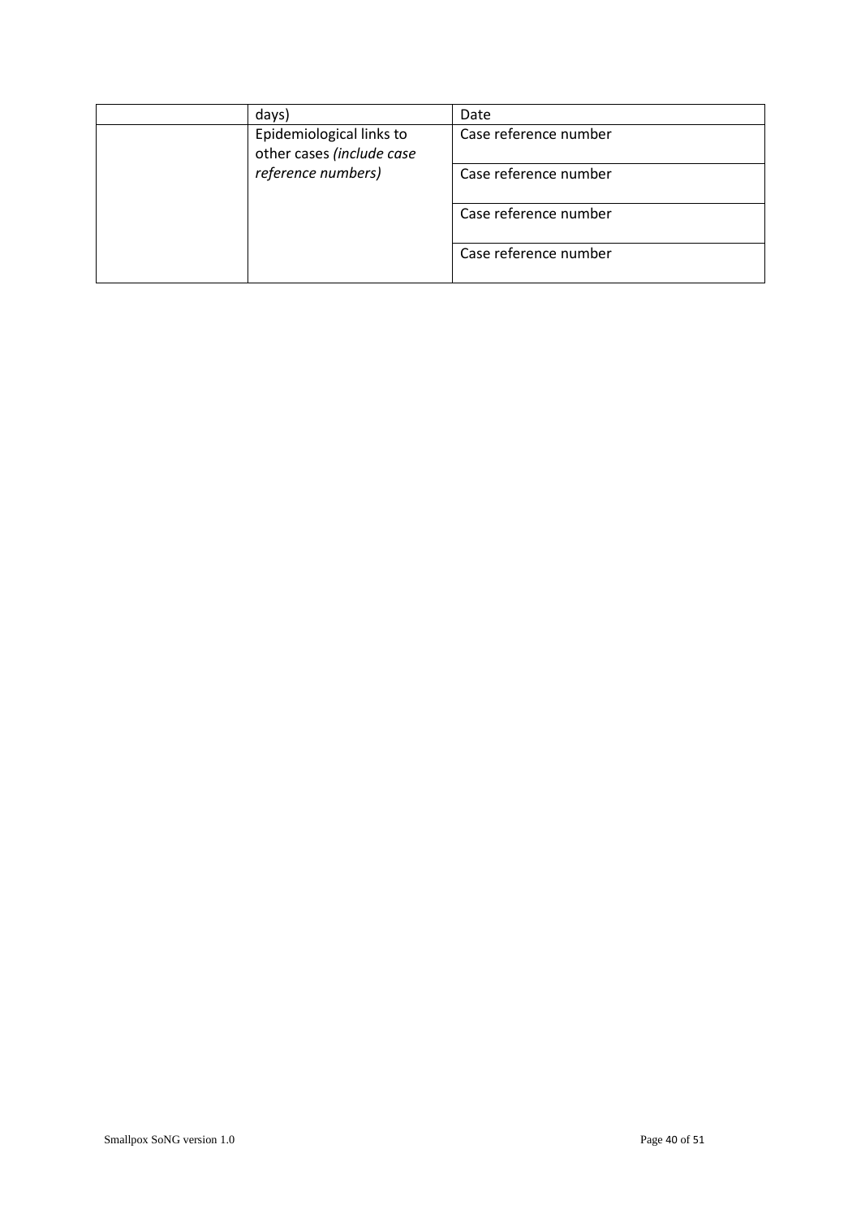| | | |
|---|---|---|
| | days) | Date |
| | Epidemiological links to other cases *(include case reference numbers)* | Case reference number |
| | | Case reference number |
| | | Case reference number |
| | | Case reference number |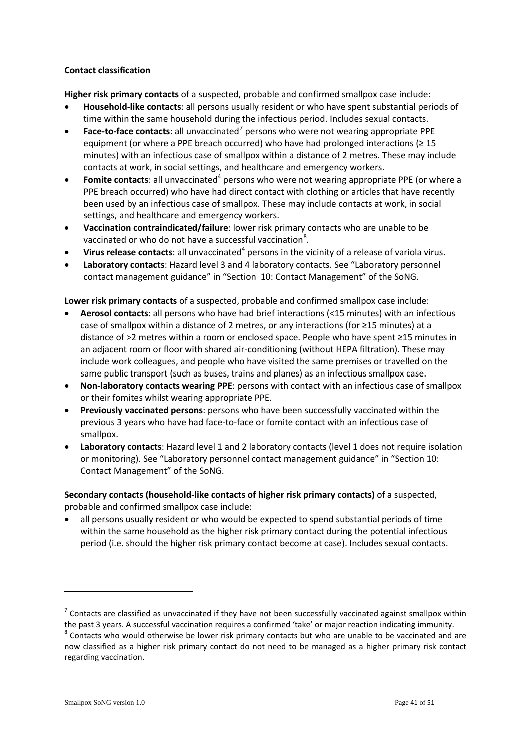**Contact classification**

**Higher risk primary contacts** of a suspected, probable and confirmed smallpox case include:

- **Household-like contacts**: all persons usually resident or who have spent substantial periods of time within the same household during the infectious period. Includes sexual contacts.
- **Face-to-face contacts**: all unvaccinated[7] persons who were not wearing appropriate PPE equipment (or where a PPE breach occurred) who have had prolonged interactions (≥ 15 minutes) with an infectious case of smallpox within a distance of 2 metres. These may include contacts at work, in social settings, and healthcare and emergency workers.
- **Fomite contacts**: all unvaccinated[4] persons who were not wearing appropriate PPE (or where a PPE breach occurred) who have had direct contact with clothing or articles that have recently been used by an infectious case of smallpox. These may include contacts at work, in social settings, and healthcare and emergency workers.
- **Vaccination contraindicated/failure**: lower risk primary contacts who are unable to be vaccinated or who do not have a successful vaccination[8].
- **Virus release contacts**: all unvaccinated[4] persons in the vicinity of a release of variola virus.
- **Laboratory contacts**: Hazard level 3 and 4 laboratory contacts. See "Laboratory personnel contact management guidance" in "Section 10: Contact Management" of the SoNG.

**Lower risk primary contacts** of a suspected, probable and confirmed smallpox case include:

- **Aerosol contacts**: all persons who have had brief interactions (<15 minutes) with an infectious case of smallpox within a distance of 2 metres, or any interactions (for ≥15 minutes) at a distance of >2 metres within a room or enclosed space. People who have spent ≥15 minutes in an adjacent room or floor with shared air-conditioning (without HEPA filtration). These may include work colleagues, and people who have visited the same premises or travelled on the same public transport (such as buses, trains and planes) as an infectious smallpox case.
- **Non-laboratory contacts wearing PPE**: persons with contact with an infectious case of smallpox or their fomites whilst wearing appropriate PPE.
- **Previously vaccinated persons**: persons who have been successfully vaccinated within the previous 3 years who have had face-to-face or fomite contact with an infectious case of smallpox.
- **Laboratory contacts**: Hazard level 1 and 2 laboratory contacts (level 1 does not require isolation or monitoring). See "Laboratory personnel contact management guidance" in "Section 10: Contact Management" of the SoNG.

**Secondary contacts (household-like contacts of higher risk primary contacts)** of a suspected, probable and confirmed smallpox case include:

- all persons usually resident or who would be expected to spend substantial periods of time within the same household as the higher risk primary contact during the potential infectious period (i.e. should the higher risk primary contact become at case). Includes sexual contacts.

---

[7] Contacts are classified as unvaccinated if they have not been successfully vaccinated against smallpox within the past 3 years. A successful vaccination requires a confirmed 'take' or major reaction indicating immunity.

[8] Contacts who would otherwise be lower risk primary contacts but who are unable to be vaccinated and are now classified as a higher risk primary contact do not need to be managed as a higher primary risk contact regarding vaccination.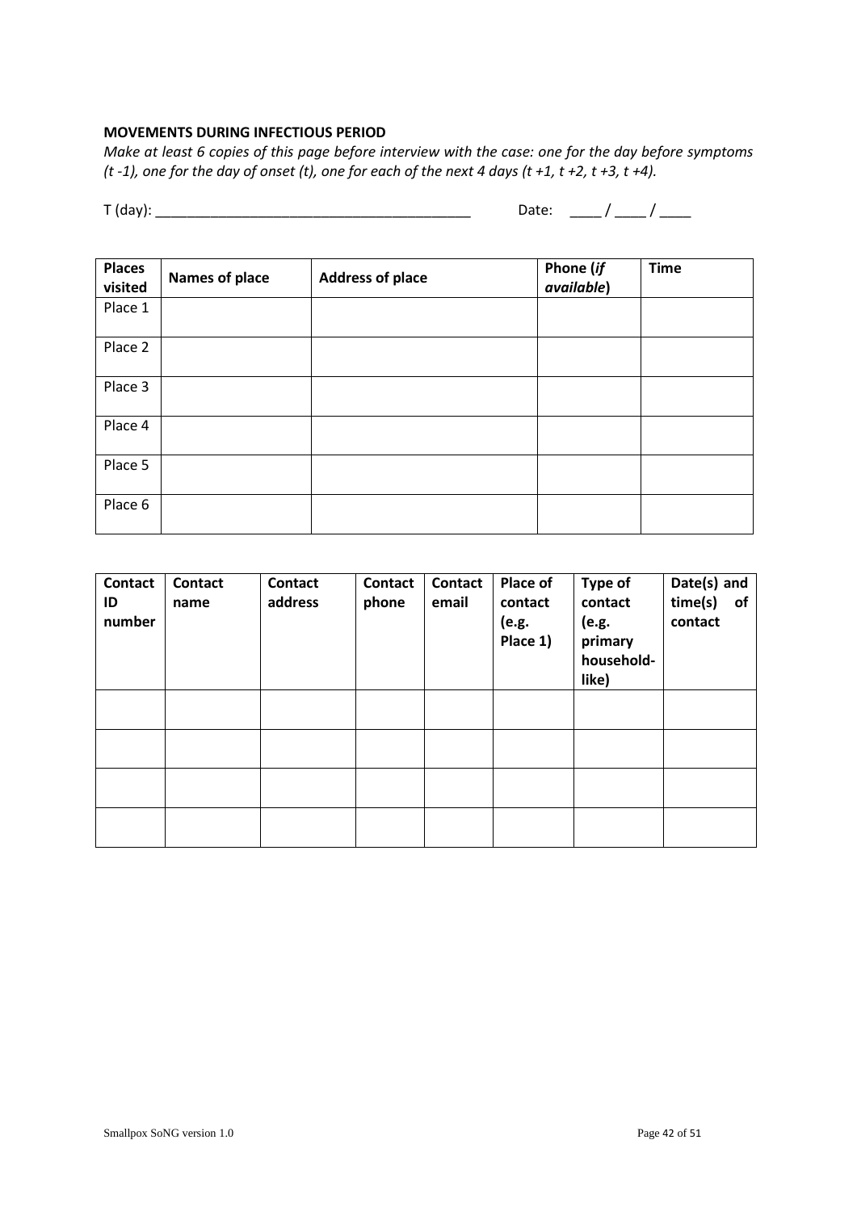**MOVEMENTS DURING INFECTIOUS PERIOD**

*Make at least 6 copies of this page before interview with the case: one for the day before symptoms (t -1), one for the day of onset (t), one for each of the next 4 days (t +1, t +2, t +3, t +4).*

T (day): ________________________________________ Date: ____ / ____ / ____

| **Places visited** | **Names of place** | **Address of place** | **Phone (*if available*)** | **Time** |
|---|---|---|---|---|
| Place 1 | | | | |
| Place 2 | | | | |
| Place 3 | | | | |
| Place 4 | | | | |
| Place 5 | | | | |
| Place 6 | | | | |

| **Contact ID number** | **Contact name** | **Contact address** | **Contact phone** | **Contact email** | **Place of contact (e.g. Place 1)** | **Type of contact (e.g. primary household-like)** | **Date(s) and time(s) of contact** |
|---|---|---|---|---|---|---|---|
| | | | | | | | |
| | | | | | | | |
| | | | | | | | |
| | | | | | | | |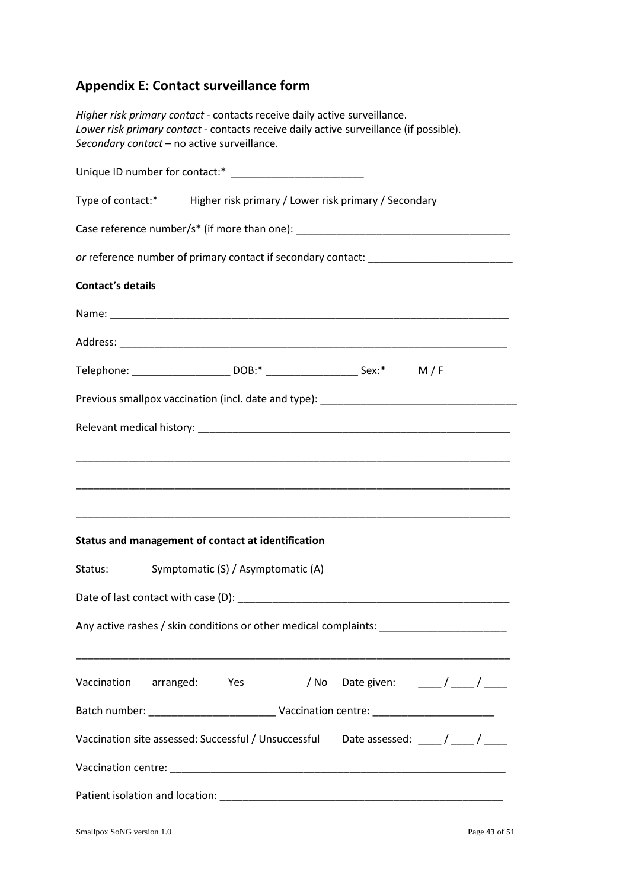## Appendix E: Contact surveillance form

*Higher risk primary contact* - contacts receive daily active surveillance.
*Lower risk primary contact* - contacts receive daily active surveillance (if possible).
*Secondary contact* – no active surveillance.

Unique ID number for contact:* _______________________

Type of contact:* Higher risk primary / Lower risk primary / Secondary

Case reference number/s* (if more than one): ____________________________________

*or* reference number of primary contact if secondary contact: _________________________

**Contact's details**

Name: ____________________________________________________________________

Address: __________________________________________________________________

Telephone: _________________ DOB:* ________________ Sex:* M / F

Previous smallpox vaccination (incl. date and type): _________________________________

Relevant medical history: ____________________________________________________

___________________________________________________________________________

___________________________________________________________________________

___________________________________________________________________________

**Status and management of contact at identification**

Status: Symptomatic (S) / Asymptomatic (A)

Date of last contact with case (D): _____________________________________________

Any active rashes / skin conditions or other medical complaints: ______________________

___________________________________________________________________________

Vaccination arranged: Yes / No Date given: ____ / ____ / ____

Batch number: ______________________ Vaccination centre: _____________________

Vaccination site assessed: Successful / Unsuccessful Date assessed: ____ / ____ / ____

Vaccination centre: ___________________________________________________________

Patient isolation and location: __________________________________________________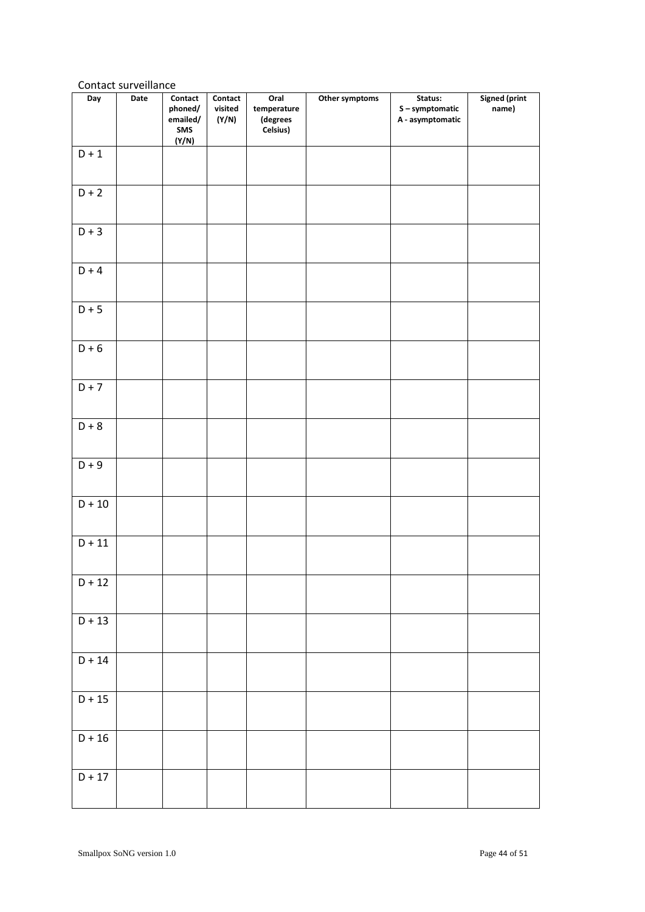Contact surveillance

| Day | Date | Contact phoned/ emailed/ SMS (Y/N) | Contact visited (Y/N) | Oral temperature (degrees Celsius) | Other symptoms | Status: S – symptomatic A - asymptomatic | Signed (print name) |
|---|---|---|---|---|---|---|---|
| D + 1 | | | | | | | |
| D + 2 | | | | | | | |
| D + 3 | | | | | | | |
| D + 4 | | | | | | | |
| D + 5 | | | | | | | |
| D + 6 | | | | | | | |
| D + 7 | | | | | | | |
| D + 8 | | | | | | | |
| D + 9 | | | | | | | |
| D + 10 | | | | | | | |
| D + 11 | | | | | | | |
| D + 12 | | | | | | | |
| D + 13 | | | | | | | |
| D + 14 | | | | | | | |
| D + 15 | | | | | | | |
| D + 16 | | | | | | | |
| D + 17 | | | | | | | |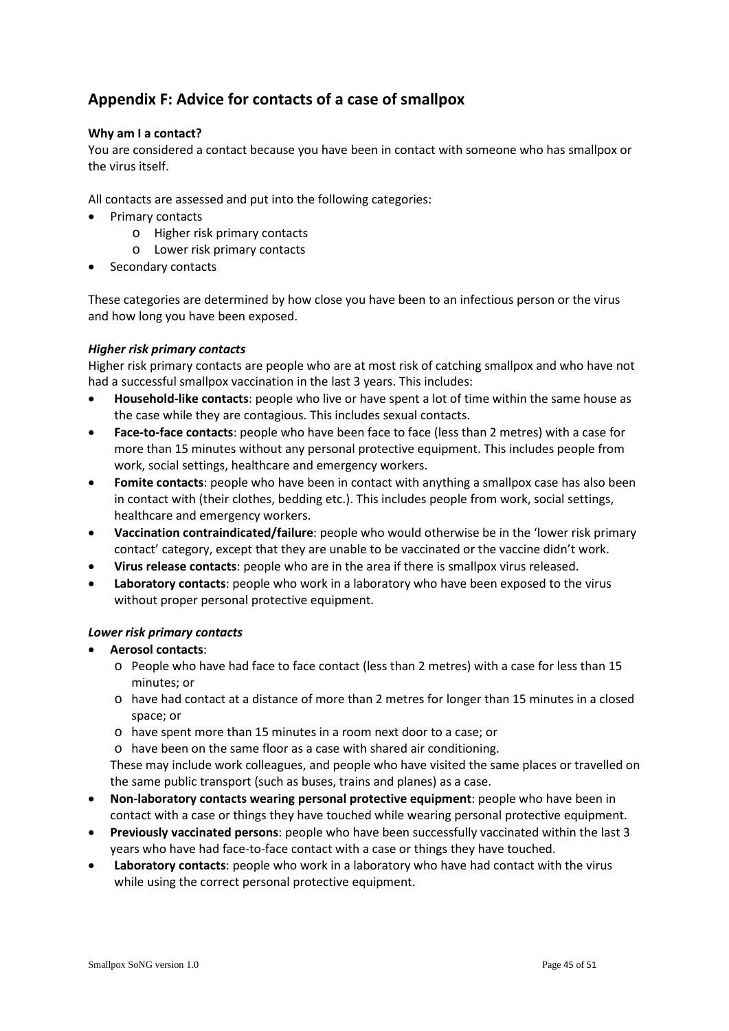## Appendix F: Advice for contacts of a case of smallpox

**Why am I a contact?**

You are considered a contact because you have been in contact with someone who has smallpox or the virus itself.

All contacts are assessed and put into the following categories:

- Primary contacts
  - Higher risk primary contacts
  - Lower risk primary contacts
- Secondary contacts

These categories are determined by how close you have been to an infectious person or the virus and how long you have been exposed.

***Higher risk primary contacts***

Higher risk primary contacts are people who are at most risk of catching smallpox and who have not had a successful smallpox vaccination in the last 3 years. This includes:

- **Household-like contacts**: people who live or have spent a lot of time within the same house as the case while they are contagious. This includes sexual contacts.
- **Face-to-face contacts**: people who have been face to face (less than 2 metres) with a case for more than 15 minutes without any personal protective equipment. This includes people from work, social settings, healthcare and emergency workers.
- **Fomite contacts**: people who have been in contact with anything a smallpox case has also been in contact with (their clothes, bedding etc.). This includes people from work, social settings, healthcare and emergency workers.
- **Vaccination contraindicated/failure**: people who would otherwise be in the 'lower risk primary contact' category, except that they are unable to be vaccinated or the vaccine didn't work.
- **Virus release contacts**: people who are in the area if there is smallpox virus released.
- **Laboratory contacts**: people who work in a laboratory who have been exposed to the virus without proper personal protective equipment.

***Lower risk primary contacts***

- **Aerosol contacts**:
  - People who have had face to face contact (less than 2 metres) with a case for less than 15 minutes; or
  - have had contact at a distance of more than 2 metres for longer than 15 minutes in a closed space; or
  - have spent more than 15 minutes in a room next door to a case; or
  - have been on the same floor as a case with shared air conditioning.

  These may include work colleagues, and people who have visited the same places or travelled on the same public transport (such as buses, trains and planes) as a case.
- **Non-laboratory contacts wearing personal protective equipment**: people who have been in contact with a case or things they have touched while wearing personal protective equipment.
- **Previously vaccinated persons**: people who have been successfully vaccinated within the last 3 years who have had face-to-face contact with a case or things they have touched.
- **Laboratory contacts**: people who work in a laboratory who have had contact with the virus while using the correct personal protective equipment.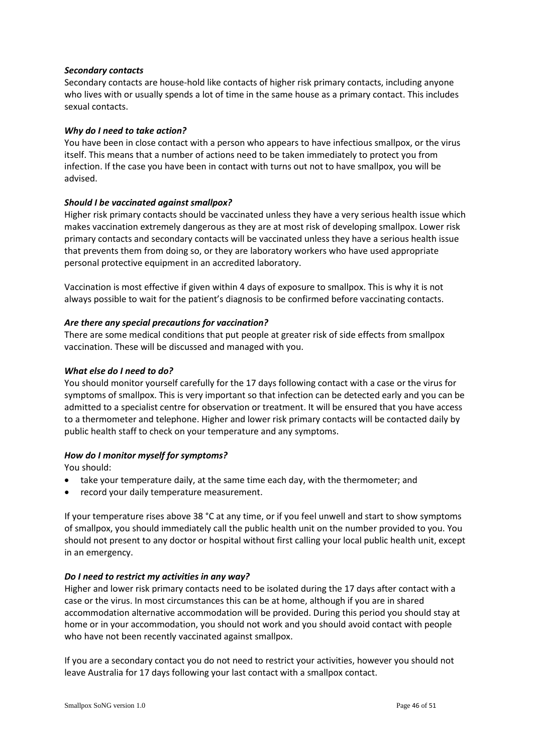***Secondary contacts***

Secondary contacts are house-hold like contacts of higher risk primary contacts, including anyone who lives with or usually spends a lot of time in the same house as a primary contact. This includes sexual contacts.

***Why do I need to take action?***

You have been in close contact with a person who appears to have infectious smallpox, or the virus itself. This means that a number of actions need to be taken immediately to protect you from infection. If the case you have been in contact with turns out not to have smallpox, you will be advised.

***Should I be vaccinated against smallpox?***

Higher risk primary contacts should be vaccinated unless they have a very serious health issue which makes vaccination extremely dangerous as they are at most risk of developing smallpox. Lower risk primary contacts and secondary contacts will be vaccinated unless they have a serious health issue that prevents them from doing so, or they are laboratory workers who have used appropriate personal protective equipment in an accredited laboratory.

Vaccination is most effective if given within 4 days of exposure to smallpox. This is why it is not always possible to wait for the patient's diagnosis to be confirmed before vaccinating contacts.

***Are there any special precautions for vaccination?***

There are some medical conditions that put people at greater risk of side effects from smallpox vaccination. These will be discussed and managed with you.

***What else do I need to do?***

You should monitor yourself carefully for the 17 days following contact with a case or the virus for symptoms of smallpox. This is very important so that infection can be detected early and you can be admitted to a specialist centre for observation or treatment. It will be ensured that you have access to a thermometer and telephone. Higher and lower risk primary contacts will be contacted daily by public health staff to check on your temperature and any symptoms.

***How do I monitor myself for symptoms?***

You should:

- take your temperature daily, at the same time each day, with the thermometer; and
- record your daily temperature measurement.

If your temperature rises above 38 °C at any time, or if you feel unwell and start to show symptoms of smallpox, you should immediately call the public health unit on the number provided to you. You should not present to any doctor or hospital without first calling your local public health unit, except in an emergency.

***Do I need to restrict my activities in any way?***

Higher and lower risk primary contacts need to be isolated during the 17 days after contact with a case or the virus. In most circumstances this can be at home, although if you are in shared accommodation alternative accommodation will be provided. During this period you should stay at home or in your accommodation, you should not work and you should avoid contact with people who have not been recently vaccinated against smallpox.

If you are a secondary contact you do not need to restrict your activities, however you should not leave Australia for 17 days following your last contact with a smallpox contact.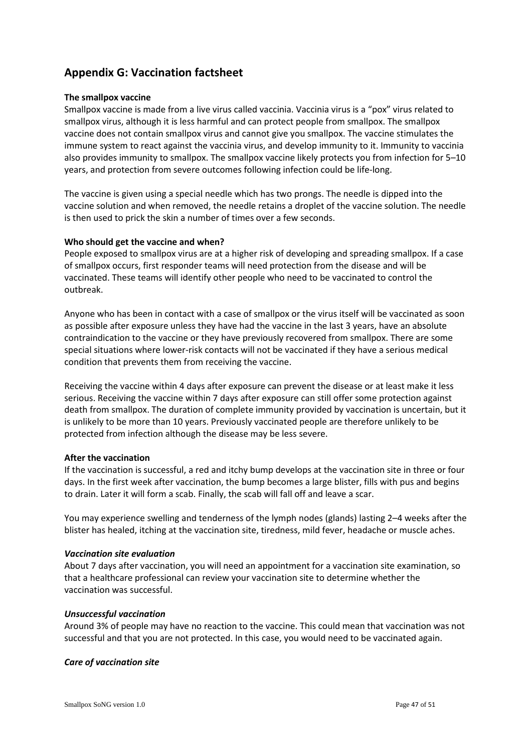## Appendix G: Vaccination factsheet

**The smallpox vaccine**

Smallpox vaccine is made from a live virus called vaccinia. Vaccinia virus is a "pox" virus related to smallpox virus, although it is less harmful and can protect people from smallpox. The smallpox vaccine does not contain smallpox virus and cannot give you smallpox. The vaccine stimulates the immune system to react against the vaccinia virus, and develop immunity to it. Immunity to vaccinia also provides immunity to smallpox. The smallpox vaccine likely protects you from infection for 5–10 years, and protection from severe outcomes following infection could be life-long.

The vaccine is given using a special needle which has two prongs. The needle is dipped into the vaccine solution and when removed, the needle retains a droplet of the vaccine solution. The needle is then used to prick the skin a number of times over a few seconds.

**Who should get the vaccine and when?**

People exposed to smallpox virus are at a higher risk of developing and spreading smallpox. If a case of smallpox occurs, first responder teams will need protection from the disease and will be vaccinated. These teams will identify other people who need to be vaccinated to control the outbreak.

Anyone who has been in contact with a case of smallpox or the virus itself will be vaccinated as soon as possible after exposure unless they have had the vaccine in the last 3 years, have an absolute contraindication to the vaccine or they have previously recovered from smallpox. There are some special situations where lower-risk contacts will not be vaccinated if they have a serious medical condition that prevents them from receiving the vaccine.

Receiving the vaccine within 4 days after exposure can prevent the disease or at least make it less serious. Receiving the vaccine within 7 days after exposure can still offer some protection against death from smallpox. The duration of complete immunity provided by vaccination is uncertain, but it is unlikely to be more than 10 years. Previously vaccinated people are therefore unlikely to be protected from infection although the disease may be less severe.

**After the vaccination**

If the vaccination is successful, a red and itchy bump develops at the vaccination site in three or four days. In the first week after vaccination, the bump becomes a large blister, fills with pus and begins to drain. Later it will form a scab. Finally, the scab will fall off and leave a scar.

You may experience swelling and tenderness of the lymph nodes (glands) lasting 2–4 weeks after the blister has healed, itching at the vaccination site, tiredness, mild fever, headache or muscle aches.

***Vaccination site evaluation***

About 7 days after vaccination, you will need an appointment for a vaccination site examination, so that a healthcare professional can review your vaccination site to determine whether the vaccination was successful.

***Unsuccessful vaccination***

Around 3% of people may have no reaction to the vaccine. This could mean that vaccination was not successful and that you are not protected. In this case, you would need to be vaccinated again.

***Care of vaccination site***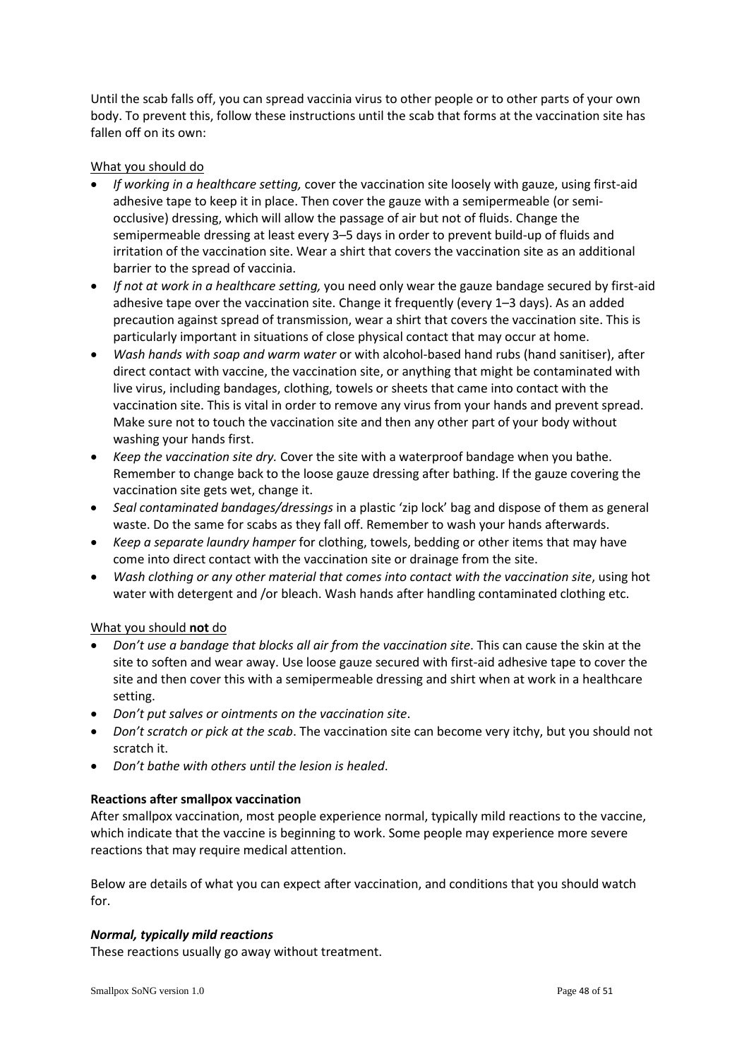Until the scab falls off, you can spread vaccinia virus to other people or to other parts of your own body. To prevent this, follow these instructions until the scab that forms at the vaccination site has fallen off on its own:

<u>What you should do</u>

- *If working in a healthcare setting,* cover the vaccination site loosely with gauze, using first-aid adhesive tape to keep it in place. Then cover the gauze with a semipermeable (or semi-occlusive) dressing, which will allow the passage of air but not of fluids. Change the semipermeable dressing at least every 3–5 days in order to prevent build-up of fluids and irritation of the vaccination site. Wear a shirt that covers the vaccination site as an additional barrier to the spread of vaccinia.
- *If not at work in a healthcare setting,* you need only wear the gauze bandage secured by first-aid adhesive tape over the vaccination site. Change it frequently (every 1–3 days). As an added precaution against spread of transmission, wear a shirt that covers the vaccination site. This is particularly important in situations of close physical contact that may occur at home.
- *Wash hands with soap and warm water* or with alcohol-based hand rubs (hand sanitiser), after direct contact with vaccine, the vaccination site, or anything that might be contaminated with live virus, including bandages, clothing, towels or sheets that came into contact with the vaccination site. This is vital in order to remove any virus from your hands and prevent spread. Make sure not to touch the vaccination site and then any other part of your body without washing your hands first.
- *Keep the vaccination site dry.* Cover the site with a waterproof bandage when you bathe. Remember to change back to the loose gauze dressing after bathing. If the gauze covering the vaccination site gets wet, change it.
- *Seal contaminated bandages/dressings* in a plastic 'zip lock' bag and dispose of them as general waste. Do the same for scabs as they fall off. Remember to wash your hands afterwards.
- *Keep a separate laundry hamper* for clothing, towels, bedding or other items that may have come into direct contact with the vaccination site or drainage from the site.
- *Wash clothing or any other material that comes into contact with the vaccination site*, using hot water with detergent and /or bleach. Wash hands after handling contaminated clothing etc.

<u>What you should **not** do</u>

- *Don't use a bandage that blocks all air from the vaccination site*. This can cause the skin at the site to soften and wear away. Use loose gauze secured with first-aid adhesive tape to cover the site and then cover this with a semipermeable dressing and shirt when at work in a healthcare setting.
- *Don't put salves or ointments on the vaccination site*.
- *Don't scratch or pick at the scab*. The vaccination site can become very itchy, but you should not scratch it.
- *Don't bathe with others until the lesion is healed*.

**Reactions after smallpox vaccination**

After smallpox vaccination, most people experience normal, typically mild reactions to the vaccine, which indicate that the vaccine is beginning to work. Some people may experience more severe reactions that may require medical attention.

Below are details of what you can expect after vaccination, and conditions that you should watch for.

***Normal, typically mild reactions***

These reactions usually go away without treatment.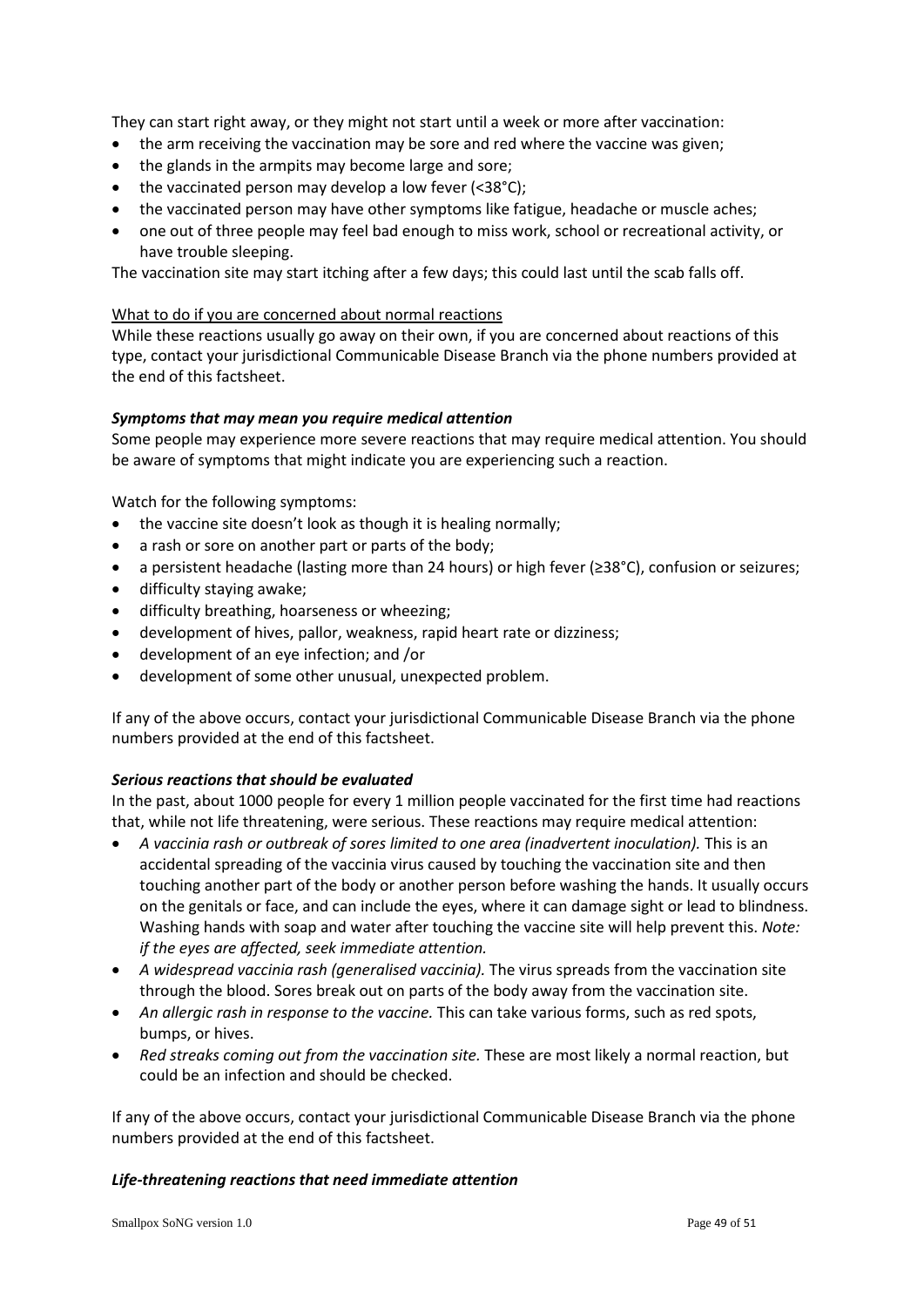They can start right away, or they might not start until a week or more after vaccination:

- the arm receiving the vaccination may be sore and red where the vaccine was given;
- the glands in the armpits may become large and sore;
- the vaccinated person may develop a low fever (<38°C);
- the vaccinated person may have other symptoms like fatigue, headache or muscle aches;
- one out of three people may feel bad enough to miss work, school or recreational activity, or have trouble sleeping.

The vaccination site may start itching after a few days; this could last until the scab falls off.

<u>What to do if you are concerned about normal reactions</u>

While these reactions usually go away on their own, if you are concerned about reactions of this type, contact your jurisdictional Communicable Disease Branch via the phone numbers provided at the end of this factsheet.

***Symptoms that may mean you require medical attention***

Some people may experience more severe reactions that may require medical attention. You should be aware of symptoms that might indicate you are experiencing such a reaction.

Watch for the following symptoms:

- the vaccine site doesn't look as though it is healing normally;
- a rash or sore on another part or parts of the body;
- a persistent headache (lasting more than 24 hours) or high fever (≥38°C), confusion or seizures;
- difficulty staying awake;
- difficulty breathing, hoarseness or wheezing;
- development of hives, pallor, weakness, rapid heart rate or dizziness;
- development of an eye infection; and /or
- development of some other unusual, unexpected problem.

If any of the above occurs, contact your jurisdictional Communicable Disease Branch via the phone numbers provided at the end of this factsheet.

***Serious reactions that should be evaluated***

In the past, about 1000 people for every 1 million people vaccinated for the first time had reactions that, while not life threatening, were serious. These reactions may require medical attention:

- *A vaccinia rash or outbreak of sores limited to one area (inadvertent inoculation).* This is an accidental spreading of the vaccinia virus caused by touching the vaccination site and then touching another part of the body or another person before washing the hands. It usually occurs on the genitals or face, and can include the eyes, where it can damage sight or lead to blindness. Washing hands with soap and water after touching the vaccine site will help prevent this. *Note: if the eyes are affected, seek immediate attention.*
- *A widespread vaccinia rash (generalised vaccinia).* The virus spreads from the vaccination site through the blood. Sores break out on parts of the body away from the vaccination site.
- *An allergic rash in response to the vaccine.* This can take various forms, such as red spots, bumps, or hives.
- *Red streaks coming out from the vaccination site.* These are most likely a normal reaction, but could be an infection and should be checked.

If any of the above occurs, contact your jurisdictional Communicable Disease Branch via the phone numbers provided at the end of this factsheet.

***Life-threatening reactions that need immediate attention***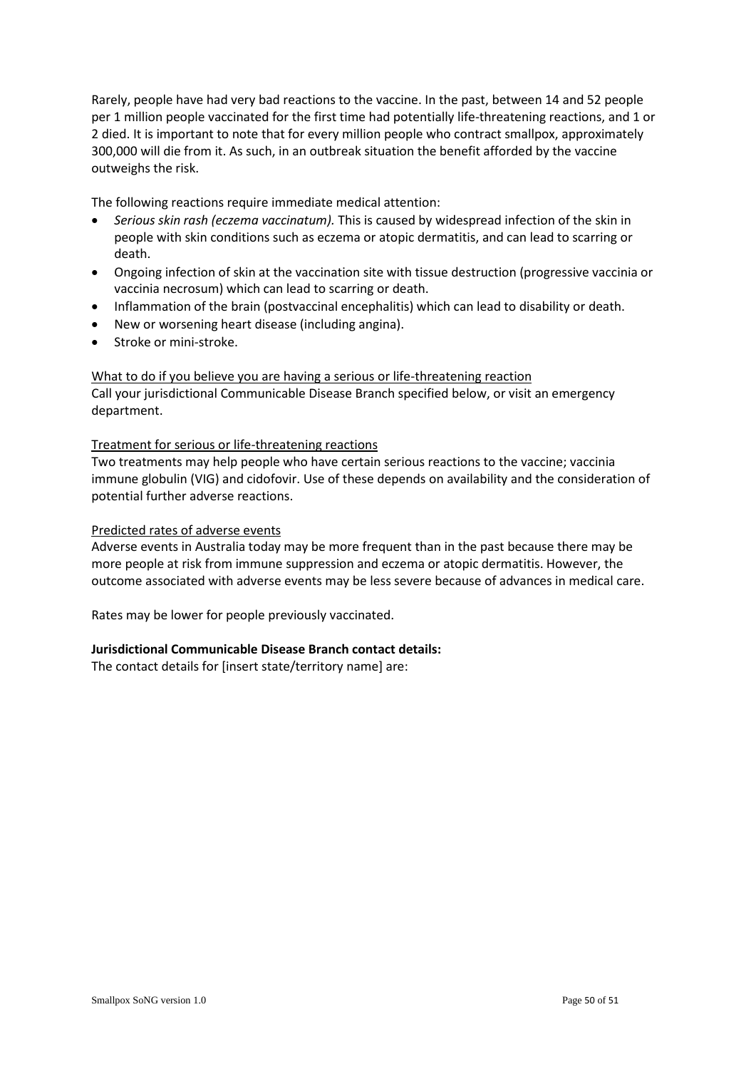Rarely, people have had very bad reactions to the vaccine. In the past, between 14 and 52 people per 1 million people vaccinated for the first time had potentially life-threatening reactions, and 1 or 2 died. It is important to note that for every million people who contract smallpox, approximately 300,000 will die from it. As such, in an outbreak situation the benefit afforded by the vaccine outweighs the risk.

The following reactions require immediate medical attention:

- *Serious skin rash (eczema vaccinatum).* This is caused by widespread infection of the skin in people with skin conditions such as eczema or atopic dermatitis, and can lead to scarring or death.
- Ongoing infection of skin at the vaccination site with tissue destruction (progressive vaccinia or vaccinia necrosum) which can lead to scarring or death.
- Inflammation of the brain (postvaccinal encephalitis) which can lead to disability or death.
- New or worsening heart disease (including angina).
- Stroke or mini-stroke.

<u>What to do if you believe you are having a serious or life-threatening reaction</u>
Call your jurisdictional Communicable Disease Branch specified below, or visit an emergency department.

<u>Treatment for serious or life-threatening reactions</u>
Two treatments may help people who have certain serious reactions to the vaccine; vaccinia immune globulin (VIG) and cidofovir. Use of these depends on availability and the consideration of potential further adverse reactions.

<u>Predicted rates of adverse events</u>
Adverse events in Australia today may be more frequent than in the past because there may be more people at risk from immune suppression and eczema or atopic dermatitis. However, the outcome associated with adverse events may be less severe because of advances in medical care.

Rates may be lower for people previously vaccinated.

**Jurisdictional Communicable Disease Branch contact details:**
The contact details for [insert state/territory name] are: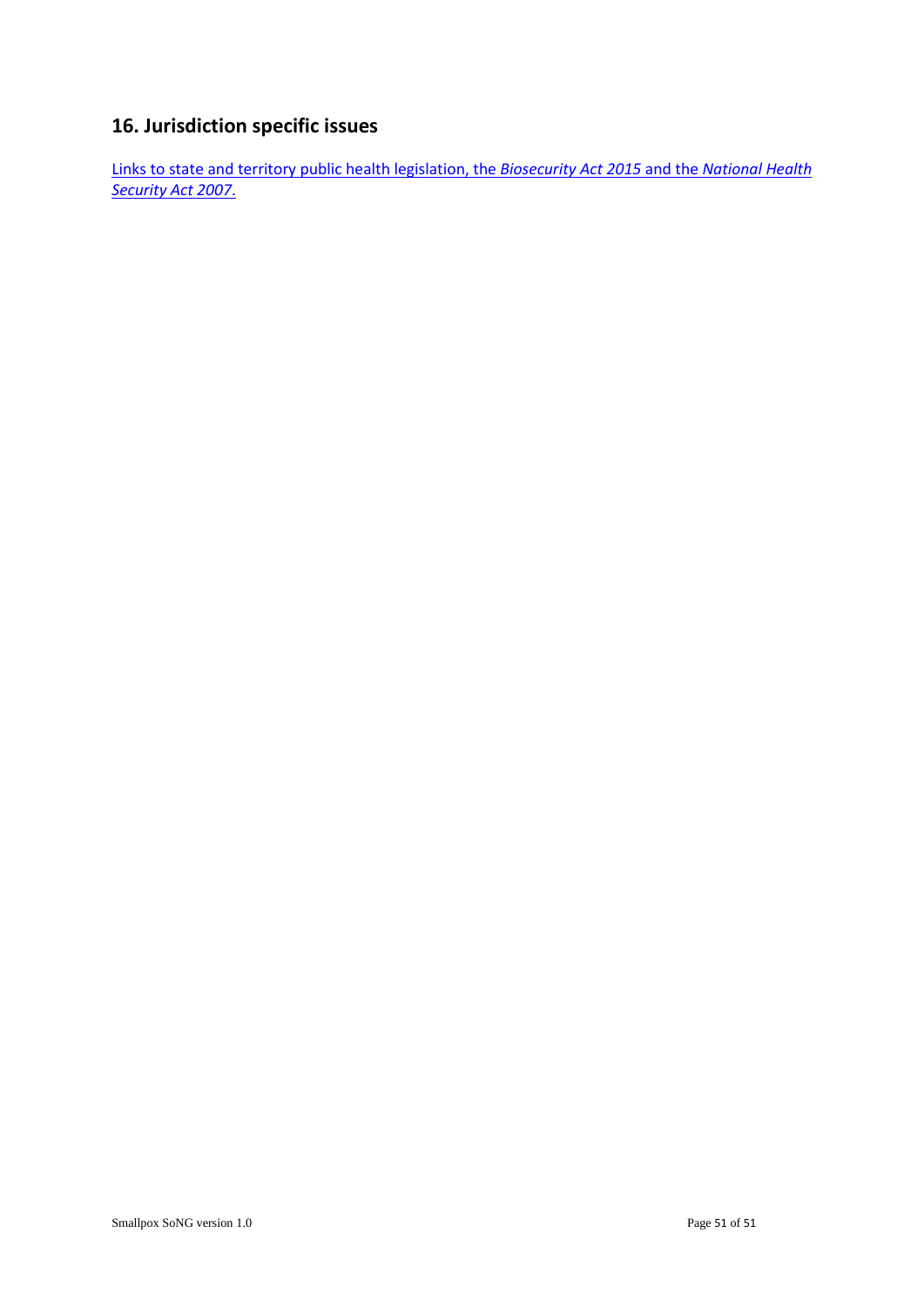## 16. Jurisdiction specific issues

Links to state and territory public health legislation, the *Biosecurity Act 2015* and the *National Health Security Act 2007*.